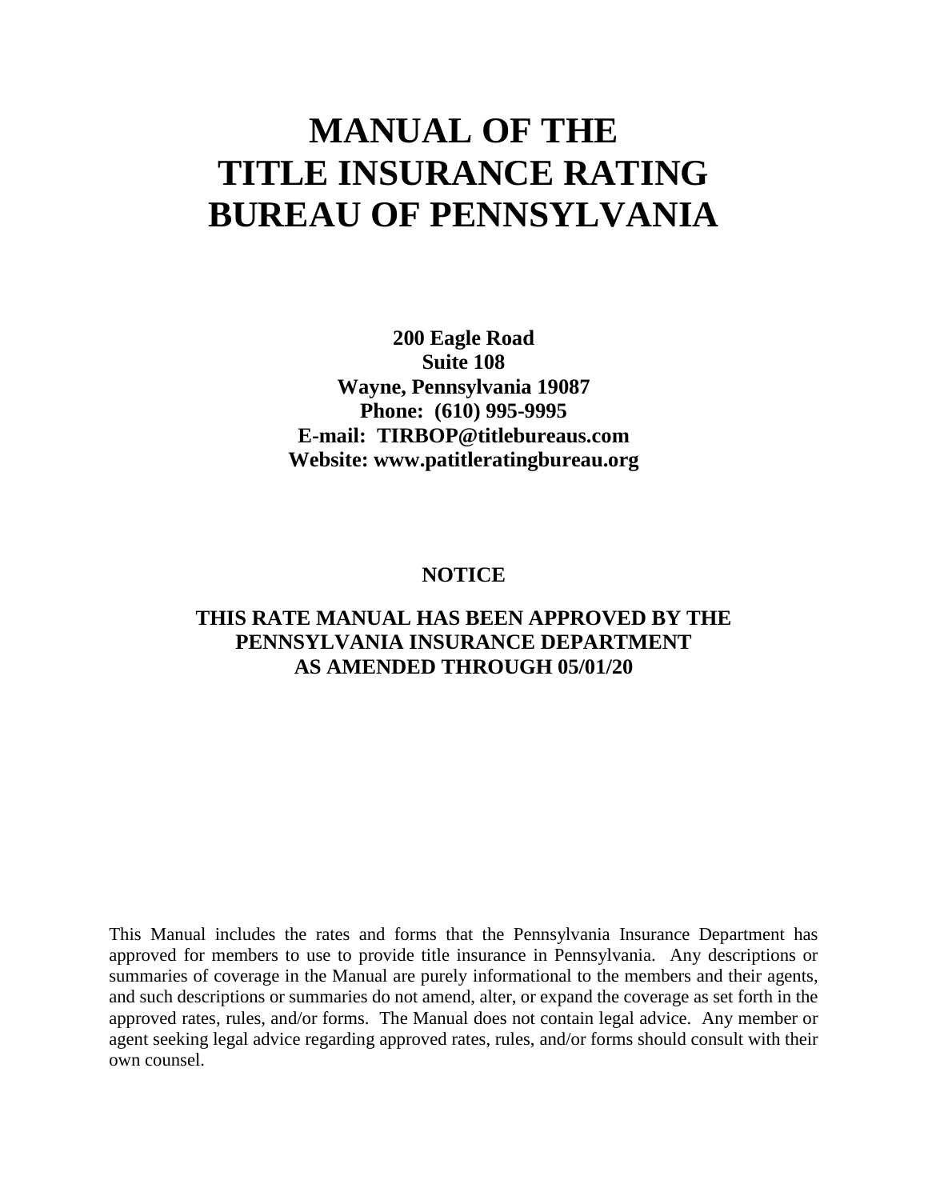# MANUAL OF THE TITLE INSURANCE RATING BUREAU OF PENNSYLVANIA

**200 Eagle Road**
**Suite 108**
**Wayne, Pennsylvania 19087**
**Phone: (610) 995-9995**
**E-mail: TIRBOP@titlebureaus.com**
**Website: www.patitleratingbureau.org**

**NOTICE**

**THIS RATE MANUAL HAS BEEN APPROVED BY THE PENNSYLVANIA INSURANCE DEPARTMENT AS AMENDED THROUGH 05/01/20**

This Manual includes the rates and forms that the Pennsylvania Insurance Department has approved for members to use to provide title insurance in Pennsylvania. Any descriptions or summaries of coverage in the Manual are purely informational to the members and their agents, and such descriptions or summaries do not amend, alter, or expand the coverage as set forth in the approved rates, rules, and/or forms. The Manual does not contain legal advice. Any member or agent seeking legal advice regarding approved rates, rules, and/or forms should consult with their own counsel.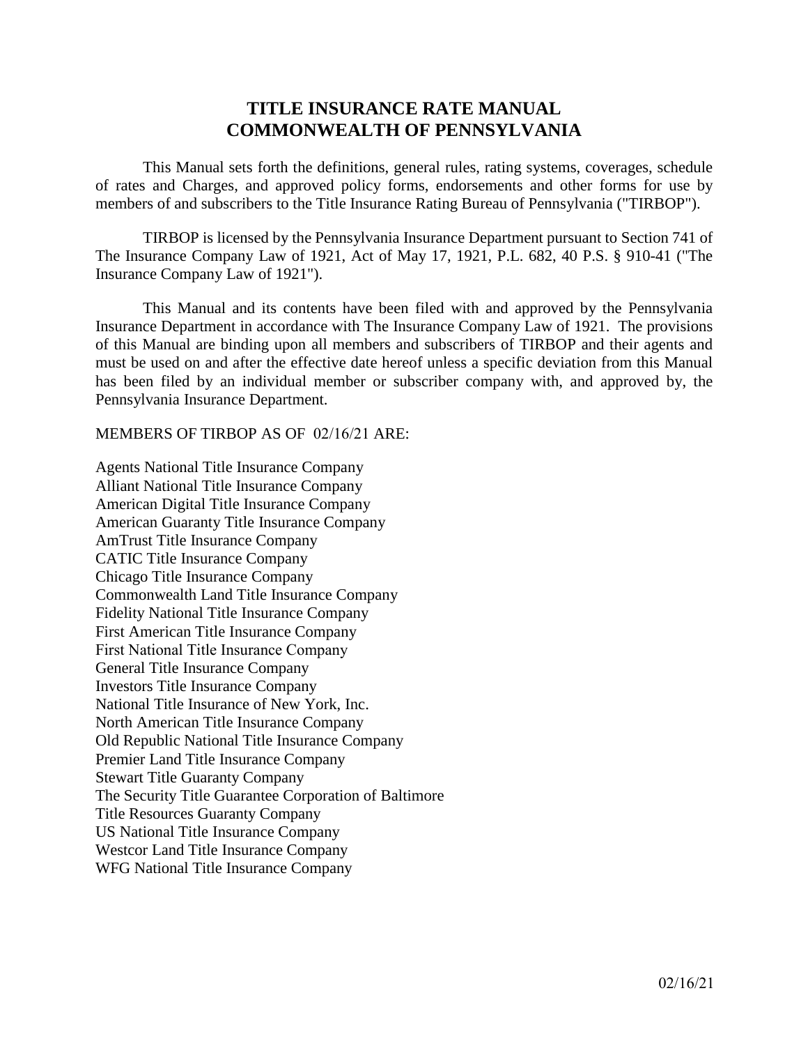# TITLE INSURANCE RATE MANUAL
# COMMONWEALTH OF PENNSYLVANIA

This Manual sets forth the definitions, general rules, rating systems, coverages, schedule of rates and Charges, and approved policy forms, endorsements and other forms for use by members of and subscribers to the Title Insurance Rating Bureau of Pennsylvania ("TIRBOP").

TIRBOP is licensed by the Pennsylvania Insurance Department pursuant to Section 741 of The Insurance Company Law of 1921, Act of May 17, 1921, P.L. 682, 40 P.S. § 910-41 ("The Insurance Company Law of 1921").

This Manual and its contents have been filed with and approved by the Pennsylvania Insurance Department in accordance with The Insurance Company Law of 1921. The provisions of this Manual are binding upon all members and subscribers of TIRBOP and their agents and must be used on and after the effective date hereof unless a specific deviation from this Manual has been filed by an individual member or subscriber company with, and approved by, the Pennsylvania Insurance Department.

MEMBERS OF TIRBOP AS OF 02/16/21 ARE:

Agents National Title Insurance Company
Alliant National Title Insurance Company
American Digital Title Insurance Company
American Guaranty Title Insurance Company
AmTrust Title Insurance Company
CATIC Title Insurance Company
Chicago Title Insurance Company
Commonwealth Land Title Insurance Company
Fidelity National Title Insurance Company
First American Title Insurance Company
First National Title Insurance Company
General Title Insurance Company
Investors Title Insurance Company
National Title Insurance of New York, Inc.
North American Title Insurance Company
Old Republic National Title Insurance Company
Premier Land Title Insurance Company
Stewart Title Guaranty Company
The Security Title Guarantee Corporation of Baltimore
Title Resources Guaranty Company
US National Title Insurance Company
Westcor Land Title Insurance Company
WFG National Title Insurance Company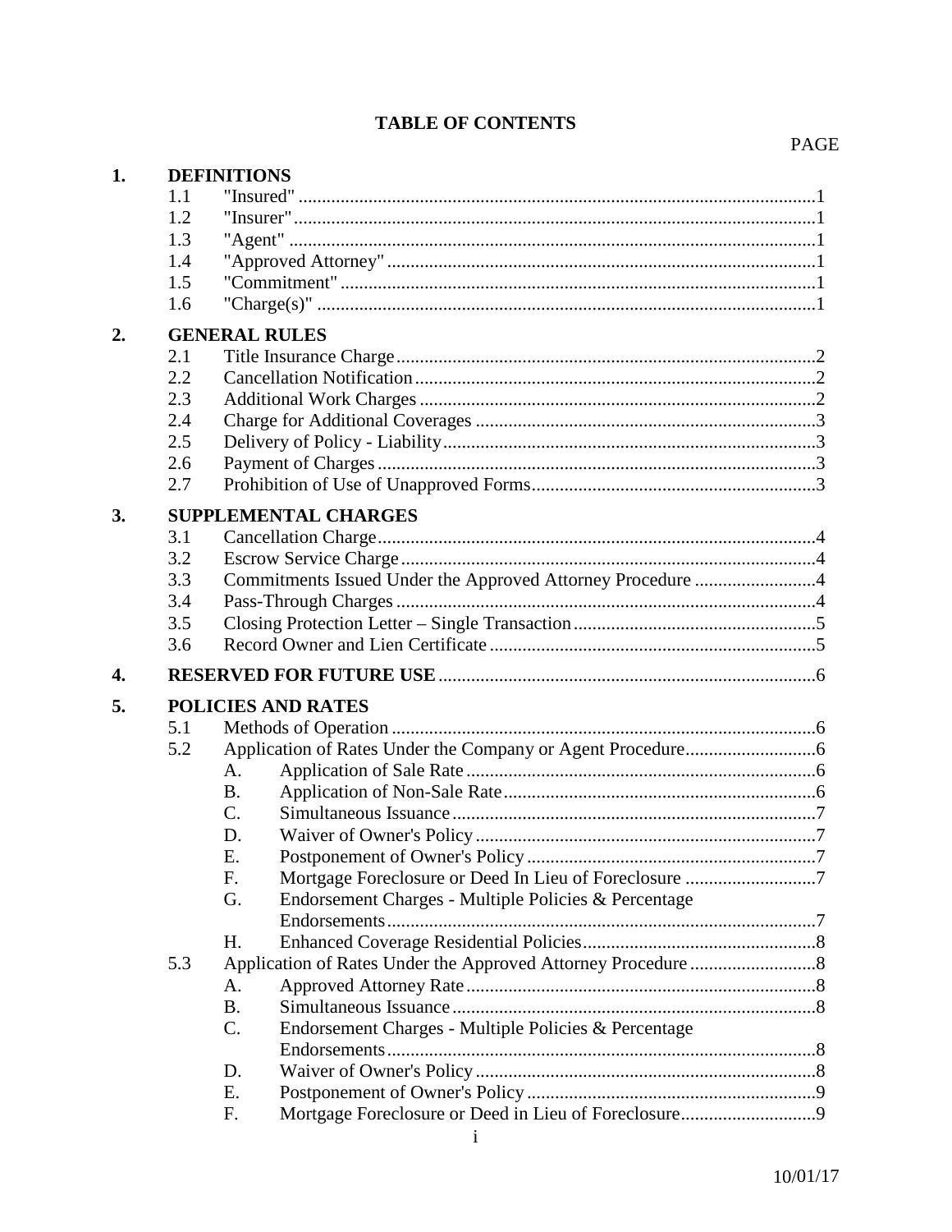# TABLE OF CONTENTS

PAGE

**1. DEFINITIONS**

- 1.1 "Insured" ........ 1
- 1.2 "Insurer" ........ 1
- 1.3 "Agent" ........ 1
- 1.4 "Approved Attorney" ........ 1
- 1.5 "Commitment" ........ 1
- 1.6 "Charge(s)" ........ 1

**2. GENERAL RULES**

- 2.1 Title Insurance Charge ........ 2
- 2.2 Cancellation Notification ........ 2
- 2.3 Additional Work Charges ........ 2
- 2.4 Charge for Additional Coverages ........ 3
- 2.5 Delivery of Policy - Liability ........ 3
- 2.6 Payment of Charges ........ 3
- 2.7 Prohibition of Use of Unapproved Forms ........ 3

**3. SUPPLEMENTAL CHARGES**

- 3.1 Cancellation Charge ........ 4
- 3.2 Escrow Service Charge ........ 4
- 3.3 Commitments Issued Under the Approved Attorney Procedure ........ 4
- 3.4 Pass-Through Charges ........ 4
- 3.5 Closing Protection Letter – Single Transaction ........ 5
- 3.6 Record Owner and Lien Certificate ........ 5

**4. RESERVED FOR FUTURE USE** ........ 6

**5. POLICIES AND RATES**

- 5.1 Methods of Operation ........ 6
- 5.2 Application of Rates Under the Company or Agent Procedure ........ 6
  - A. Application of Sale Rate ........ 6
  - B. Application of Non-Sale Rate ........ 6
  - C. Simultaneous Issuance ........ 7
  - D. Waiver of Owner's Policy ........ 7
  - E. Postponement of Owner's Policy ........ 7
  - F. Mortgage Foreclosure or Deed In Lieu of Foreclosure ........ 7
  - G. Endorsement Charges - Multiple Policies & Percentage Endorsements ........ 7
  - H. Enhanced Coverage Residential Policies ........ 8
- 5.3 Application of Rates Under the Approved Attorney Procedure ........ 8
  - A. Approved Attorney Rate ........ 8
  - B. Simultaneous Issuance ........ 8
  - C. Endorsement Charges - Multiple Policies & Percentage Endorsements ........ 8
  - D. Waiver of Owner's Policy ........ 8
  - E. Postponement of Owner's Policy ........ 9
  - F. Mortgage Foreclosure or Deed in Lieu of Foreclosure ........ 9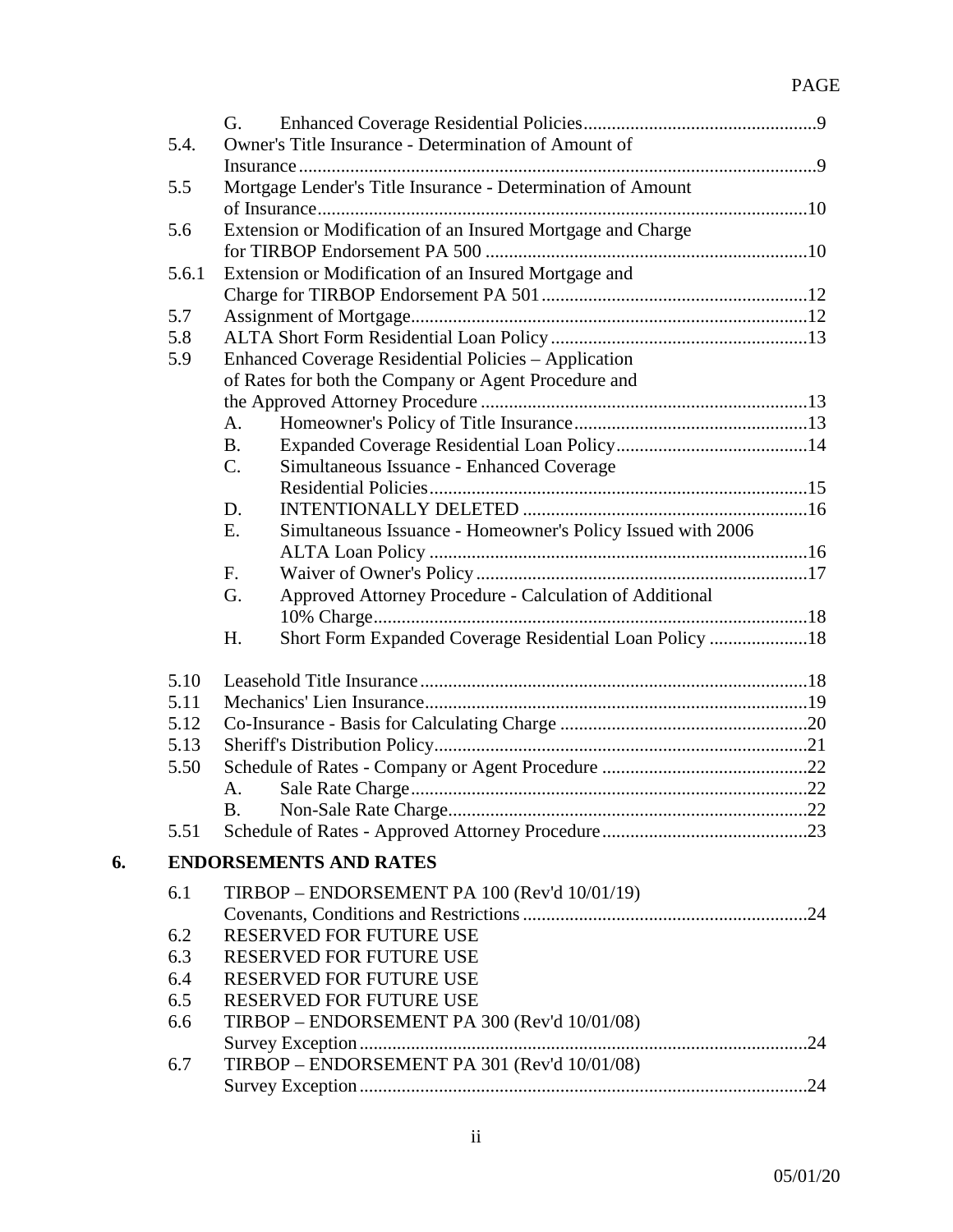| | | PAGE |
|---|---|---|
| | G. Enhanced Coverage Residential Policies | 9 |
| 5.4. | Owner's Title Insurance - Determination of Amount of Insurance | 9 |
| 5.5 | Mortgage Lender's Title Insurance - Determination of Amount of Insurance | 10 |
| 5.6 | Extension or Modification of an Insured Mortgage and Charge for TIRBOP Endorsement PA 500 | 10 |
| 5.6.1 | Extension or Modification of an Insured Mortgage and Charge for TIRBOP Endorsement PA 501 | 12 |
| 5.7 | Assignment of Mortgage | 12 |
| 5.8 | ALTA Short Form Residential Loan Policy | 13 |
| 5.9 | Enhanced Coverage Residential Policies – Application of Rates for both the Company or Agent Procedure and the Approved Attorney Procedure | 13 |
| | A. Homeowner's Policy of Title Insurance | 13 |
| | B. Expanded Coverage Residential Loan Policy | 14 |
| | C. Simultaneous Issuance - Enhanced Coverage Residential Policies | 15 |
| | D. INTENTIONALLY DELETED | 16 |
| | E. Simultaneous Issuance - Homeowner's Policy Issued with 2006 ALTA Loan Policy | 16 |
| | F. Waiver of Owner's Policy | 17 |
| | G. Approved Attorney Procedure - Calculation of Additional 10% Charge | 18 |
| | H. Short Form Expanded Coverage Residential Loan Policy | 18 |
| 5.10 | Leasehold Title Insurance | 18 |
| 5.11 | Mechanics' Lien Insurance | 19 |
| 5.12 | Co-Insurance - Basis for Calculating Charge | 20 |
| 5.13 | Sheriff's Distribution Policy | 21 |
| 5.50 | Schedule of Rates - Company or Agent Procedure | 22 |
| | A. Sale Rate Charge | 22 |
| | B. Non-Sale Rate Charge | 22 |
| 5.51 | Schedule of Rates - Approved Attorney Procedure | 23 |

**6. ENDORSEMENTS AND RATES**

| | | |
|---|---|---|
| 6.1 | TIRBOP – ENDORSEMENT PA 100 (Rev'd 10/01/19) Covenants, Conditions and Restrictions | 24 |
| 6.2 | RESERVED FOR FUTURE USE | |
| 6.3 | RESERVED FOR FUTURE USE | |
| 6.4 | RESERVED FOR FUTURE USE | |
| 6.5 | RESERVED FOR FUTURE USE | |
| 6.6 | TIRBOP – ENDORSEMENT PA 300 (Rev'd 10/01/08) Survey Exception | 24 |
| 6.7 | TIRBOP – ENDORSEMENT PA 301 (Rev'd 10/01/08) Survey Exception | 24 |

05/01/20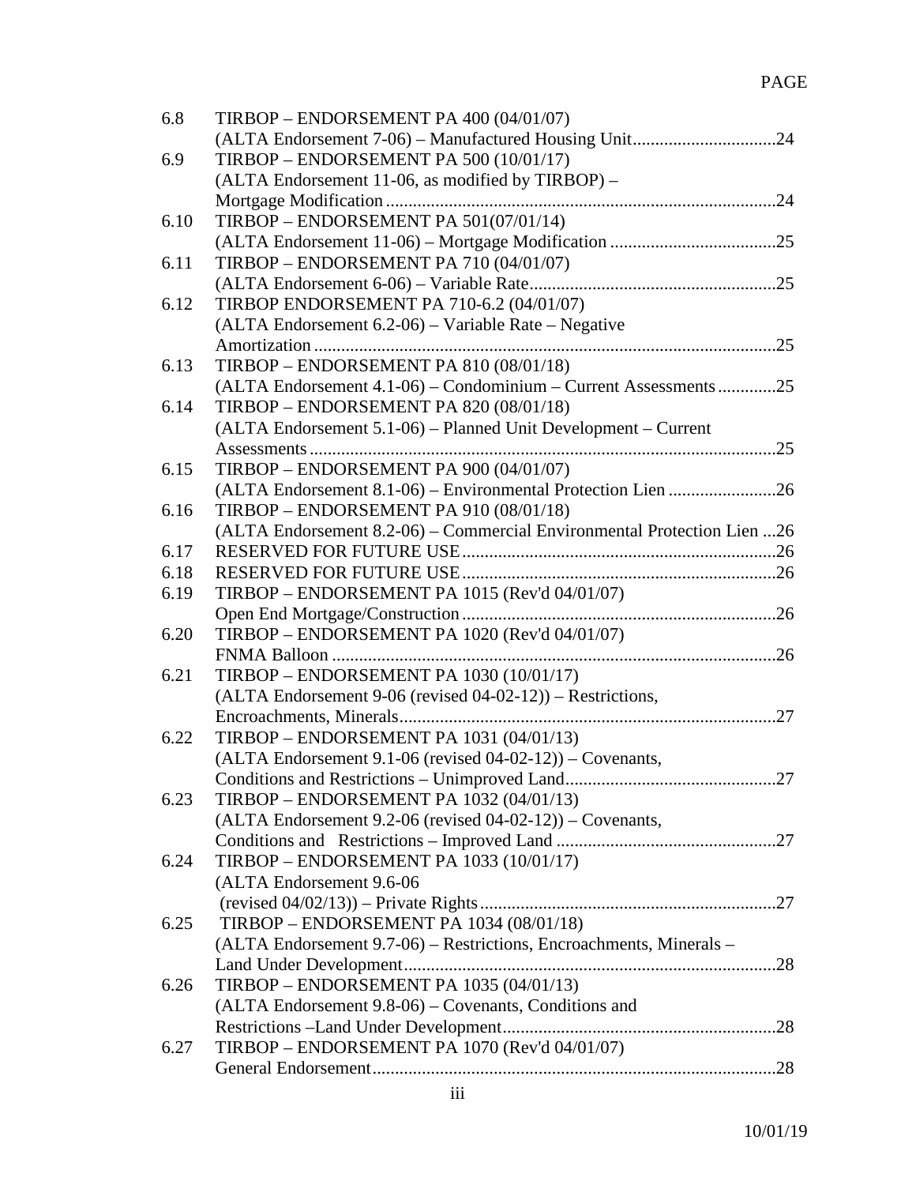| | | PAGE |
|---|---|---|
| 6.8 | TIRBOP – ENDORSEMENT PA 400 (04/01/07) (ALTA Endorsement 7-06) – Manufactured Housing Unit | 24 |
| 6.9 | TIRBOP – ENDORSEMENT PA 500 (10/01/17) (ALTA Endorsement 11-06, as modified by TIRBOP) – Mortgage Modification | 24 |
| 6.10 | TIRBOP – ENDORSEMENT PA 501(07/01/14) (ALTA Endorsement 11-06) – Mortgage Modification | 25 |
| 6.11 | TIRBOP – ENDORSEMENT PA 710 (04/01/07) (ALTA Endorsement 6-06) – Variable Rate | 25 |
| 6.12 | TIRBOP ENDORSEMENT PA 710-6.2 (04/01/07) (ALTA Endorsement 6.2-06) – Variable Rate – Negative Amortization | 25 |
| 6.13 | TIRBOP – ENDORSEMENT PA 810 (08/01/18) (ALTA Endorsement 4.1-06) – Condominium – Current Assessments | 25 |
| 6.14 | TIRBOP – ENDORSEMENT PA 820 (08/01/18) (ALTA Endorsement 5.1-06) – Planned Unit Development – Current Assessments | 25 |
| 6.15 | TIRBOP – ENDORSEMENT PA 900 (04/01/07) (ALTA Endorsement 8.1-06) – Environmental Protection Lien | 26 |
| 6.16 | TIRBOP – ENDORSEMENT PA 910 (08/01/18) (ALTA Endorsement 8.2-06) – Commercial Environmental Protection Lien | 26 |
| 6.17 | RESERVED FOR FUTURE USE | 26 |
| 6.18 | RESERVED FOR FUTURE USE | 26 |
| 6.19 | TIRBOP – ENDORSEMENT PA 1015 (Rev'd 04/01/07) Open End Mortgage/Construction | 26 |
| 6.20 | TIRBOP – ENDORSEMENT PA 1020 (Rev'd 04/01/07) FNMA Balloon | 26 |
| 6.21 | TIRBOP – ENDORSEMENT PA 1030 (10/01/17) (ALTA Endorsement 9-06 (revised 04-02-12)) – Restrictions, Encroachments, Minerals | 27 |
| 6.22 | TIRBOP – ENDORSEMENT PA 1031 (04/01/13) (ALTA Endorsement 9.1-06 (revised 04-02-12)) – Covenants, Conditions and Restrictions – Unimproved Land | 27 |
| 6.23 | TIRBOP – ENDORSEMENT PA 1032 (04/01/13) (ALTA Endorsement 9.2-06 (revised 04-02-12)) – Covenants, Conditions and Restrictions – Improved Land | 27 |
| 6.24 | TIRBOP – ENDORSEMENT PA 1033 (10/01/17) (ALTA Endorsement 9.6-06 (revised 04/02/13)) – Private Rights | 27 |
| 6.25 | TIRBOP – ENDORSEMENT PA 1034 (08/01/18) (ALTA Endorsement 9.7-06) – Restrictions, Encroachments, Minerals – Land Under Development | 28 |
| 6.26 | TIRBOP – ENDORSEMENT PA 1035 (04/01/13) (ALTA Endorsement 9.8-06) – Covenants, Conditions and Restrictions –Land Under Development | 28 |
| 6.27 | TIRBOP – ENDORSEMENT PA 1070 (Rev'd 04/01/07) General Endorsement | 28 |

10/01/19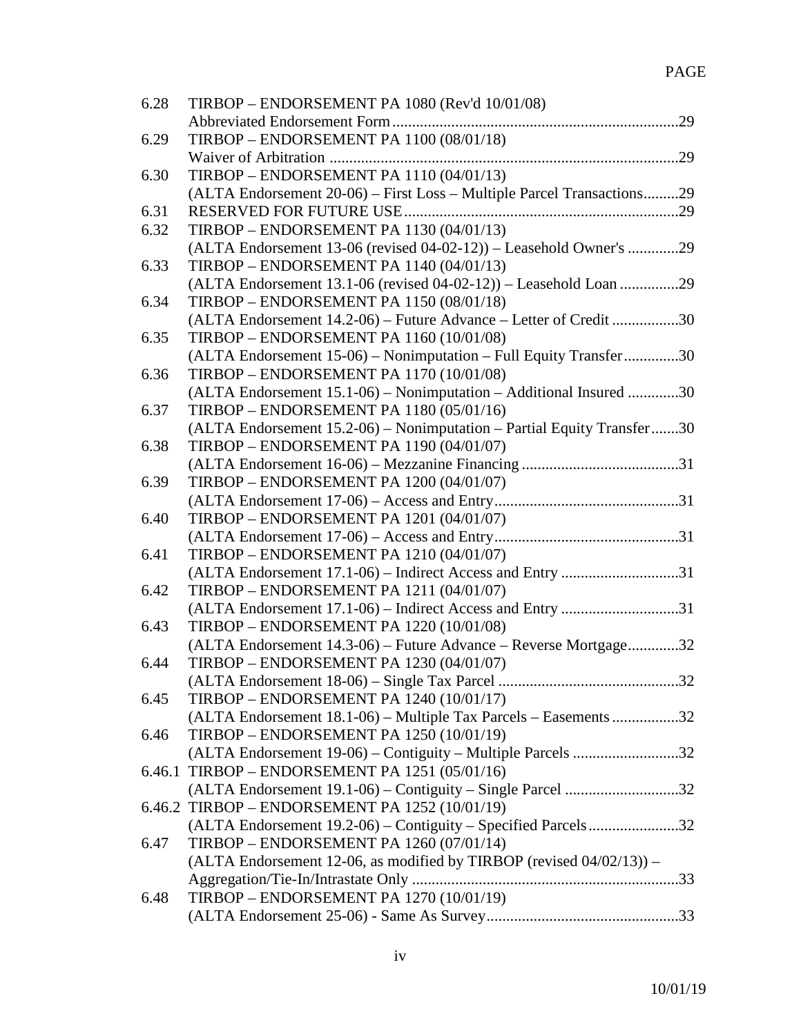| | | PAGE |
|---|---|---|
| 6.28 | TIRBOP – ENDORSEMENT PA 1080 (Rev'd 10/01/08) Abbreviated Endorsement Form | 29 |
| 6.29 | TIRBOP – ENDORSEMENT PA 1100 (08/01/18) Waiver of Arbitration | 29 |
| 6.30 | TIRBOP – ENDORSEMENT PA 1110 (04/01/13) (ALTA Endorsement 20-06) – First Loss – Multiple Parcel Transactions | 29 |
| 6.31 | RESERVED FOR FUTURE USE | 29 |
| 6.32 | TIRBOP – ENDORSEMENT PA 1130 (04/01/13) (ALTA Endorsement 13-06 (revised 04-02-12)) – Leasehold Owner's | 29 |
| 6.33 | TIRBOP – ENDORSEMENT PA 1140 (04/01/13) (ALTA Endorsement 13.1-06 (revised 04-02-12)) – Leasehold Loan | 29 |
| 6.34 | TIRBOP – ENDORSEMENT PA 1150 (08/01/18) (ALTA Endorsement 14.2-06) – Future Advance – Letter of Credit | 30 |
| 6.35 | TIRBOP – ENDORSEMENT PA 1160 (10/01/08) (ALTA Endorsement 15-06) – Nonimputation – Full Equity Transfer | 30 |
| 6.36 | TIRBOP – ENDORSEMENT PA 1170 (10/01/08) (ALTA Endorsement 15.1-06) – Nonimputation – Additional Insured | 30 |
| 6.37 | TIRBOP – ENDORSEMENT PA 1180 (05/01/16) (ALTA Endorsement 15.2-06) – Nonimputation – Partial Equity Transfer | 30 |
| 6.38 | TIRBOP – ENDORSEMENT PA 1190 (04/01/07) (ALTA Endorsement 16-06) – Mezzanine Financing | 31 |
| 6.39 | TIRBOP – ENDORSEMENT PA 1200 (04/01/07) (ALTA Endorsement 17-06) – Access and Entry | 31 |
| 6.40 | TIRBOP – ENDORSEMENT PA 1201 (04/01/07) (ALTA Endorsement 17-06) – Access and Entry | 31 |
| 6.41 | TIRBOP – ENDORSEMENT PA 1210 (04/01/07) (ALTA Endorsement 17.1-06) – Indirect Access and Entry | 31 |
| 6.42 | TIRBOP – ENDORSEMENT PA 1211 (04/01/07) (ALTA Endorsement 17.1-06) – Indirect Access and Entry | 31 |
| 6.43 | TIRBOP – ENDORSEMENT PA 1220 (10/01/08) (ALTA Endorsement 14.3-06) – Future Advance – Reverse Mortgage | 32 |
| 6.44 | TIRBOP – ENDORSEMENT PA 1230 (04/01/07) (ALTA Endorsement 18-06) – Single Tax Parcel | 32 |
| 6.45 | TIRBOP – ENDORSEMENT PA 1240 (10/01/17) (ALTA Endorsement 18.1-06) – Multiple Tax Parcels – Easements | 32 |
| 6.46 | TIRBOP – ENDORSEMENT PA 1250 (10/01/19) (ALTA Endorsement 19-06) – Contiguity – Multiple Parcels | 32 |
| 6.46.1 | TIRBOP – ENDORSEMENT PA 1251 (05/01/16) (ALTA Endorsement 19.1-06) – Contiguity – Single Parcel | 32 |
| 6.46.2 | TIRBOP – ENDORSEMENT PA 1252 (10/01/19) (ALTA Endorsement 19.2-06) – Contiguity – Specified Parcels | 32 |
| 6.47 | TIRBOP – ENDORSEMENT PA 1260 (07/01/14) (ALTA Endorsement 12-06, as modified by TIRBOP (revised 04/02/13)) – Aggregation/Tie-In/Intrastate Only | 33 |
| 6.48 | TIRBOP – ENDORSEMENT PA 1270 (10/01/19) (ALTA Endorsement 25-06) - Same As Survey | 33 |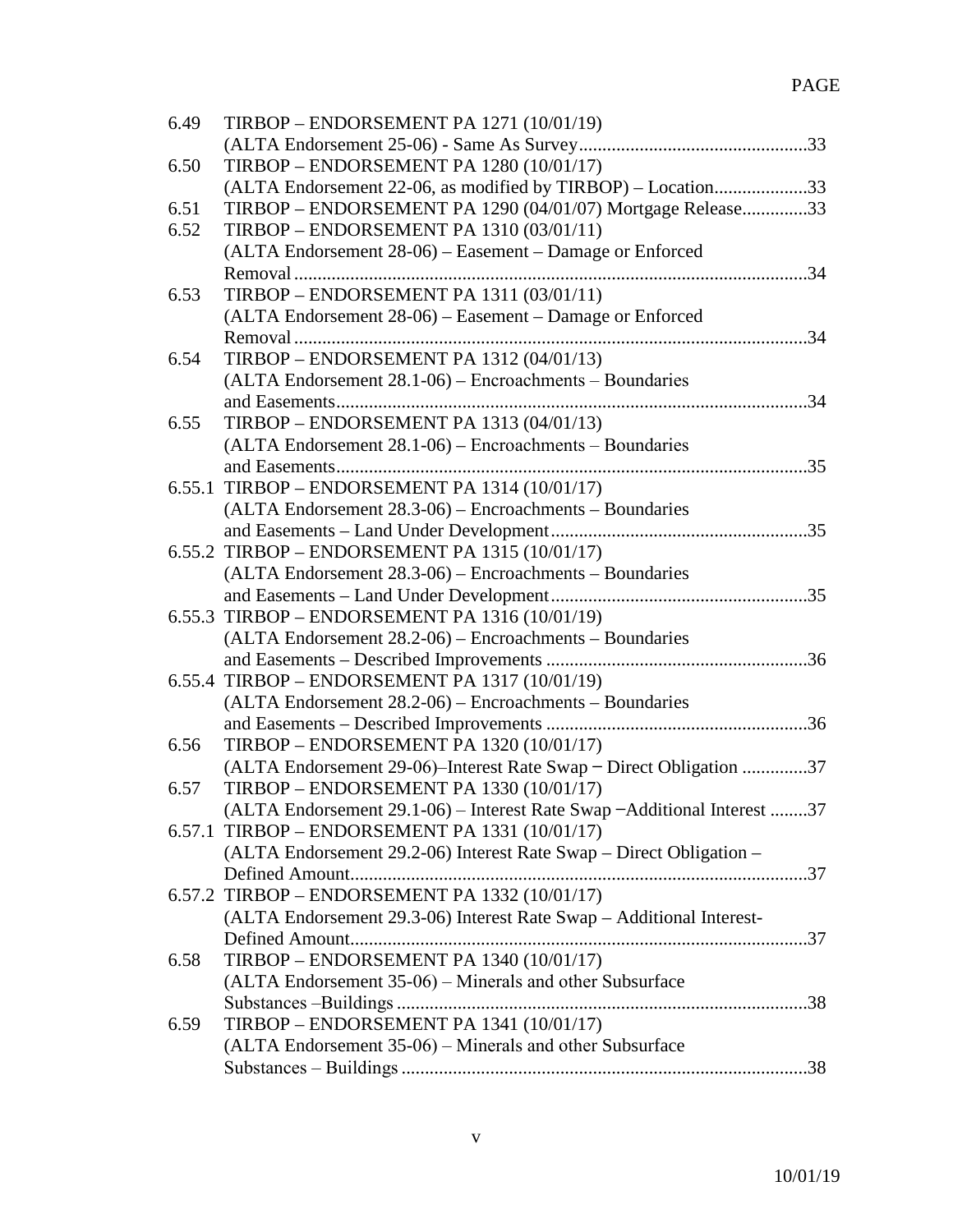| | | PAGE |
|---|---|---|
| 6.49 | TIRBOP – ENDORSEMENT PA 1271 (10/01/19) (ALTA Endorsement 25-06) - Same As Survey | 33 |
| 6.50 | TIRBOP – ENDORSEMENT PA 1280 (10/01/17) (ALTA Endorsement 22-06, as modified by TIRBOP) – Location | 33 |
| 6.51 | TIRBOP – ENDORSEMENT PA 1290 (04/01/07) Mortgage Release | 33 |
| 6.52 | TIRBOP – ENDORSEMENT PA 1310 (03/01/11) (ALTA Endorsement 28-06) – Easement – Damage or Enforced Removal | 34 |
| 6.53 | TIRBOP – ENDORSEMENT PA 1311 (03/01/11) (ALTA Endorsement 28-06) – Easement – Damage or Enforced Removal | 34 |
| 6.54 | TIRBOP – ENDORSEMENT PA 1312 (04/01/13) (ALTA Endorsement 28.1-06) – Encroachments – Boundaries and Easements | 34 |
| 6.55 | TIRBOP – ENDORSEMENT PA 1313 (04/01/13) (ALTA Endorsement 28.1-06) – Encroachments – Boundaries and Easements | 35 |
| 6.55.1 | TIRBOP – ENDORSEMENT PA 1314 (10/01/17) (ALTA Endorsement 28.3-06) – Encroachments – Boundaries and Easements – Land Under Development | 35 |
| 6.55.2 | TIRBOP – ENDORSEMENT PA 1315 (10/01/17) (ALTA Endorsement 28.3-06) – Encroachments – Boundaries and Easements – Land Under Development | 35 |
| 6.55.3 | TIRBOP – ENDORSEMENT PA 1316 (10/01/19) (ALTA Endorsement 28.2-06) – Encroachments – Boundaries and Easements – Described Improvements | 36 |
| 6.55.4 | TIRBOP – ENDORSEMENT PA 1317 (10/01/19) (ALTA Endorsement 28.2-06) – Encroachments – Boundaries and Easements – Described Improvements | 36 |
| 6.56 | TIRBOP – ENDORSEMENT PA 1320 (10/01/17) (ALTA Endorsement 29-06)–Interest Rate Swap – Direct Obligation | 37 |
| 6.57 | TIRBOP – ENDORSEMENT PA 1330 (10/01/17) (ALTA Endorsement 29.1-06) – Interest Rate Swap –Additional Interest | 37 |
| 6.57.1 | TIRBOP – ENDORSEMENT PA 1331 (10/01/17) (ALTA Endorsement 29.2-06) Interest Rate Swap – Direct Obligation – Defined Amount | 37 |
| 6.57.2 | TIRBOP – ENDORSEMENT PA 1332 (10/01/17) (ALTA Endorsement 29.3-06) Interest Rate Swap – Additional Interest-Defined Amount | 37 |
| 6.58 | TIRBOP – ENDORSEMENT PA 1340 (10/01/17) (ALTA Endorsement 35-06) – Minerals and other Subsurface Substances –Buildings | 38 |
| 6.59 | TIRBOP – ENDORSEMENT PA 1341 (10/01/17) (ALTA Endorsement 35-06) – Minerals and other Subsurface Substances – Buildings | 38 |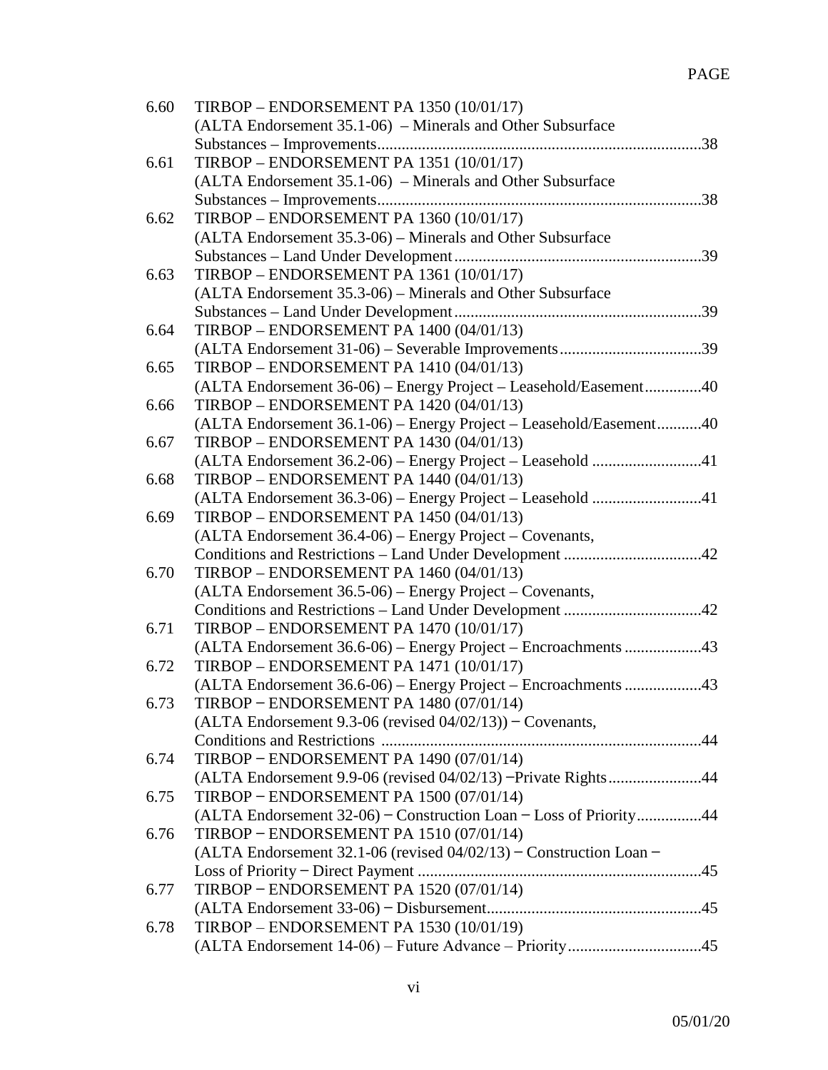PAGE

| | | |
|---|---|---|
| 6.60 | TIRBOP – ENDORSEMENT PA 1350 (10/01/17) (ALTA Endorsement 35.1-06) – Minerals and Other Subsurface Substances – Improvements | 38 |
| 6.61 | TIRBOP – ENDORSEMENT PA 1351 (10/01/17) (ALTA Endorsement 35.1-06) – Minerals and Other Subsurface Substances – Improvements | 38 |
| 6.62 | TIRBOP – ENDORSEMENT PA 1360 (10/01/17) (ALTA Endorsement 35.3-06) – Minerals and Other Subsurface Substances – Land Under Development | 39 |
| 6.63 | TIRBOP – ENDORSEMENT PA 1361 (10/01/17) (ALTA Endorsement 35.3-06) – Minerals and Other Subsurface Substances – Land Under Development | 39 |
| 6.64 | TIRBOP – ENDORSEMENT PA 1400 (04/01/13) (ALTA Endorsement 31-06) – Severable Improvements | 39 |
| 6.65 | TIRBOP – ENDORSEMENT PA 1410 (04/01/13) (ALTA Endorsement 36-06) – Energy Project – Leasehold/Easement | 40 |
| 6.66 | TIRBOP – ENDORSEMENT PA 1420 (04/01/13) (ALTA Endorsement 36.1-06) – Energy Project – Leasehold/Easement | 40 |
| 6.67 | TIRBOP – ENDORSEMENT PA 1430 (04/01/13) (ALTA Endorsement 36.2-06) – Energy Project – Leasehold | 41 |
| 6.68 | TIRBOP – ENDORSEMENT PA 1440 (04/01/13) (ALTA Endorsement 36.3-06) – Energy Project – Leasehold | 41 |
| 6.69 | TIRBOP – ENDORSEMENT PA 1450 (04/01/13) (ALTA Endorsement 36.4-06) – Energy Project – Covenants, Conditions and Restrictions – Land Under Development | 42 |
| 6.70 | TIRBOP – ENDORSEMENT PA 1460 (04/01/13) (ALTA Endorsement 36.5-06) – Energy Project – Covenants, Conditions and Restrictions – Land Under Development | 42 |
| 6.71 | TIRBOP – ENDORSEMENT PA 1470 (10/01/17) (ALTA Endorsement 36.6-06) – Energy Project – Encroachments | 43 |
| 6.72 | TIRBOP – ENDORSEMENT PA 1471 (10/01/17) (ALTA Endorsement 36.6-06) – Energy Project – Encroachments | 43 |
| 6.73 | TIRBOP − ENDORSEMENT PA 1480 (07/01/14) (ALTA Endorsement 9.3-06 (revised 04/02/13)) − Covenants, Conditions and Restrictions | 44 |
| 6.74 | TIRBOP − ENDORSEMENT PA 1490 (07/01/14) (ALTA Endorsement 9.9-06 (revised 04/02/13) −Private Rights | 44 |
| 6.75 | TIRBOP − ENDORSEMENT PA 1500 (07/01/14) (ALTA Endorsement 32-06) − Construction Loan − Loss of Priority | 44 |
| 6.76 | TIRBOP − ENDORSEMENT PA 1510 (07/01/14) (ALTA Endorsement 32.1-06 (revised 04/02/13) − Construction Loan − Loss of Priority − Direct Payment | 45 |
| 6.77 | TIRBOP − ENDORSEMENT PA 1520 (07/01/14) (ALTA Endorsement 33-06) − Disbursement | 45 |
| 6.78 | TIRBOP – ENDORSEMENT PA 1530 (10/01/19) (ALTA Endorsement 14-06) – Future Advance – Priority | 45 |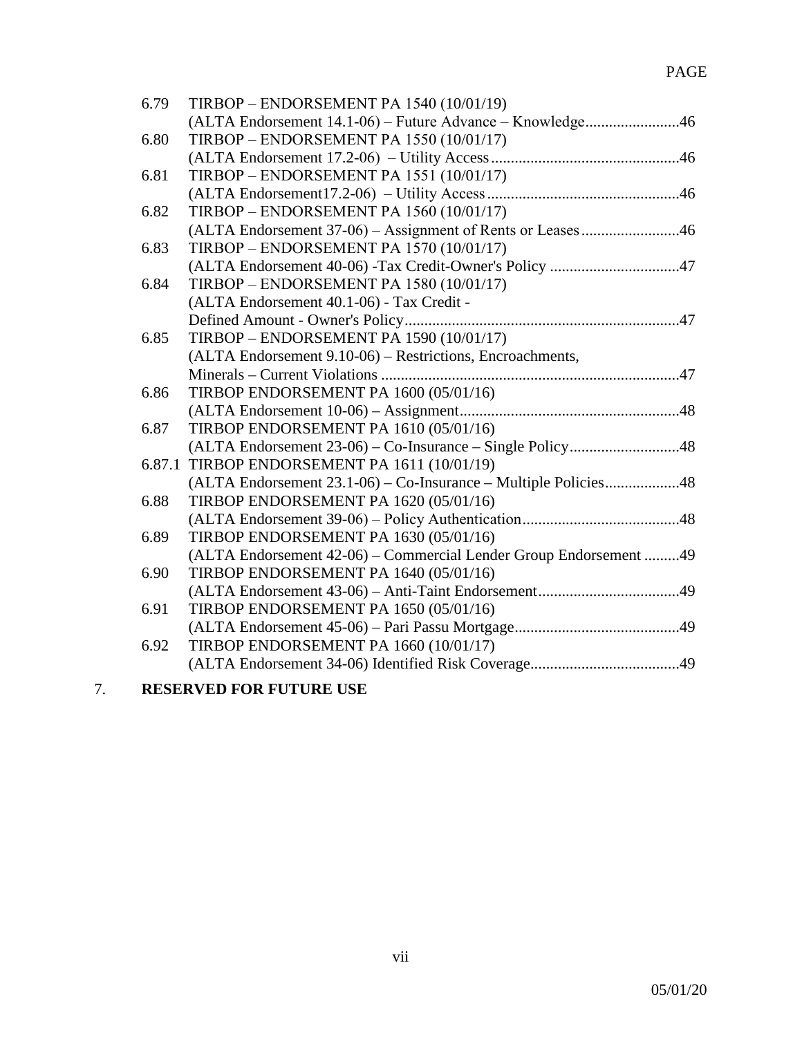PAGE

6.79 TIRBOP – ENDORSEMENT PA 1540 (10/01/19)
(ALTA Endorsement 14.1-06) – Future Advance – Knowledge........................46

6.80 TIRBOP – ENDORSEMENT PA 1550 (10/01/17)
(ALTA Endorsement 17.2-06) – Utility Access................................................46

6.81 TIRBOP – ENDORSEMENT PA 1551 (10/01/17)
(ALTA Endorsement17.2-06) – Utility Access.................................................46

6.82 TIRBOP – ENDORSEMENT PA 1560 (10/01/17)
(ALTA Endorsement 37-06) – Assignment of Rents or Leases.........................46

6.83 TIRBOP – ENDORSEMENT PA 1570 (10/01/17)
(ALTA Endorsement 40-06) -Tax Credit-Owner's Policy .................................47

6.84 TIRBOP – ENDORSEMENT PA 1580 (10/01/17)
(ALTA Endorsement 40.1-06) - Tax Credit -
Defined Amount - Owner's Policy.....................................................................47

6.85 TIRBOP – ENDORSEMENT PA 1590 (10/01/17)
(ALTA Endorsement 9.10-06) – Restrictions, Encroachments,
Minerals – Current Violations ...........................................................................47

6.86 TIRBOP ENDORSEMENT PA 1600 (05/01/16)
(ALTA Endorsement 10-06) – Assignment.......................................................48

6.87 TIRBOP ENDORSEMENT PA 1610 (05/01/16)
(ALTA Endorsement 23-06) – Co-Insurance – Single Policy............................48

6.87.1 TIRBOP ENDORSEMENT PA 1611 (10/01/19)
(ALTA Endorsement 23.1-06) – Co-Insurance – Multiple Policies...................48

6.88 TIRBOP ENDORSEMENT PA 1620 (05/01/16)
(ALTA Endorsement 39-06) – Policy Authentication........................................48

6.89 TIRBOP ENDORSEMENT PA 1630 (05/01/16)
(ALTA Endorsement 42-06) – Commercial Lender Group Endorsement .........49

6.90 TIRBOP ENDORSEMENT PA 1640 (05/01/16)
(ALTA Endorsement 43-06) – Anti-Taint Endorsement....................................49

6.91 TIRBOP ENDORSEMENT PA 1650 (05/01/16)
(ALTA Endorsement 45-06) – Pari Passu Mortgage..........................................49

6.92 TIRBOP ENDORSEMENT PA 1660 (10/01/17)
(ALTA Endorsement 34-06) Identified Risk Coverage......................................49

7. **RESERVED FOR FUTURE USE**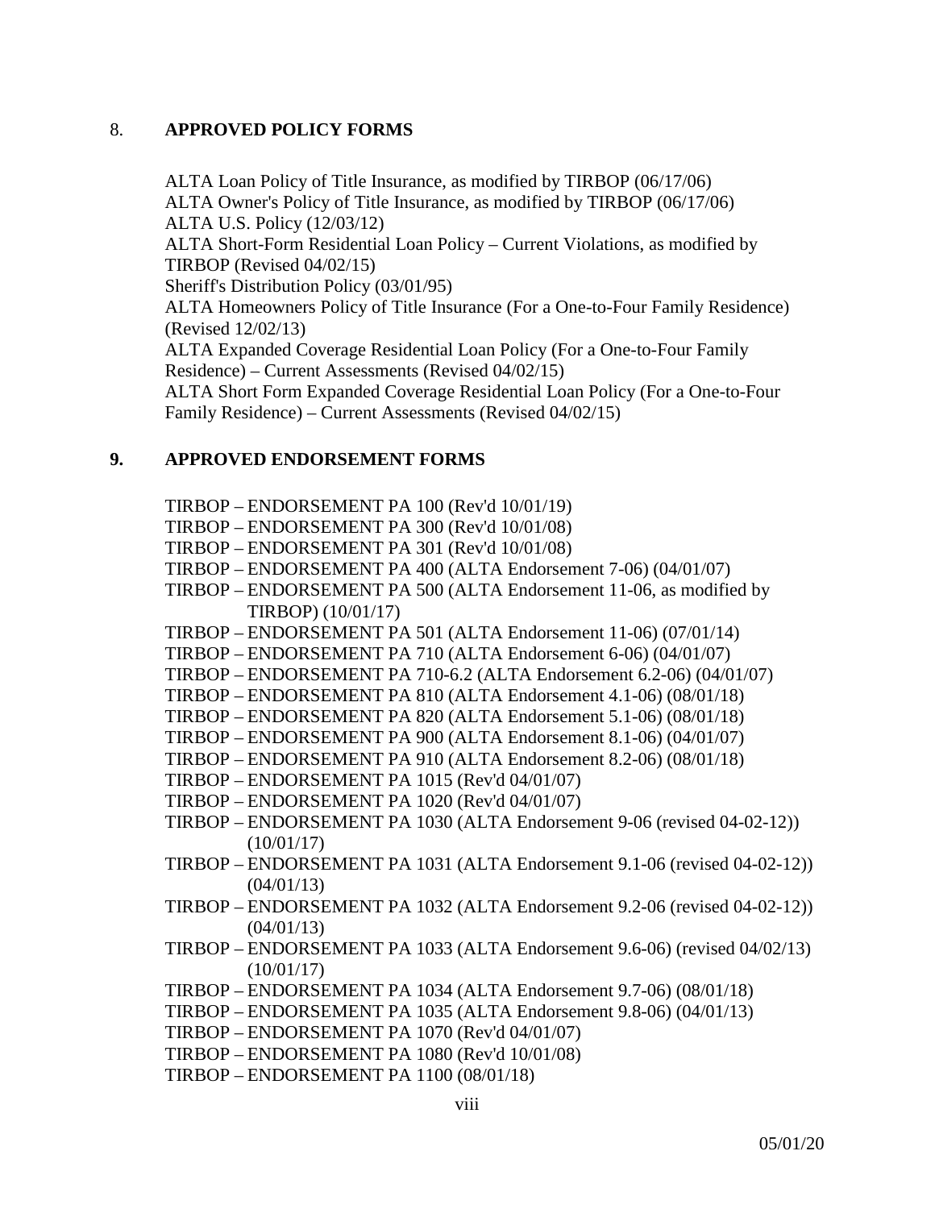## 8. APPROVED POLICY FORMS

ALTA Loan Policy of Title Insurance, as modified by TIRBOP (06/17/06)
ALTA Owner's Policy of Title Insurance, as modified by TIRBOP (06/17/06)
ALTA U.S. Policy (12/03/12)
ALTA Short-Form Residential Loan Policy – Current Violations, as modified by TIRBOP (Revised 04/02/15)
Sheriff's Distribution Policy (03/01/95)
ALTA Homeowners Policy of Title Insurance (For a One-to-Four Family Residence) (Revised 12/02/13)
ALTA Expanded Coverage Residential Loan Policy (For a One-to-Four Family Residence) – Current Assessments (Revised 04/02/15)
ALTA Short Form Expanded Coverage Residential Loan Policy (For a One-to-Four Family Residence) – Current Assessments (Revised 04/02/15)

## 9. APPROVED ENDORSEMENT FORMS

TIRBOP – ENDORSEMENT PA 100 (Rev'd 10/01/19)
TIRBOP – ENDORSEMENT PA 300 (Rev'd 10/01/08)
TIRBOP – ENDORSEMENT PA 301 (Rev'd 10/01/08)
TIRBOP – ENDORSEMENT PA 400 (ALTA Endorsement 7-06) (04/01/07)
TIRBOP – ENDORSEMENT PA 500 (ALTA Endorsement 11-06, as modified by TIRBOP) (10/01/17)
TIRBOP – ENDORSEMENT PA 501 (ALTA Endorsement 11-06) (07/01/14)
TIRBOP – ENDORSEMENT PA 710 (ALTA Endorsement 6-06) (04/01/07)
TIRBOP – ENDORSEMENT PA 710-6.2 (ALTA Endorsement 6.2-06) (04/01/07)
TIRBOP – ENDORSEMENT PA 810 (ALTA Endorsement 4.1-06) (08/01/18)
TIRBOP – ENDORSEMENT PA 820 (ALTA Endorsement 5.1-06) (08/01/18)
TIRBOP – ENDORSEMENT PA 900 (ALTA Endorsement 8.1-06) (04/01/07)
TIRBOP – ENDORSEMENT PA 910 (ALTA Endorsement 8.2-06) (08/01/18)
TIRBOP – ENDORSEMENT PA 1015 (Rev'd 04/01/07)
TIRBOP – ENDORSEMENT PA 1020 (Rev'd 04/01/07)
TIRBOP – ENDORSEMENT PA 1030 (ALTA Endorsement 9-06 (revised 04-02-12)) (10/01/17)
TIRBOP – ENDORSEMENT PA 1031 (ALTA Endorsement 9.1-06 (revised 04-02-12)) (04/01/13)
TIRBOP – ENDORSEMENT PA 1032 (ALTA Endorsement 9.2-06 (revised 04-02-12)) (04/01/13)
TIRBOP – ENDORSEMENT PA 1033 (ALTA Endorsement 9.6-06) (revised 04/02/13) (10/01/17)
TIRBOP – ENDORSEMENT PA 1034 (ALTA Endorsement 9.7-06) (08/01/18)
TIRBOP – ENDORSEMENT PA 1035 (ALTA Endorsement 9.8-06) (04/01/13)
TIRBOP – ENDORSEMENT PA 1070 (Rev'd 04/01/07)
TIRBOP – ENDORSEMENT PA 1080 (Rev'd 10/01/08)
TIRBOP – ENDORSEMENT PA 1100 (08/01/18)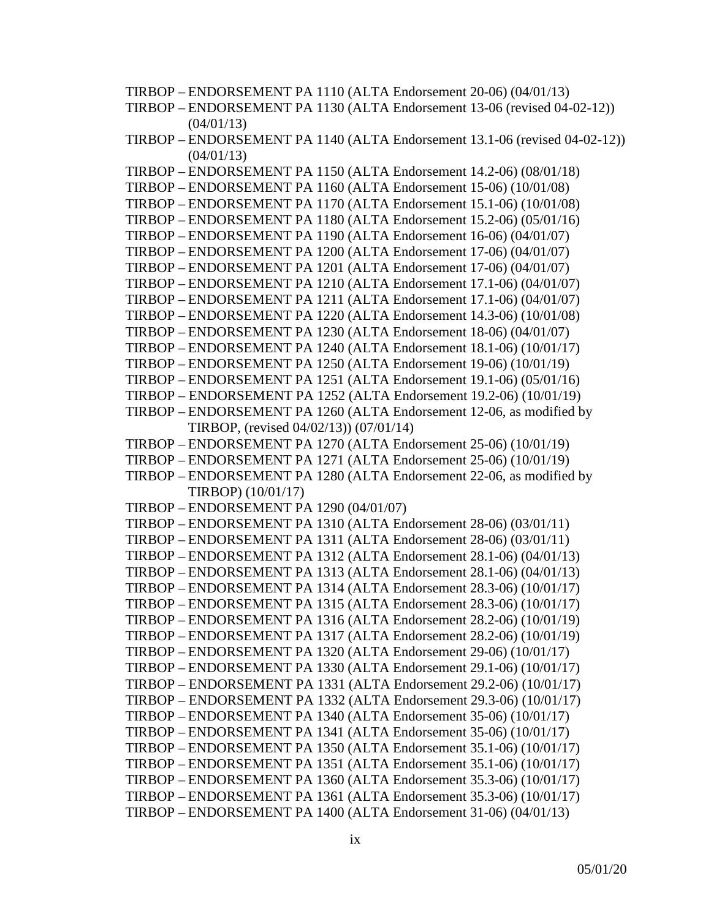TIRBOP – ENDORSEMENT PA 1110 (ALTA Endorsement 20-06) (04/01/13)
TIRBOP – ENDORSEMENT PA 1130 (ALTA Endorsement 13-06 (revised 04-02-12)) (04/01/13)
TIRBOP – ENDORSEMENT PA 1140 (ALTA Endorsement 13.1-06 (revised 04-02-12)) (04/01/13)
TIRBOP – ENDORSEMENT PA 1150 (ALTA Endorsement 14.2-06) (08/01/18)
TIRBOP – ENDORSEMENT PA 1160 (ALTA Endorsement 15-06) (10/01/08)
TIRBOP – ENDORSEMENT PA 1170 (ALTA Endorsement 15.1-06) (10/01/08)
TIRBOP – ENDORSEMENT PA 1180 (ALTA Endorsement 15.2-06) (05/01/16)
TIRBOP – ENDORSEMENT PA 1190 (ALTA Endorsement 16-06) (04/01/07)
TIRBOP – ENDORSEMENT PA 1200 (ALTA Endorsement 17-06) (04/01/07)
TIRBOP – ENDORSEMENT PA 1201 (ALTA Endorsement 17-06) (04/01/07)
TIRBOP – ENDORSEMENT PA 1210 (ALTA Endorsement 17.1-06) (04/01/07)
TIRBOP – ENDORSEMENT PA 1211 (ALTA Endorsement 17.1-06) (04/01/07)
TIRBOP – ENDORSEMENT PA 1220 (ALTA Endorsement 14.3-06) (10/01/08)
TIRBOP – ENDORSEMENT PA 1230 (ALTA Endorsement 18-06) (04/01/07)
TIRBOP – ENDORSEMENT PA 1240 (ALTA Endorsement 18.1-06) (10/01/17)
TIRBOP – ENDORSEMENT PA 1250 (ALTA Endorsement 19-06) (10/01/19)
TIRBOP – ENDORSEMENT PA 1251 (ALTA Endorsement 19.1-06) (05/01/16)
TIRBOP – ENDORSEMENT PA 1252 (ALTA Endorsement 19.2-06) (10/01/19)
TIRBOP – ENDORSEMENT PA 1260 (ALTA Endorsement 12-06, as modified by TIRBOP, (revised 04/02/13)) (07/01/14)
TIRBOP – ENDORSEMENT PA 1270 (ALTA Endorsement 25-06) (10/01/19)
TIRBOP – ENDORSEMENT PA 1271 (ALTA Endorsement 25-06) (10/01/19)
TIRBOP – ENDORSEMENT PA 1280 (ALTA Endorsement 22-06, as modified by TIRBOP) (10/01/17)
TIRBOP – ENDORSEMENT PA 1290 (04/01/07)
TIRBOP – ENDORSEMENT PA 1310 (ALTA Endorsement 28-06) (03/01/11)
TIRBOP – ENDORSEMENT PA 1311 (ALTA Endorsement 28-06) (03/01/11)
TIRBOP – ENDORSEMENT PA 1312 (ALTA Endorsement 28.1-06) (04/01/13)
TIRBOP – ENDORSEMENT PA 1313 (ALTA Endorsement 28.1-06) (04/01/13)
TIRBOP – ENDORSEMENT PA 1314 (ALTA Endorsement 28.3-06) (10/01/17)
TIRBOP – ENDORSEMENT PA 1315 (ALTA Endorsement 28.3-06) (10/01/17)
TIRBOP – ENDORSEMENT PA 1316 (ALTA Endorsement 28.2-06) (10/01/19)
TIRBOP – ENDORSEMENT PA 1317 (ALTA Endorsement 28.2-06) (10/01/19)
TIRBOP – ENDORSEMENT PA 1320 (ALTA Endorsement 29-06) (10/01/17)
TIRBOP – ENDORSEMENT PA 1330 (ALTA Endorsement 29.1-06) (10/01/17)
TIRBOP – ENDORSEMENT PA 1331 (ALTA Endorsement 29.2-06) (10/01/17)
TIRBOP – ENDORSEMENT PA 1332 (ALTA Endorsement 29.3-06) (10/01/17)
TIRBOP – ENDORSEMENT PA 1340 (ALTA Endorsement 35-06) (10/01/17)
TIRBOP – ENDORSEMENT PA 1341 (ALTA Endorsement 35-06) (10/01/17)
TIRBOP – ENDORSEMENT PA 1350 (ALTA Endorsement 35.1-06) (10/01/17)
TIRBOP – ENDORSEMENT PA 1351 (ALTA Endorsement 35.1-06) (10/01/17)
TIRBOP – ENDORSEMENT PA 1360 (ALTA Endorsement 35.3-06) (10/01/17)
TIRBOP – ENDORSEMENT PA 1361 (ALTA Endorsement 35.3-06) (10/01/17)
TIRBOP – ENDORSEMENT PA 1400 (ALTA Endorsement 31-06) (04/01/13)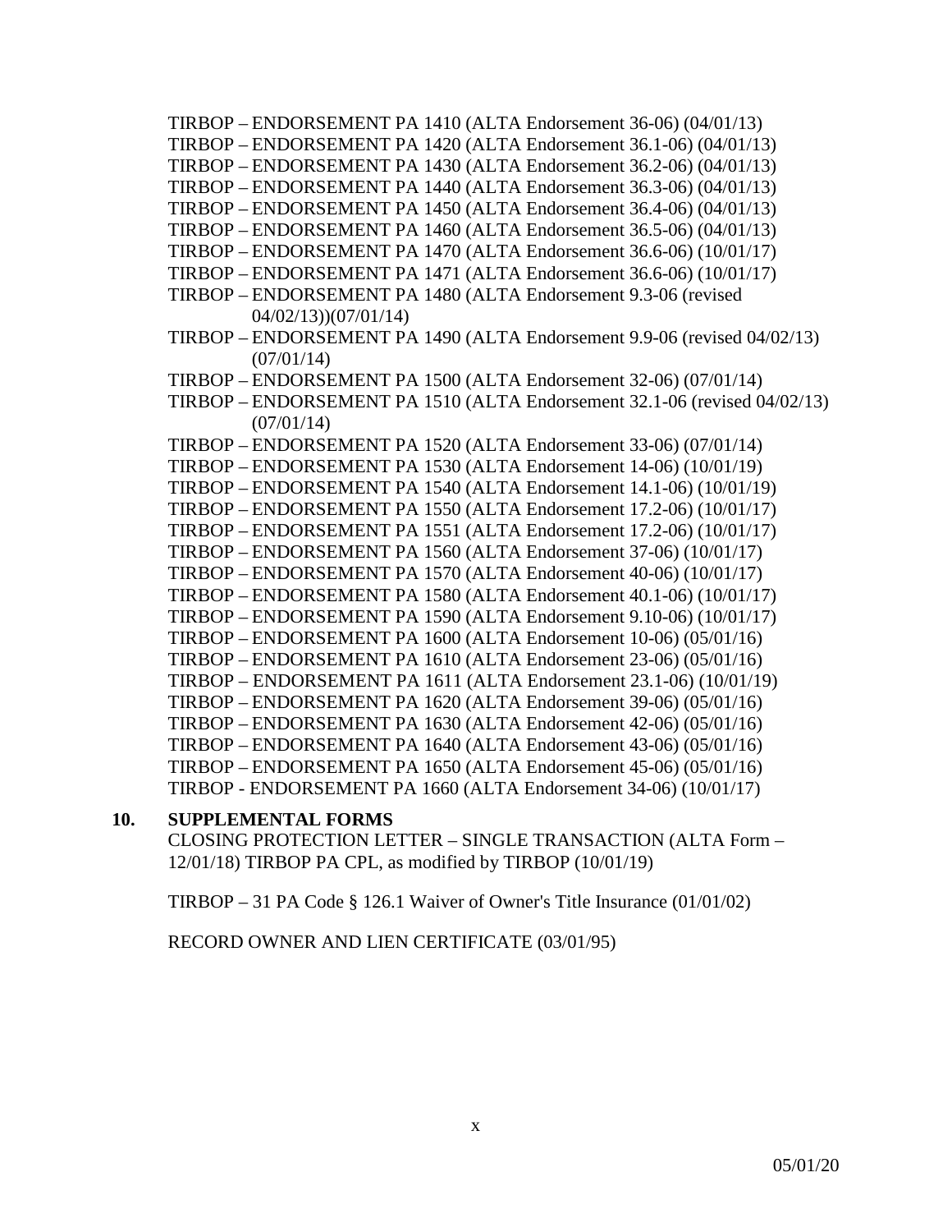TIRBOP – ENDORSEMENT PA 1410 (ALTA Endorsement 36-06) (04/01/13)
TIRBOP – ENDORSEMENT PA 1420 (ALTA Endorsement 36.1-06) (04/01/13)
TIRBOP – ENDORSEMENT PA 1430 (ALTA Endorsement 36.2-06) (04/01/13)
TIRBOP – ENDORSEMENT PA 1440 (ALTA Endorsement 36.3-06) (04/01/13)
TIRBOP – ENDORSEMENT PA 1450 (ALTA Endorsement 36.4-06) (04/01/13)
TIRBOP – ENDORSEMENT PA 1460 (ALTA Endorsement 36.5-06) (04/01/13)
TIRBOP – ENDORSEMENT PA 1470 (ALTA Endorsement 36.6-06) (10/01/17)
TIRBOP – ENDORSEMENT PA 1471 (ALTA Endorsement 36.6-06) (10/01/17)
TIRBOP – ENDORSEMENT PA 1480 (ALTA Endorsement 9.3-06 (revised 04/02/13))(07/01/14)
TIRBOP – ENDORSEMENT PA 1490 (ALTA Endorsement 9.9-06 (revised 04/02/13) (07/01/14)
TIRBOP – ENDORSEMENT PA 1500 (ALTA Endorsement 32-06) (07/01/14)
TIRBOP – ENDORSEMENT PA 1510 (ALTA Endorsement 32.1-06 (revised 04/02/13) (07/01/14)
TIRBOP – ENDORSEMENT PA 1520 (ALTA Endorsement 33-06) (07/01/14)
TIRBOP – ENDORSEMENT PA 1530 (ALTA Endorsement 14-06) (10/01/19)
TIRBOP – ENDORSEMENT PA 1540 (ALTA Endorsement 14.1-06) (10/01/19)
TIRBOP – ENDORSEMENT PA 1550 (ALTA Endorsement 17.2-06) (10/01/17)
TIRBOP – ENDORSEMENT PA 1551 (ALTA Endorsement 17.2-06) (10/01/17)
TIRBOP – ENDORSEMENT PA 1560 (ALTA Endorsement 37-06) (10/01/17)
TIRBOP – ENDORSEMENT PA 1570 (ALTA Endorsement 40-06) (10/01/17)
TIRBOP – ENDORSEMENT PA 1580 (ALTA Endorsement 40.1-06) (10/01/17)
TIRBOP – ENDORSEMENT PA 1590 (ALTA Endorsement 9.10-06) (10/01/17)
TIRBOP – ENDORSEMENT PA 1600 (ALTA Endorsement 10-06) (05/01/16)
TIRBOP – ENDORSEMENT PA 1610 (ALTA Endorsement 23-06) (05/01/16)
TIRBOP – ENDORSEMENT PA 1611 (ALTA Endorsement 23.1-06) (10/01/19)
TIRBOP – ENDORSEMENT PA 1620 (ALTA Endorsement 39-06) (05/01/16)
TIRBOP – ENDORSEMENT PA 1630 (ALTA Endorsement 42-06) (05/01/16)
TIRBOP – ENDORSEMENT PA 1640 (ALTA Endorsement 43-06) (05/01/16)
TIRBOP – ENDORSEMENT PA 1650 (ALTA Endorsement 45-06) (05/01/16)
TIRBOP - ENDORSEMENT PA 1660 (ALTA Endorsement 34-06) (10/01/17)

**10. SUPPLEMENTAL FORMS**

CLOSING PROTECTION LETTER – SINGLE TRANSACTION (ALTA Form – 12/01/18) TIRBOP PA CPL, as modified by TIRBOP (10/01/19)

TIRBOP – 31 PA Code § 126.1 Waiver of Owner's Title Insurance (01/01/02)

RECORD OWNER AND LIEN CERTIFICATE (03/01/95)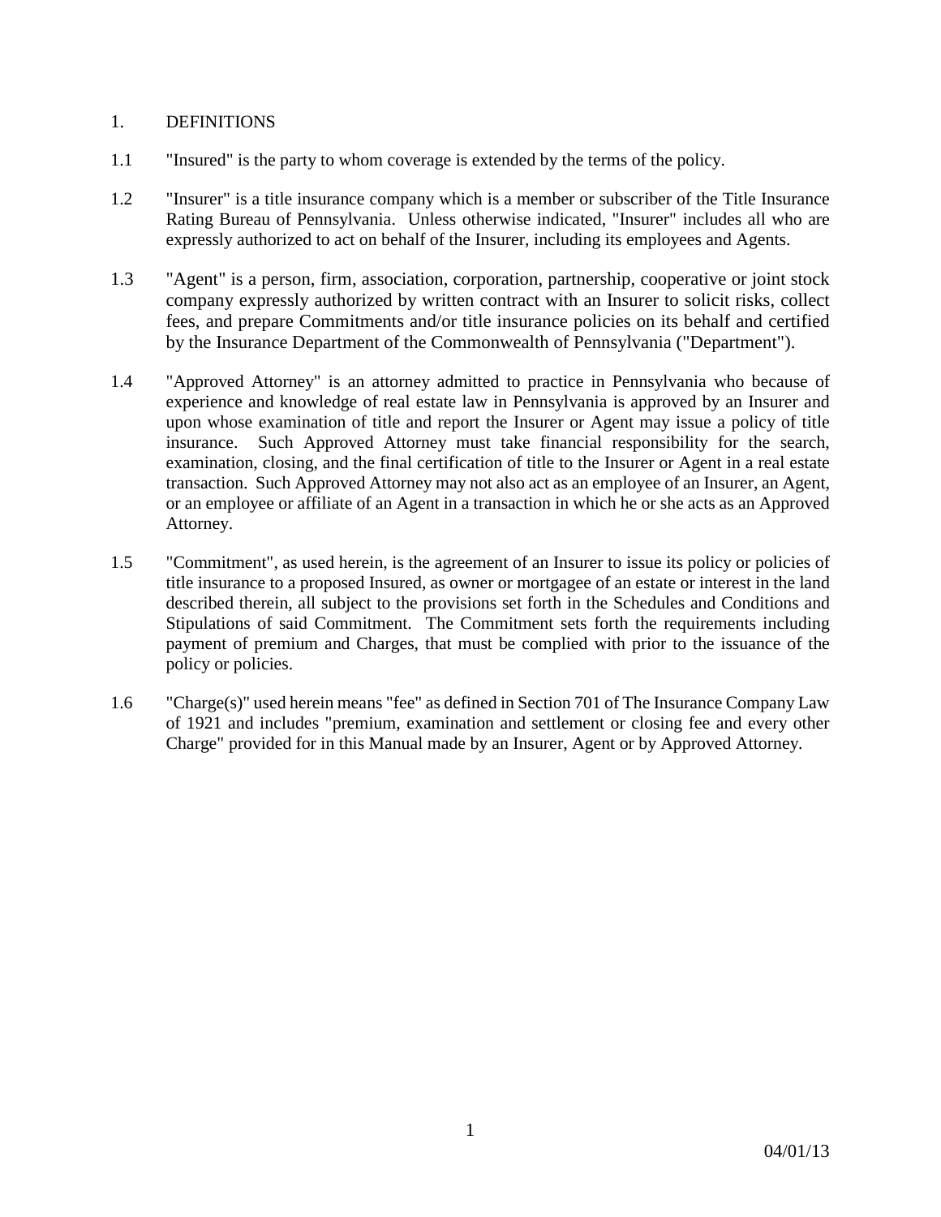## 1. DEFINITIONS

1.1 "Insured" is the party to whom coverage is extended by the terms of the policy.

1.2 "Insurer" is a title insurance company which is a member or subscriber of the Title Insurance Rating Bureau of Pennsylvania. Unless otherwise indicated, "Insurer" includes all who are expressly authorized to act on behalf of the Insurer, including its employees and Agents.

1.3 "Agent" is a person, firm, association, corporation, partnership, cooperative or joint stock company expressly authorized by written contract with an Insurer to solicit risks, collect fees, and prepare Commitments and/or title insurance policies on its behalf and certified by the Insurance Department of the Commonwealth of Pennsylvania ("Department").

1.4 "Approved Attorney" is an attorney admitted to practice in Pennsylvania who because of experience and knowledge of real estate law in Pennsylvania is approved by an Insurer and upon whose examination of title and report the Insurer or Agent may issue a policy of title insurance. Such Approved Attorney must take financial responsibility for the search, examination, closing, and the final certification of title to the Insurer or Agent in a real estate transaction. Such Approved Attorney may not also act as an employee of an Insurer, an Agent, or an employee or affiliate of an Agent in a transaction in which he or she acts as an Approved Attorney.

1.5 "Commitment", as used herein, is the agreement of an Insurer to issue its policy or policies of title insurance to a proposed Insured, as owner or mortgagee of an estate or interest in the land described therein, all subject to the provisions set forth in the Schedules and Conditions and Stipulations of said Commitment. The Commitment sets forth the requirements including payment of premium and Charges, that must be complied with prior to the issuance of the policy or policies.

1.6 "Charge(s)" used herein means "fee" as defined in Section 701 of The Insurance Company Law of 1921 and includes "premium, examination and settlement or closing fee and every other Charge" provided for in this Manual made by an Insurer, Agent or by Approved Attorney.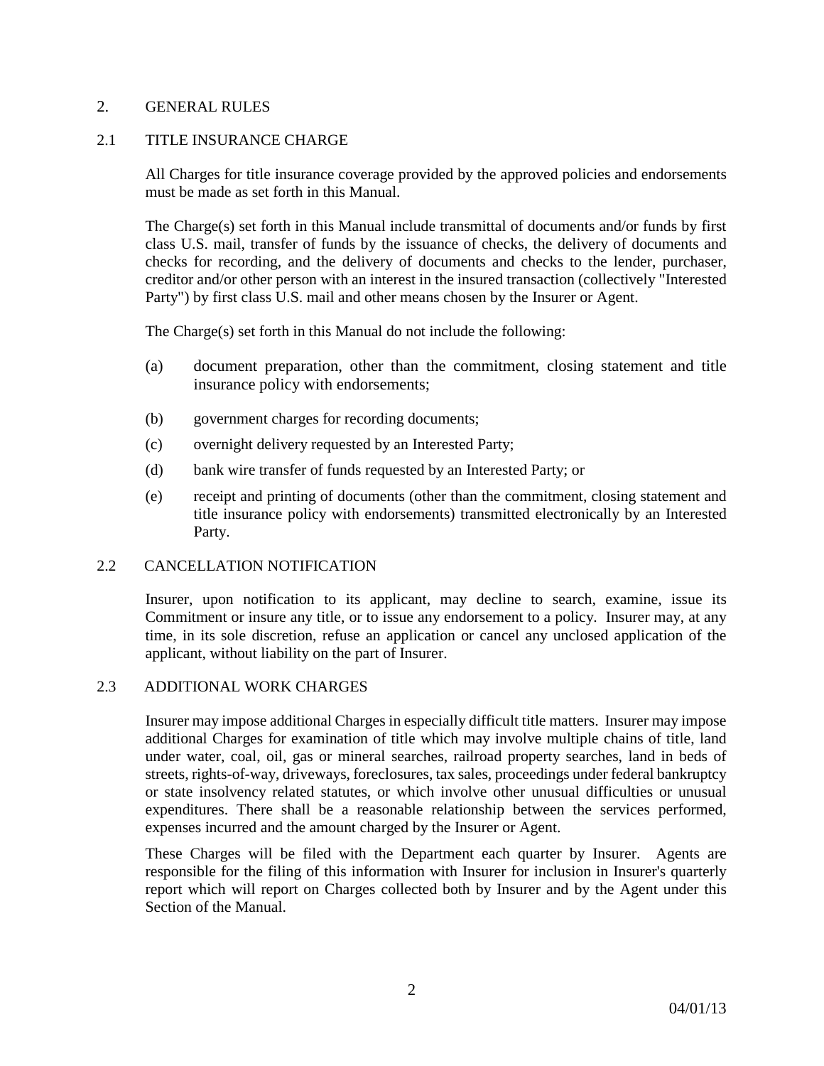## 2. GENERAL RULES

### 2.1 TITLE INSURANCE CHARGE

All Charges for title insurance coverage provided by the approved policies and endorsements must be made as set forth in this Manual.

The Charge(s) set forth in this Manual include transmittal of documents and/or funds by first class U.S. mail, transfer of funds by the issuance of checks, the delivery of documents and checks for recording, and the delivery of documents and checks to the lender, purchaser, creditor and/or other person with an interest in the insured transaction (collectively "Interested Party") by first class U.S. mail and other means chosen by the Insurer or Agent.

The Charge(s) set forth in this Manual do not include the following:

(a) document preparation, other than the commitment, closing statement and title insurance policy with endorsements;

(b) government charges for recording documents;

(c) overnight delivery requested by an Interested Party;

(d) bank wire transfer of funds requested by an Interested Party; or

(e) receipt and printing of documents (other than the commitment, closing statement and title insurance policy with endorsements) transmitted electronically by an Interested Party.

### 2.2 CANCELLATION NOTIFICATION

Insurer, upon notification to its applicant, may decline to search, examine, issue its Commitment or insure any title, or to issue any endorsement to a policy. Insurer may, at any time, in its sole discretion, refuse an application or cancel any unclosed application of the applicant, without liability on the part of Insurer.

### 2.3 ADDITIONAL WORK CHARGES

Insurer may impose additional Charges in especially difficult title matters. Insurer may impose additional Charges for examination of title which may involve multiple chains of title, land under water, coal, oil, gas or mineral searches, railroad property searches, land in beds of streets, rights-of-way, driveways, foreclosures, tax sales, proceedings under federal bankruptcy or state insolvency related statutes, or which involve other unusual difficulties or unusual expenditures. There shall be a reasonable relationship between the services performed, expenses incurred and the amount charged by the Insurer or Agent.

These Charges will be filed with the Department each quarter by Insurer. Agents are responsible for the filing of this information with Insurer for inclusion in Insurer's quarterly report which will report on Charges collected both by Insurer and by the Agent under this Section of the Manual.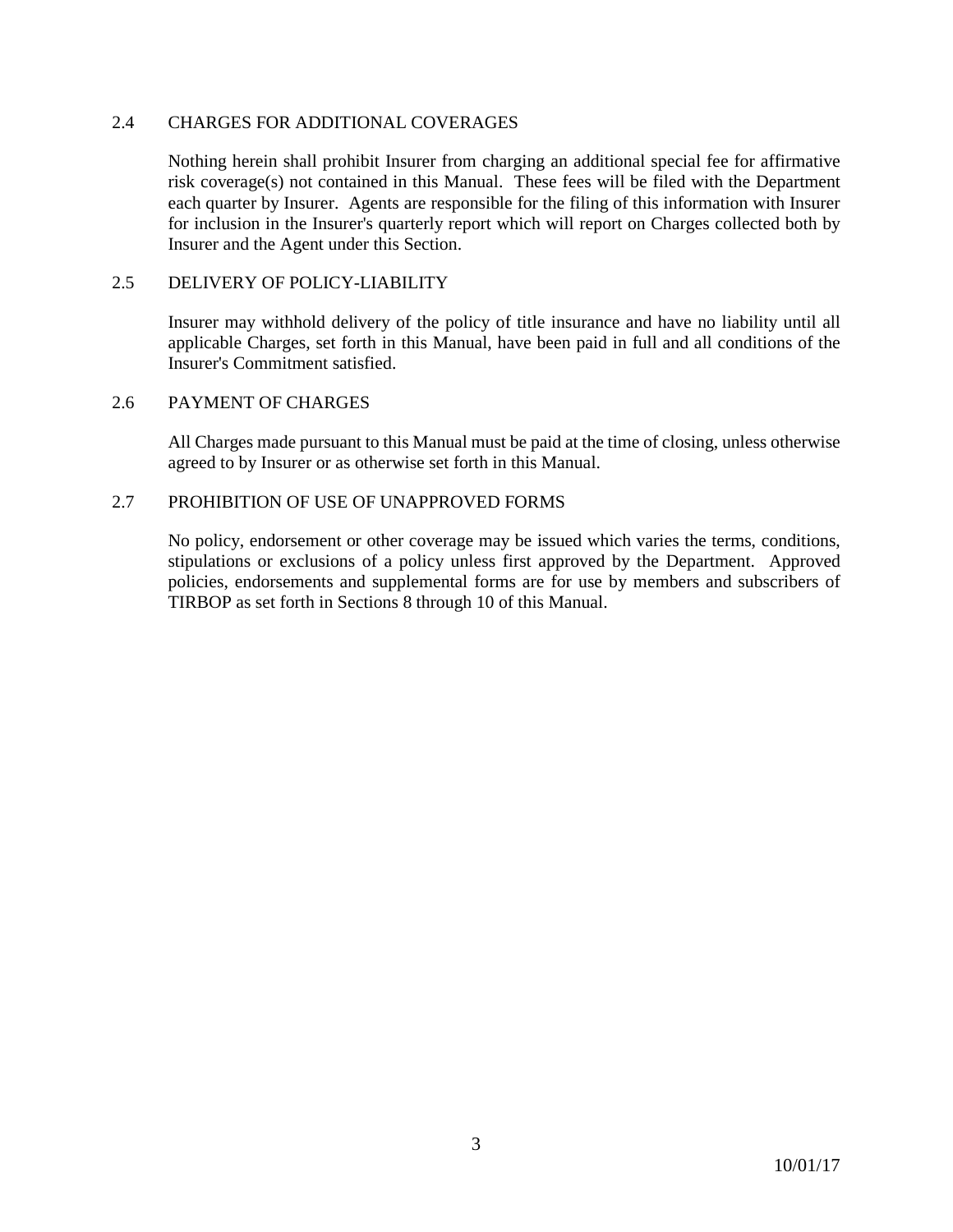### 2.4 CHARGES FOR ADDITIONAL COVERAGES

Nothing herein shall prohibit Insurer from charging an additional special fee for affirmative risk coverage(s) not contained in this Manual. These fees will be filed with the Department each quarter by Insurer. Agents are responsible for the filing of this information with Insurer for inclusion in the Insurer's quarterly report which will report on Charges collected both by Insurer and the Agent under this Section.

### 2.5 DELIVERY OF POLICY-LIABILITY

Insurer may withhold delivery of the policy of title insurance and have no liability until all applicable Charges, set forth in this Manual, have been paid in full and all conditions of the Insurer's Commitment satisfied.

### 2.6 PAYMENT OF CHARGES

All Charges made pursuant to this Manual must be paid at the time of closing, unless otherwise agreed to by Insurer or as otherwise set forth in this Manual.

### 2.7 PROHIBITION OF USE OF UNAPPROVED FORMS

No policy, endorsement or other coverage may be issued which varies the terms, conditions, stipulations or exclusions of a policy unless first approved by the Department. Approved policies, endorsements and supplemental forms are for use by members and subscribers of TIRBOP as set forth in Sections 8 through 10 of this Manual.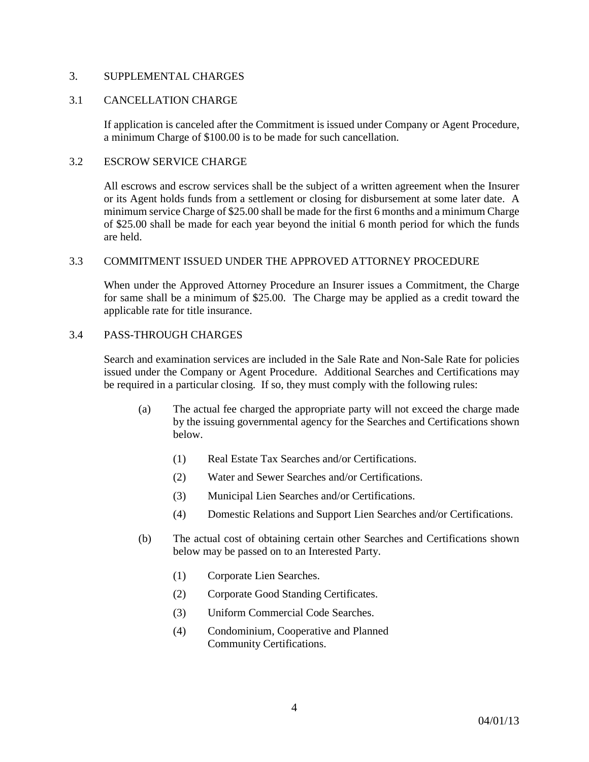## 3. SUPPLEMENTAL CHARGES

### 3.1 CANCELLATION CHARGE

If application is canceled after the Commitment is issued under Company or Agent Procedure, a minimum Charge of $100.00 is to be made for such cancellation.

### 3.2 ESCROW SERVICE CHARGE

All escrows and escrow services shall be the subject of a written agreement when the Insurer or its Agent holds funds from a settlement or closing for disbursement at some later date. A minimum service Charge of $25.00 shall be made for the first 6 months and a minimum Charge of $25.00 shall be made for each year beyond the initial 6 month period for which the funds are held.

### 3.3 COMMITMENT ISSUED UNDER THE APPROVED ATTORNEY PROCEDURE

When under the Approved Attorney Procedure an Insurer issues a Commitment, the Charge for same shall be a minimum of $25.00. The Charge may be applied as a credit toward the applicable rate for title insurance.

### 3.4 PASS-THROUGH CHARGES

Search and examination services are included in the Sale Rate and Non-Sale Rate for policies issued under the Company or Agent Procedure. Additional Searches and Certifications may be required in a particular closing. If so, they must comply with the following rules:

(a) The actual fee charged the appropriate party will not exceed the charge made by the issuing governmental agency for the Searches and Certifications shown below.

- (1) Real Estate Tax Searches and/or Certifications.
- (2) Water and Sewer Searches and/or Certifications.
- (3) Municipal Lien Searches and/or Certifications.
- (4) Domestic Relations and Support Lien Searches and/or Certifications.

(b) The actual cost of obtaining certain other Searches and Certifications shown below may be passed on to an Interested Party.

- (1) Corporate Lien Searches.
- (2) Corporate Good Standing Certificates.
- (3) Uniform Commercial Code Searches.
- (4) Condominium, Cooperative and Planned Community Certifications.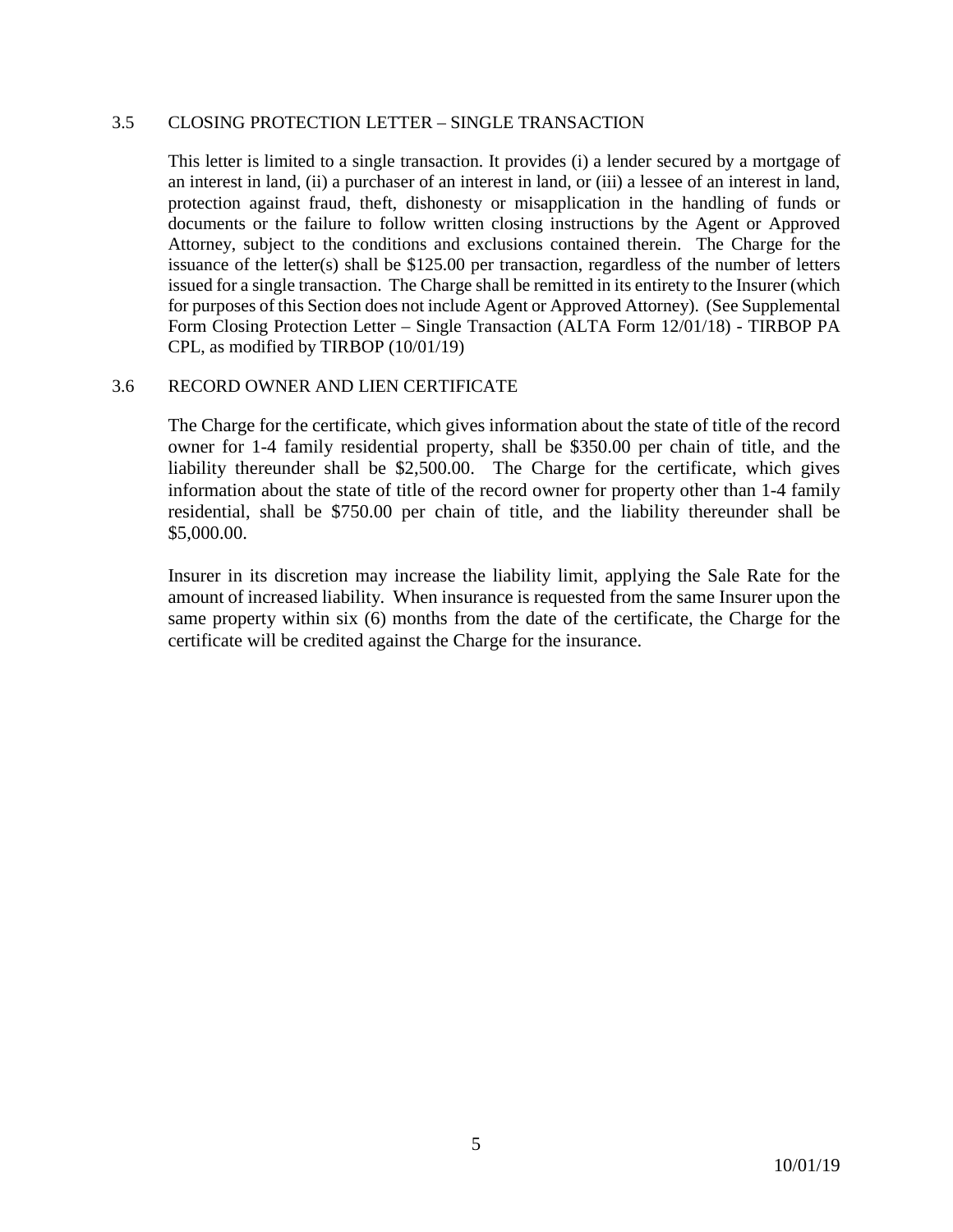### 3.5 CLOSING PROTECTION LETTER – SINGLE TRANSACTION

This letter is limited to a single transaction. It provides (i) a lender secured by a mortgage of an interest in land, (ii) a purchaser of an interest in land, or (iii) a lessee of an interest in land, protection against fraud, theft, dishonesty or misapplication in the handling of funds or documents or the failure to follow written closing instructions by the Agent or Approved Attorney, subject to the conditions and exclusions contained therein. The Charge for the issuance of the letter(s) shall be $125.00 per transaction, regardless of the number of letters issued for a single transaction. The Charge shall be remitted in its entirety to the Insurer (which for purposes of this Section does not include Agent or Approved Attorney). (See Supplemental Form Closing Protection Letter – Single Transaction (ALTA Form 12/01/18) - TIRBOP PA CPL, as modified by TIRBOP (10/01/19)

### 3.6 RECORD OWNER AND LIEN CERTIFICATE

The Charge for the certificate, which gives information about the state of title of the record owner for 1-4 family residential property, shall be $350.00 per chain of title, and the liability thereunder shall be $2,500.00. The Charge for the certificate, which gives information about the state of title of the record owner for property other than 1-4 family residential, shall be $750.00 per chain of title, and the liability thereunder shall be $5,000.00.

Insurer in its discretion may increase the liability limit, applying the Sale Rate for the amount of increased liability. When insurance is requested from the same Insurer upon the same property within six (6) months from the date of the certificate, the Charge for the certificate will be credited against the Charge for the insurance.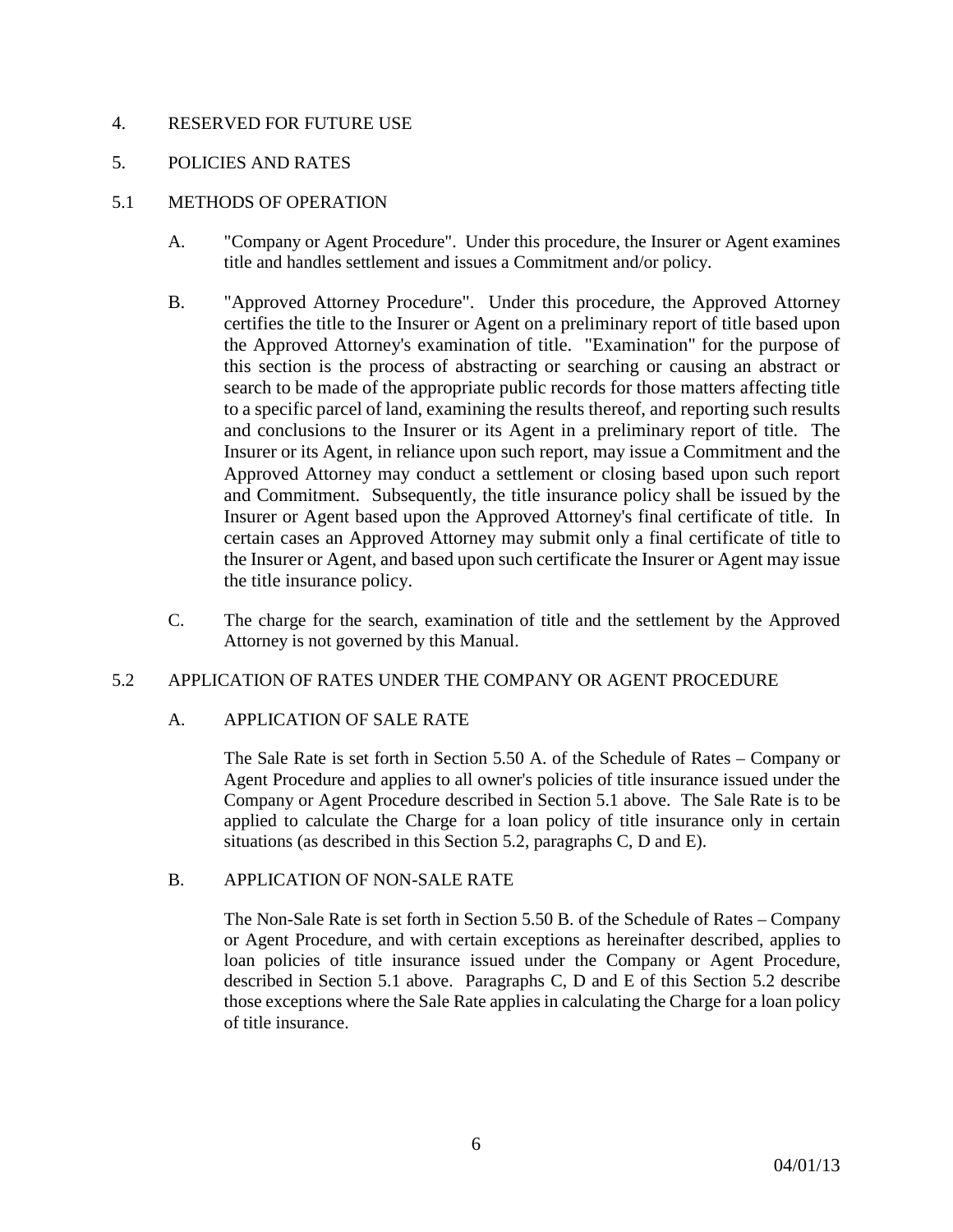## 4. RESERVED FOR FUTURE USE

## 5. POLICIES AND RATES

### 5.1 METHODS OF OPERATION

A. "Company or Agent Procedure". Under this procedure, the Insurer or Agent examines title and handles settlement and issues a Commitment and/or policy.

B. "Approved Attorney Procedure". Under this procedure, the Approved Attorney certifies the title to the Insurer or Agent on a preliminary report of title based upon the Approved Attorney's examination of title. "Examination" for the purpose of this section is the process of abstracting or searching or causing an abstract or search to be made of the appropriate public records for those matters affecting title to a specific parcel of land, examining the results thereof, and reporting such results and conclusions to the Insurer or its Agent in a preliminary report of title. The Insurer or its Agent, in reliance upon such report, may issue a Commitment and the Approved Attorney may conduct a settlement or closing based upon such report and Commitment. Subsequently, the title insurance policy shall be issued by the Insurer or Agent based upon the Approved Attorney's final certificate of title. In certain cases an Approved Attorney may submit only a final certificate of title to the Insurer or Agent, and based upon such certificate the Insurer or Agent may issue the title insurance policy.

C. The charge for the search, examination of title and the settlement by the Approved Attorney is not governed by this Manual.

### 5.2 APPLICATION OF RATES UNDER THE COMPANY OR AGENT PROCEDURE

#### A. APPLICATION OF SALE RATE

The Sale Rate is set forth in Section 5.50 A. of the Schedule of Rates – Company or Agent Procedure and applies to all owner's policies of title insurance issued under the Company or Agent Procedure described in Section 5.1 above. The Sale Rate is to be applied to calculate the Charge for a loan policy of title insurance only in certain situations (as described in this Section 5.2, paragraphs C, D and E).

#### B. APPLICATION OF NON-SALE RATE

The Non-Sale Rate is set forth in Section 5.50 B. of the Schedule of Rates – Company or Agent Procedure, and with certain exceptions as hereinafter described, applies to loan policies of title insurance issued under the Company or Agent Procedure, described in Section 5.1 above. Paragraphs C, D and E of this Section 5.2 describe those exceptions where the Sale Rate applies in calculating the Charge for a loan policy of title insurance.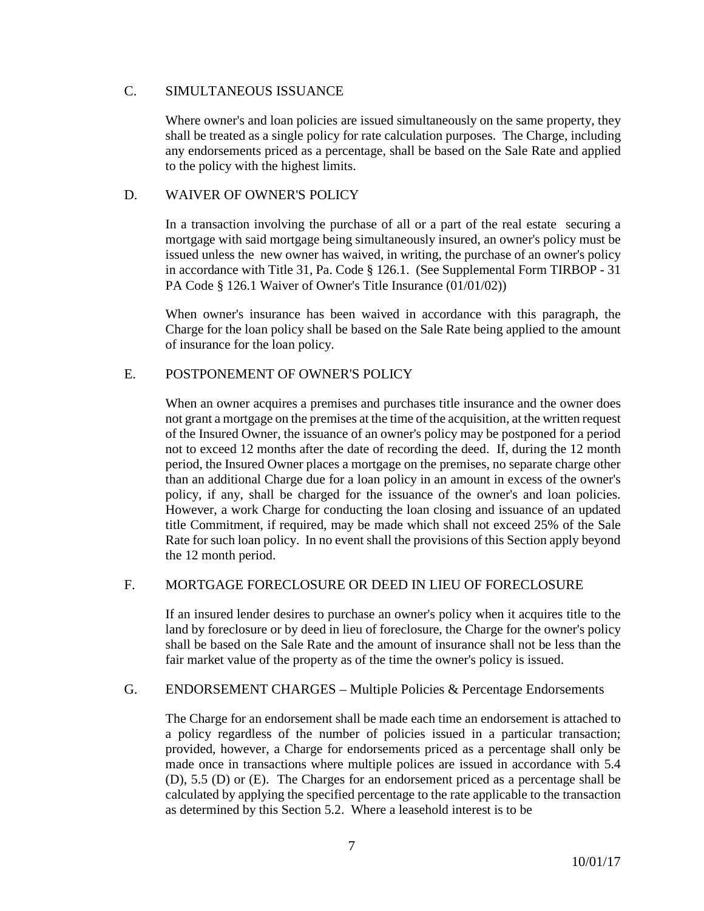### C. SIMULTANEOUS ISSUANCE

Where owner's and loan policies are issued simultaneously on the same property, they shall be treated as a single policy for rate calculation purposes. The Charge, including any endorsements priced as a percentage, shall be based on the Sale Rate and applied to the policy with the highest limits.

### D. WAIVER OF OWNER'S POLICY

In a transaction involving the purchase of all or a part of the real estate securing a mortgage with said mortgage being simultaneously insured, an owner's policy must be issued unless the new owner has waived, in writing, the purchase of an owner's policy in accordance with Title 31, Pa. Code § 126.1. (See Supplemental Form TIRBOP - 31 PA Code § 126.1 Waiver of Owner's Title Insurance (01/01/02))

When owner's insurance has been waived in accordance with this paragraph, the Charge for the loan policy shall be based on the Sale Rate being applied to the amount of insurance for the loan policy.

### E. POSTPONEMENT OF OWNER'S POLICY

When an owner acquires a premises and purchases title insurance and the owner does not grant a mortgage on the premises at the time of the acquisition, at the written request of the Insured Owner, the issuance of an owner's policy may be postponed for a period not to exceed 12 months after the date of recording the deed. If, during the 12 month period, the Insured Owner places a mortgage on the premises, no separate charge other than an additional Charge due for a loan policy in an amount in excess of the owner's policy, if any, shall be charged for the issuance of the owner's and loan policies. However, a work Charge for conducting the loan closing and issuance of an updated title Commitment, if required, may be made which shall not exceed 25% of the Sale Rate for such loan policy. In no event shall the provisions of this Section apply beyond the 12 month period.

### F. MORTGAGE FORECLOSURE OR DEED IN LIEU OF FORECLOSURE

If an insured lender desires to purchase an owner's policy when it acquires title to the land by foreclosure or by deed in lieu of foreclosure, the Charge for the owner's policy shall be based on the Sale Rate and the amount of insurance shall not be less than the fair market value of the property as of the time the owner's policy is issued.

### G. ENDORSEMENT CHARGES – Multiple Policies & Percentage Endorsements

The Charge for an endorsement shall be made each time an endorsement is attached to a policy regardless of the number of policies issued in a particular transaction; provided, however, a Charge for endorsements priced as a percentage shall only be made once in transactions where multiple polices are issued in accordance with 5.4 (D), 5.5 (D) or (E). The Charges for an endorsement priced as a percentage shall be calculated by applying the specified percentage to the rate applicable to the transaction as determined by this Section 5.2. Where a leasehold interest is to be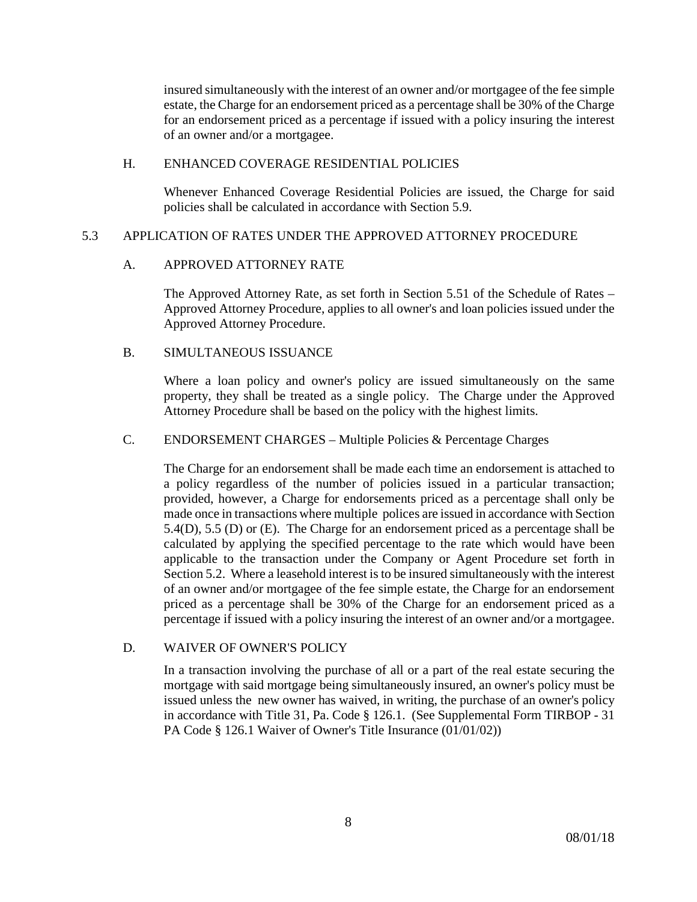insured simultaneously with the interest of an owner and/or mortgagee of the fee simple estate, the Charge for an endorsement priced as a percentage shall be 30% of the Charge for an endorsement priced as a percentage if issued with a policy insuring the interest of an owner and/or a mortgagee.

H. ENHANCED COVERAGE RESIDENTIAL POLICIES

Whenever Enhanced Coverage Residential Policies are issued, the Charge for said policies shall be calculated in accordance with Section 5.9.

## 5.3 APPLICATION OF RATES UNDER THE APPROVED ATTORNEY PROCEDURE

A. APPROVED ATTORNEY RATE

The Approved Attorney Rate, as set forth in Section 5.51 of the Schedule of Rates – Approved Attorney Procedure, applies to all owner's and loan policies issued under the Approved Attorney Procedure.

B. SIMULTANEOUS ISSUANCE

Where a loan policy and owner's policy are issued simultaneously on the same property, they shall be treated as a single policy. The Charge under the Approved Attorney Procedure shall be based on the policy with the highest limits.

C. ENDORSEMENT CHARGES – Multiple Policies & Percentage Charges

The Charge for an endorsement shall be made each time an endorsement is attached to a policy regardless of the number of policies issued in a particular transaction; provided, however, a Charge for endorsements priced as a percentage shall only be made once in transactions where multiple polices are issued in accordance with Section 5.4(D), 5.5 (D) or (E). The Charge for an endorsement priced as a percentage shall be calculated by applying the specified percentage to the rate which would have been applicable to the transaction under the Company or Agent Procedure set forth in Section 5.2. Where a leasehold interest is to be insured simultaneously with the interest of an owner and/or mortgagee of the fee simple estate, the Charge for an endorsement priced as a percentage shall be 30% of the Charge for an endorsement priced as a percentage if issued with a policy insuring the interest of an owner and/or a mortgagee.

D. WAIVER OF OWNER'S POLICY

In a transaction involving the purchase of all or a part of the real estate securing the mortgage with said mortgage being simultaneously insured, an owner's policy must be issued unless the new owner has waived, in writing, the purchase of an owner's policy in accordance with Title 31, Pa. Code § 126.1. (See Supplemental Form TIRBOP - 31 PA Code § 126.1 Waiver of Owner's Title Insurance (01/01/02))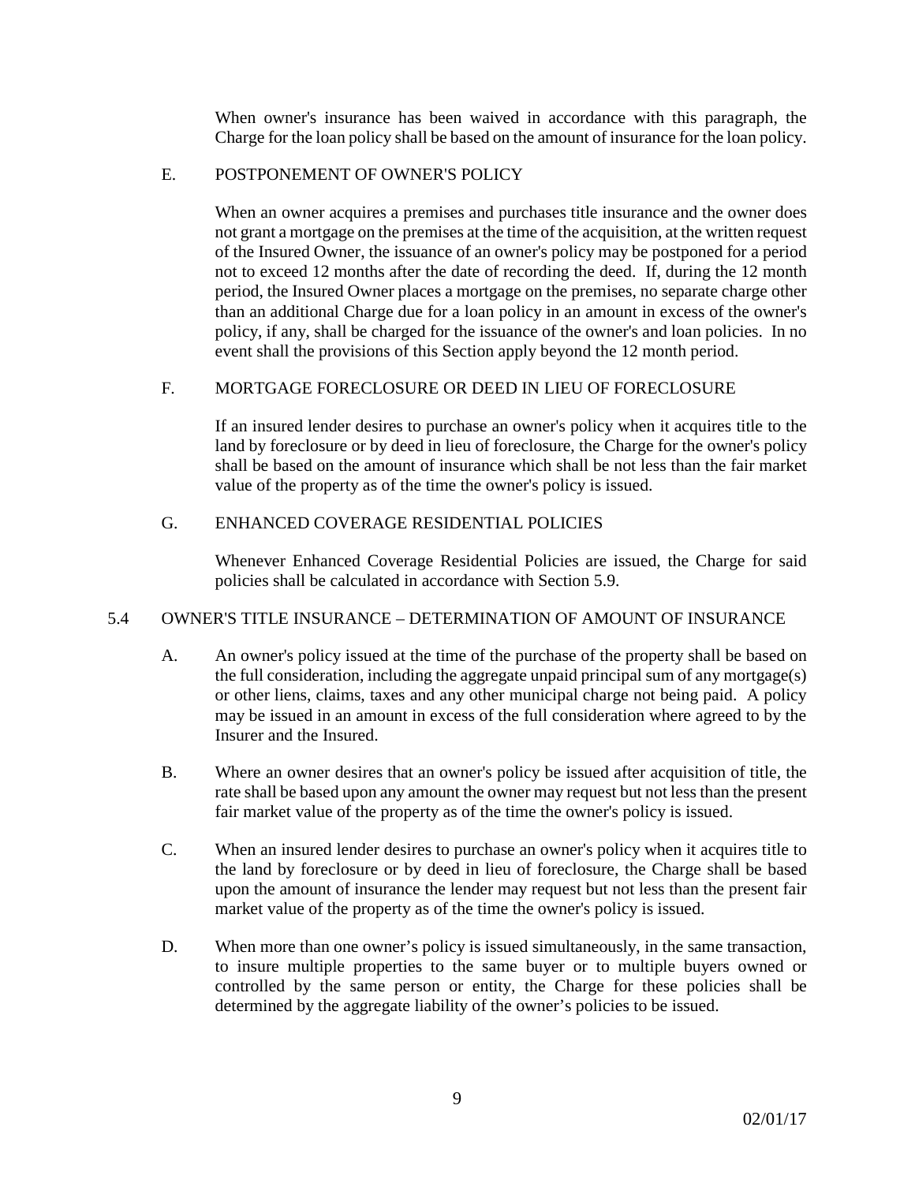When owner's insurance has been waived in accordance with this paragraph, the Charge for the loan policy shall be based on the amount of insurance for the loan policy.

### E. POSTPONEMENT OF OWNER'S POLICY

When an owner acquires a premises and purchases title insurance and the owner does not grant a mortgage on the premises at the time of the acquisition, at the written request of the Insured Owner, the issuance of an owner's policy may be postponed for a period not to exceed 12 months after the date of recording the deed. If, during the 12 month period, the Insured Owner places a mortgage on the premises, no separate charge other than an additional Charge due for a loan policy in an amount in excess of the owner's policy, if any, shall be charged for the issuance of the owner's and loan policies. In no event shall the provisions of this Section apply beyond the 12 month period.

### F. MORTGAGE FORECLOSURE OR DEED IN LIEU OF FORECLOSURE

If an insured lender desires to purchase an owner's policy when it acquires title to the land by foreclosure or by deed in lieu of foreclosure, the Charge for the owner's policy shall be based on the amount of insurance which shall be not less than the fair market value of the property as of the time the owner's policy is issued.

### G. ENHANCED COVERAGE RESIDENTIAL POLICIES

Whenever Enhanced Coverage Residential Policies are issued, the Charge for said policies shall be calculated in accordance with Section 5.9.

## 5.4 OWNER'S TITLE INSURANCE – DETERMINATION OF AMOUNT OF INSURANCE

A. An owner's policy issued at the time of the purchase of the property shall be based on the full consideration, including the aggregate unpaid principal sum of any mortgage(s) or other liens, claims, taxes and any other municipal charge not being paid. A policy may be issued in an amount in excess of the full consideration where agreed to by the Insurer and the Insured.

B. Where an owner desires that an owner's policy be issued after acquisition of title, the rate shall be based upon any amount the owner may request but not less than the present fair market value of the property as of the time the owner's policy is issued.

C. When an insured lender desires to purchase an owner's policy when it acquires title to the land by foreclosure or by deed in lieu of foreclosure, the Charge shall be based upon the amount of insurance the lender may request but not less than the present fair market value of the property as of the time the owner's policy is issued.

D. When more than one owner's policy is issued simultaneously, in the same transaction, to insure multiple properties to the same buyer or to multiple buyers owned or controlled by the same person or entity, the Charge for these policies shall be determined by the aggregate liability of the owner's policies to be issued.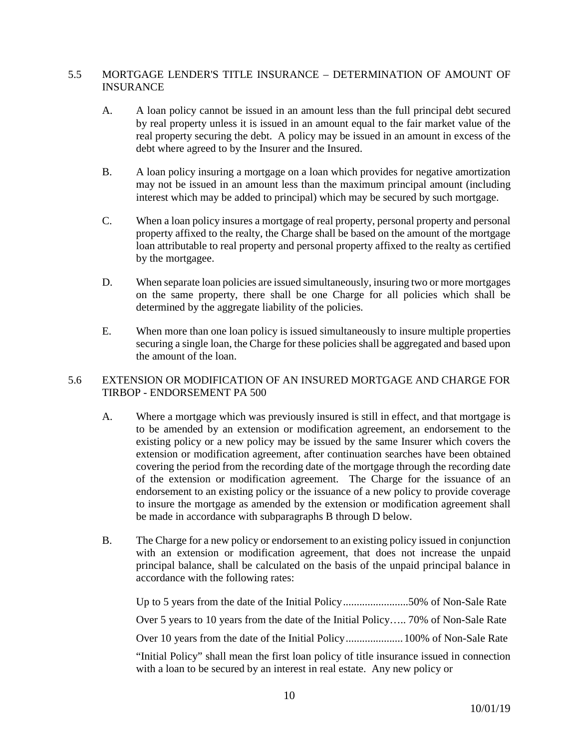## 5.5 MORTGAGE LENDER'S TITLE INSURANCE – DETERMINATION OF AMOUNT OF INSURANCE

A. A loan policy cannot be issued in an amount less than the full principal debt secured by real property unless it is issued in an amount equal to the fair market value of the real property securing the debt. A policy may be issued in an amount in excess of the debt where agreed to by the Insurer and the Insured.

B. A loan policy insuring a mortgage on a loan which provides for negative amortization may not be issued in an amount less than the maximum principal amount (including interest which may be added to principal) which may be secured by such mortgage.

C. When a loan policy insures a mortgage of real property, personal property and personal property affixed to the realty, the Charge shall be based on the amount of the mortgage loan attributable to real property and personal property affixed to the realty as certified by the mortgagee.

D. When separate loan policies are issued simultaneously, insuring two or more mortgages on the same property, there shall be one Charge for all policies which shall be determined by the aggregate liability of the policies.

E. When more than one loan policy is issued simultaneously to insure multiple properties securing a single loan, the Charge for these policies shall be aggregated and based upon the amount of the loan.

## 5.6 EXTENSION OR MODIFICATION OF AN INSURED MORTGAGE AND CHARGE FOR TIRBOP - ENDORSEMENT PA 500

A. Where a mortgage which was previously insured is still in effect, and that mortgage is to be amended by an extension or modification agreement, an endorsement to the existing policy or a new policy may be issued by the same Insurer which covers the extension or modification agreement, after continuation searches have been obtained covering the period from the recording date of the mortgage through the recording date of the extension or modification agreement. The Charge for the issuance of an endorsement to an existing policy or the issuance of a new policy to provide coverage to insure the mortgage as amended by the extension or modification agreement shall be made in accordance with subparagraphs B through D below.

B. The Charge for a new policy or endorsement to an existing policy issued in conjunction with an extension or modification agreement, that does not increase the unpaid principal balance, shall be calculated on the basis of the unpaid principal balance in accordance with the following rates:

Up to 5 years from the date of the Initial Policy........................50% of Non-Sale Rate

Over 5 years to 10 years from the date of the Initial Policy….. 70% of Non-Sale Rate

Over 10 years from the date of the Initial Policy.....................100% of Non-Sale Rate

"Initial Policy" shall mean the first loan policy of title insurance issued in connection with a loan to be secured by an interest in real estate. Any new policy or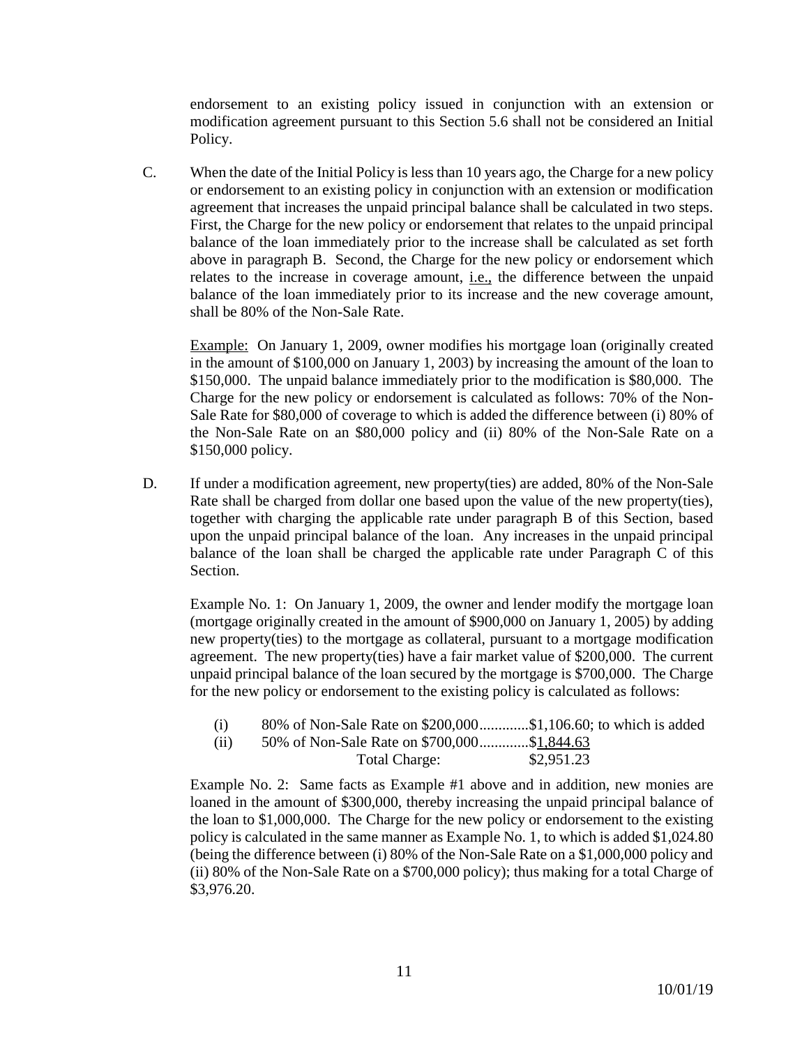endorsement to an existing policy issued in conjunction with an extension or modification agreement pursuant to this Section 5.6 shall not be considered an Initial Policy.

C. When the date of the Initial Policy is less than 10 years ago, the Charge for a new policy or endorsement to an existing policy in conjunction with an extension or modification agreement that increases the unpaid principal balance shall be calculated in two steps. First, the Charge for the new policy or endorsement that relates to the unpaid principal balance of the loan immediately prior to the increase shall be calculated as set forth above in paragraph B. Second, the Charge for the new policy or endorsement which relates to the increase in coverage amount, i.e., the difference between the unpaid balance of the loan immediately prior to its increase and the new coverage amount, shall be 80% of the Non-Sale Rate.

   Example: On January 1, 2009, owner modifies his mortgage loan (originally created in the amount of $100,000 on January 1, 2003) by increasing the amount of the loan to $150,000. The unpaid balance immediately prior to the modification is $80,000. The Charge for the new policy or endorsement is calculated as follows: 70% of the Non-Sale Rate for $80,000 of coverage to which is added the difference between (i) 80% of the Non-Sale Rate on an $80,000 policy and (ii) 80% of the Non-Sale Rate on a $150,000 policy.

D. If under a modification agreement, new property(ties) are added, 80% of the Non-Sale Rate shall be charged from dollar one based upon the value of the new property(ties), together with charging the applicable rate under paragraph B of this Section, based upon the unpaid principal balance of the loan. Any increases in the unpaid principal balance of the loan shall be charged the applicable rate under Paragraph C of this Section.

   Example No. 1: On January 1, 2009, the owner and lender modify the mortgage loan (mortgage originally created in the amount of $900,000 on January 1, 2005) by adding new property(ties) to the mortgage as collateral, pursuant to a mortgage modification agreement. The new property(ties) have a fair market value of $200,000. The current unpaid principal balance of the loan secured by the mortgage is $700,000. The Charge for the new policy or endorsement to the existing policy is calculated as follows:

   (i) 80% of Non-Sale Rate on $200,000.............$1,106.60; to which is added
   (ii) 50% of Non-Sale Rate on $700,000.............$1,844.63
   Total Charge: $2,951.23

   Example No. 2: Same facts as Example #1 above and in addition, new monies are loaned in the amount of $300,000, thereby increasing the unpaid principal balance of the loan to $1,000,000. The Charge for the new policy or endorsement to the existing policy is calculated in the same manner as Example No. 1, to which is added $1,024.80 (being the difference between (i) 80% of the Non-Sale Rate on a $1,000,000 policy and (ii) 80% of the Non-Sale Rate on a $700,000 policy); thus making for a total Charge of $3,976.20.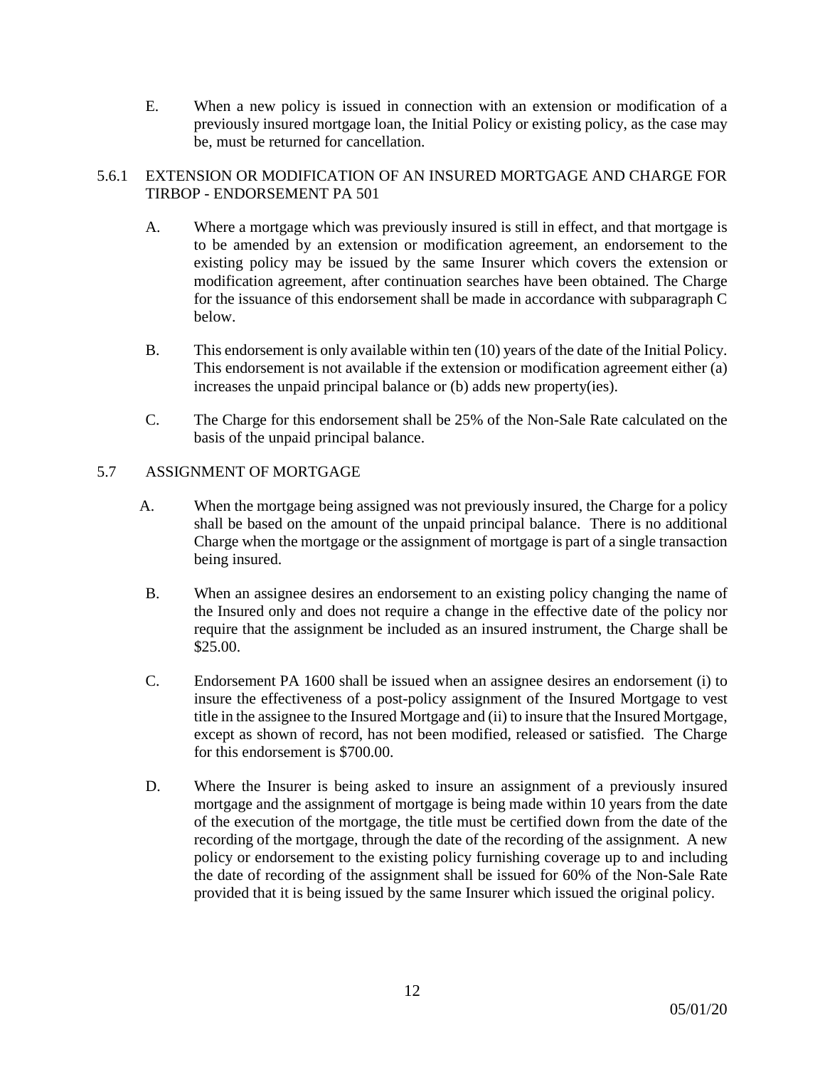E. When a new policy is issued in connection with an extension or modification of a previously insured mortgage loan, the Initial Policy or existing policy, as the case may be, must be returned for cancellation.

### 5.6.1 EXTENSION OR MODIFICATION OF AN INSURED MORTGAGE AND CHARGE FOR TIRBOP - ENDORSEMENT PA 501

A. Where a mortgage which was previously insured is still in effect, and that mortgage is to be amended by an extension or modification agreement, an endorsement to the existing policy may be issued by the same Insurer which covers the extension or modification agreement, after continuation searches have been obtained. The Charge for the issuance of this endorsement shall be made in accordance with subparagraph C below.

B. This endorsement is only available within ten (10) years of the date of the Initial Policy. This endorsement is not available if the extension or modification agreement either (a) increases the unpaid principal balance or (b) adds new property(ies).

C. The Charge for this endorsement shall be 25% of the Non-Sale Rate calculated on the basis of the unpaid principal balance.

### 5.7 ASSIGNMENT OF MORTGAGE

A. When the mortgage being assigned was not previously insured, the Charge for a policy shall be based on the amount of the unpaid principal balance. There is no additional Charge when the mortgage or the assignment of mortgage is part of a single transaction being insured.

B. When an assignee desires an endorsement to an existing policy changing the name of the Insured only and does not require a change in the effective date of the policy nor require that the assignment be included as an insured instrument, the Charge shall be $25.00.

C. Endorsement PA 1600 shall be issued when an assignee desires an endorsement (i) to insure the effectiveness of a post-policy assignment of the Insured Mortgage to vest title in the assignee to the Insured Mortgage and (ii) to insure that the Insured Mortgage, except as shown of record, has not been modified, released or satisfied. The Charge for this endorsement is $700.00.

D. Where the Insurer is being asked to insure an assignment of a previously insured mortgage and the assignment of mortgage is being made within 10 years from the date of the execution of the mortgage, the title must be certified down from the date of the recording of the mortgage, through the date of the recording of the assignment. A new policy or endorsement to the existing policy furnishing coverage up to and including the date of recording of the assignment shall be issued for 60% of the Non-Sale Rate provided that it is being issued by the same Insurer which issued the original policy.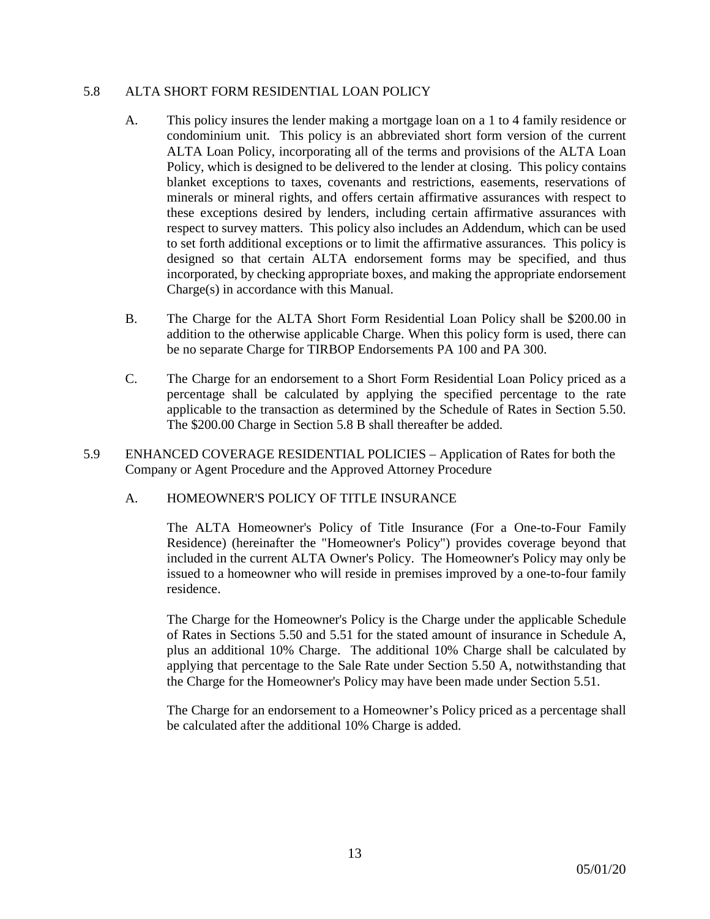## 5.8 ALTA SHORT FORM RESIDENTIAL LOAN POLICY

A. This policy insures the lender making a mortgage loan on a 1 to 4 family residence or condominium unit. This policy is an abbreviated short form version of the current ALTA Loan Policy, incorporating all of the terms and provisions of the ALTA Loan Policy, which is designed to be delivered to the lender at closing. This policy contains blanket exceptions to taxes, covenants and restrictions, easements, reservations of minerals or mineral rights, and offers certain affirmative assurances with respect to these exceptions desired by lenders, including certain affirmative assurances with respect to survey matters. This policy also includes an Addendum, which can be used to set forth additional exceptions or to limit the affirmative assurances. This policy is designed so that certain ALTA endorsement forms may be specified, and thus incorporated, by checking appropriate boxes, and making the appropriate endorsement Charge(s) in accordance with this Manual.

B. The Charge for the ALTA Short Form Residential Loan Policy shall be $200.00 in addition to the otherwise applicable Charge. When this policy form is used, there can be no separate Charge for TIRBOP Endorsements PA 100 and PA 300.

C. The Charge for an endorsement to a Short Form Residential Loan Policy priced as a percentage shall be calculated by applying the specified percentage to the rate applicable to the transaction as determined by the Schedule of Rates in Section 5.50. The $200.00 Charge in Section 5.8 B shall thereafter be added.

## 5.9 ENHANCED COVERAGE RESIDENTIAL POLICIES – Application of Rates for both the Company or Agent Procedure and the Approved Attorney Procedure

### A. HOMEOWNER'S POLICY OF TITLE INSURANCE

The ALTA Homeowner's Policy of Title Insurance (For a One-to-Four Family Residence) (hereinafter the "Homeowner's Policy") provides coverage beyond that included in the current ALTA Owner's Policy. The Homeowner's Policy may only be issued to a homeowner who will reside in premises improved by a one-to-four family residence.

The Charge for the Homeowner's Policy is the Charge under the applicable Schedule of Rates in Sections 5.50 and 5.51 for the stated amount of insurance in Schedule A, plus an additional 10% Charge. The additional 10% Charge shall be calculated by applying that percentage to the Sale Rate under Section 5.50 A, notwithstanding that the Charge for the Homeowner's Policy may have been made under Section 5.51.

The Charge for an endorsement to a Homeowner's Policy priced as a percentage shall be calculated after the additional 10% Charge is added.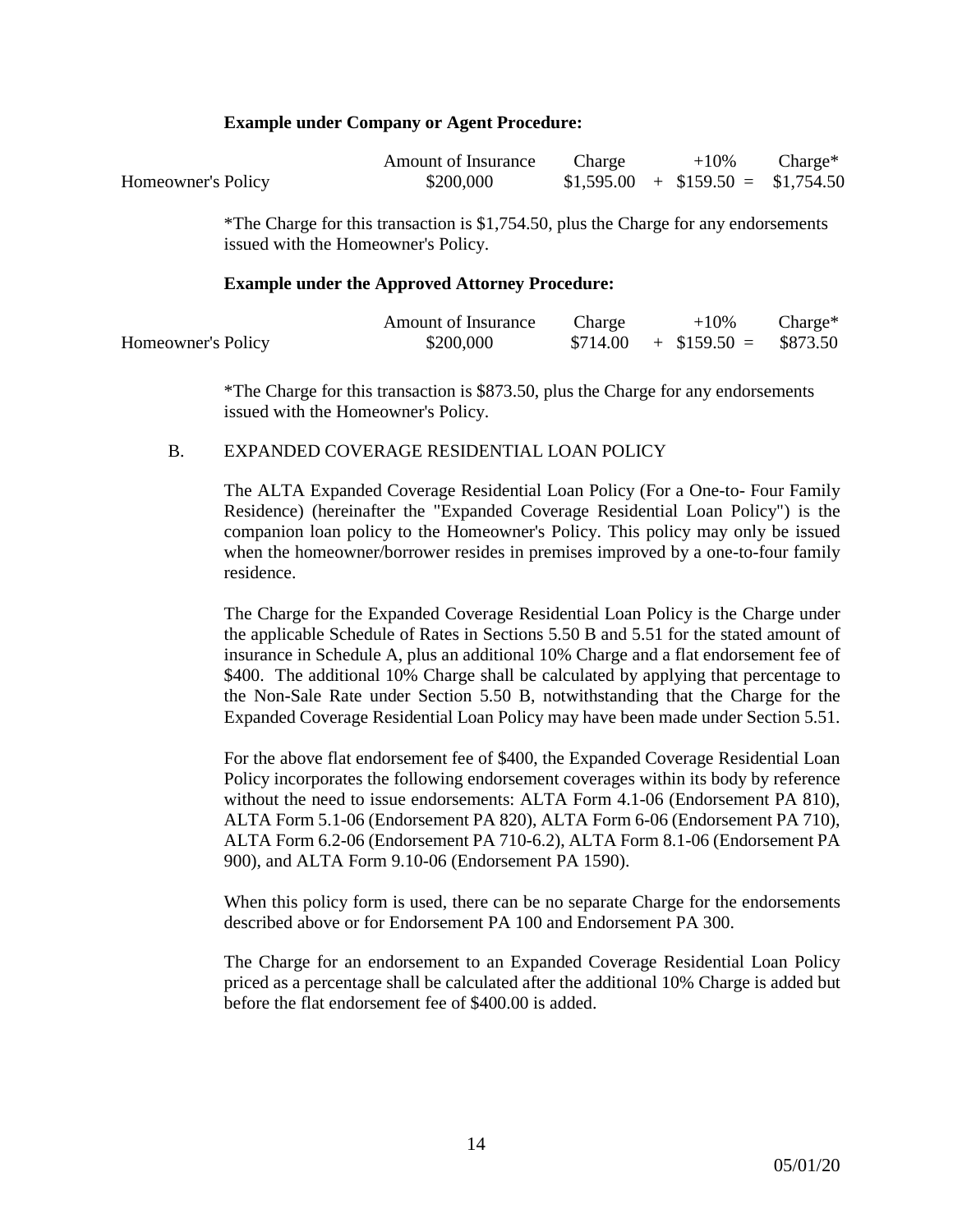**Example under Company or Agent Procedure:**

| | Amount of Insurance | Charge | | +10% | | Charge* |
|---|---|---|---|---|---|---|
| Homeowner's Policy | $200,000 | $1,595.00 | + | $159.50 | = | $1,754.50 |

*The Charge for this transaction is $1,754.50, plus the Charge for any endorsements issued with the Homeowner's Policy.

**Example under the Approved Attorney Procedure:**

| | Amount of Insurance | Charge | | +10% | | Charge* |
|---|---|---|---|---|---|---|
| Homeowner's Policy | $200,000 | $714.00 | + | $159.50 | = | $873.50 |

*The Charge for this transaction is $873.50, plus the Charge for any endorsements issued with the Homeowner's Policy.

B. EXPANDED COVERAGE RESIDENTIAL LOAN POLICY

The ALTA Expanded Coverage Residential Loan Policy (For a One-to- Four Family Residence) (hereinafter the "Expanded Coverage Residential Loan Policy") is the companion loan policy to the Homeowner's Policy. This policy may only be issued when the homeowner/borrower resides in premises improved by a one-to-four family residence.

The Charge for the Expanded Coverage Residential Loan Policy is the Charge under the applicable Schedule of Rates in Sections 5.50 B and 5.51 for the stated amount of insurance in Schedule A, plus an additional 10% Charge and a flat endorsement fee of $400. The additional 10% Charge shall be calculated by applying that percentage to the Non-Sale Rate under Section 5.50 B, notwithstanding that the Charge for the Expanded Coverage Residential Loan Policy may have been made under Section 5.51.

For the above flat endorsement fee of $400, the Expanded Coverage Residential Loan Policy incorporates the following endorsement coverages within its body by reference without the need to issue endorsements: ALTA Form 4.1-06 (Endorsement PA 810), ALTA Form 5.1-06 (Endorsement PA 820), ALTA Form 6-06 (Endorsement PA 710), ALTA Form 6.2-06 (Endorsement PA 710-6.2), ALTA Form 8.1-06 (Endorsement PA 900), and ALTA Form 9.10-06 (Endorsement PA 1590).

When this policy form is used, there can be no separate Charge for the endorsements described above or for Endorsement PA 100 and Endorsement PA 300.

The Charge for an endorsement to an Expanded Coverage Residential Loan Policy priced as a percentage shall be calculated after the additional 10% Charge is added but before the flat endorsement fee of $400.00 is added.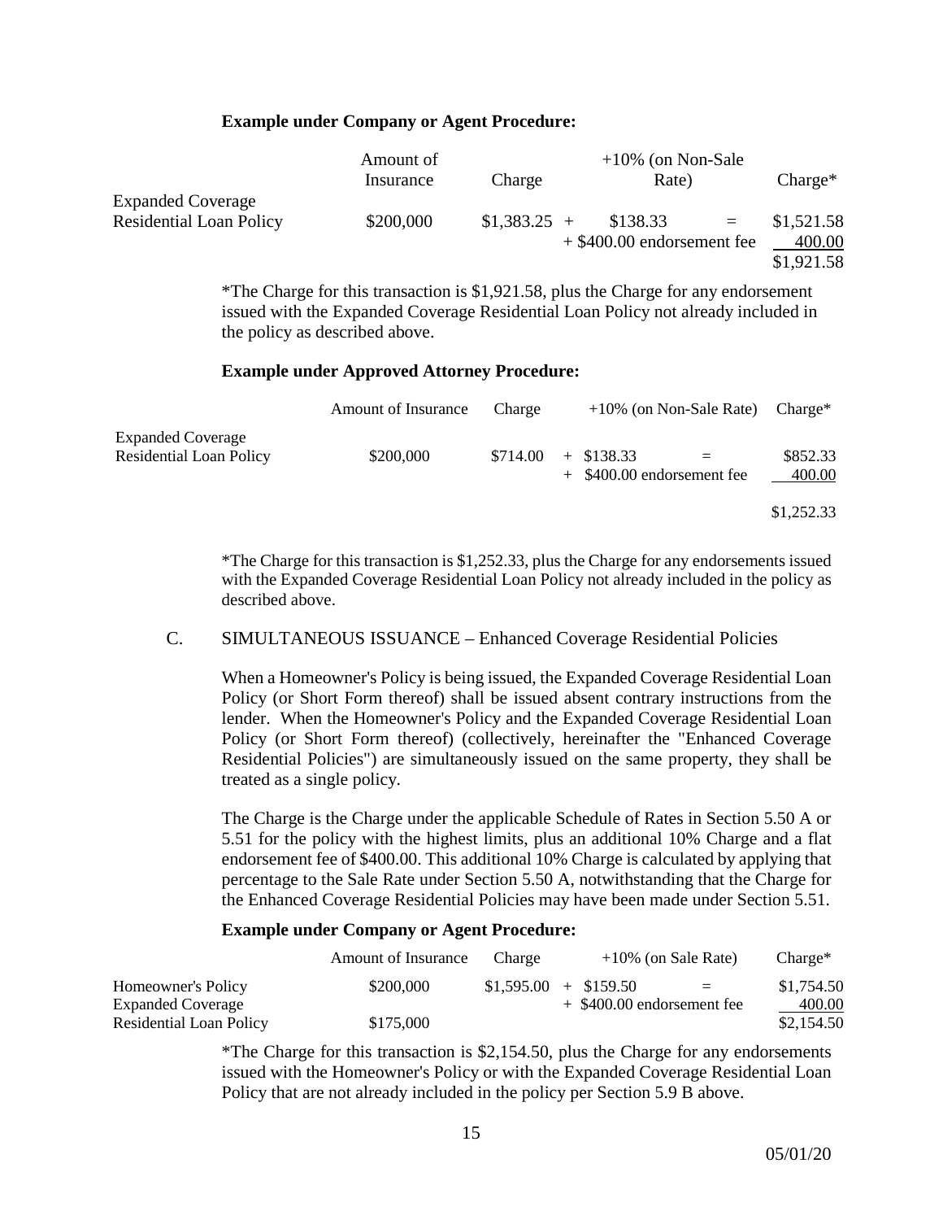**Example under Company or Agent Procedure:**

| | Amount of Insurance | Charge | +10% (on Non-Sale Rate) | | Charge* |
|---|---|---|---|---|---|
| Expanded Coverage Residential Loan Policy | $200,000 | $1,383.25 + | $138.33 | = | $1,521.58 |
| | | | + $400.00 endorsement fee | | 400.00 |
| | | | | | $1,921.58 |

*The Charge for this transaction is $1,921.58, plus the Charge for any endorsement issued with the Expanded Coverage Residential Loan Policy not already included in the policy as described above.

**Example under Approved Attorney Procedure:**

| | Amount of Insurance | Charge | +10% (on Non-Sale Rate) | | Charge* |
|---|---|---|---|---|---|
| Expanded Coverage Residential Loan Policy | $200,000 | $714.00 | + $138.33 | = | $852.33 |
| | | | + $400.00 endorsement fee | | 400.00 |
| | | | | | $1,252.33 |

*The Charge for this transaction is $1,252.33, plus the Charge for any endorsements issued with the Expanded Coverage Residential Loan Policy not already included in the policy as described above.

C. SIMULTANEOUS ISSUANCE – Enhanced Coverage Residential Policies

When a Homeowner's Policy is being issued, the Expanded Coverage Residential Loan Policy (or Short Form thereof) shall be issued absent contrary instructions from the lender. When the Homeowner's Policy and the Expanded Coverage Residential Loan Policy (or Short Form thereof) (collectively, hereinafter the "Enhanced Coverage Residential Policies") are simultaneously issued on the same property, they shall be treated as a single policy.

The Charge is the Charge under the applicable Schedule of Rates in Section 5.50 A or 5.51 for the policy with the highest limits, plus an additional 10% Charge and a flat endorsement fee of $400.00. This additional 10% Charge is calculated by applying that percentage to the Sale Rate under Section 5.50 A, notwithstanding that the Charge for the Enhanced Coverage Residential Policies may have been made under Section 5.51.

**Example under Company or Agent Procedure:**

| | Amount of Insurance | Charge | +10% (on Sale Rate) | | Charge* |
|---|---|---|---|---|---|
| Homeowner's Policy | $200,000 | $1,595.00 | + $159.50 | = | $1,754.50 |
| Expanded Coverage | | | + $400.00 endorsement fee | | 400.00 |
| Residential Loan Policy | $175,000 | | | | $2,154.50 |

*The Charge for this transaction is $2,154.50, plus the Charge for any endorsements issued with the Homeowner's Policy or with the Expanded Coverage Residential Loan Policy that are not already included in the policy per Section 5.9 B above.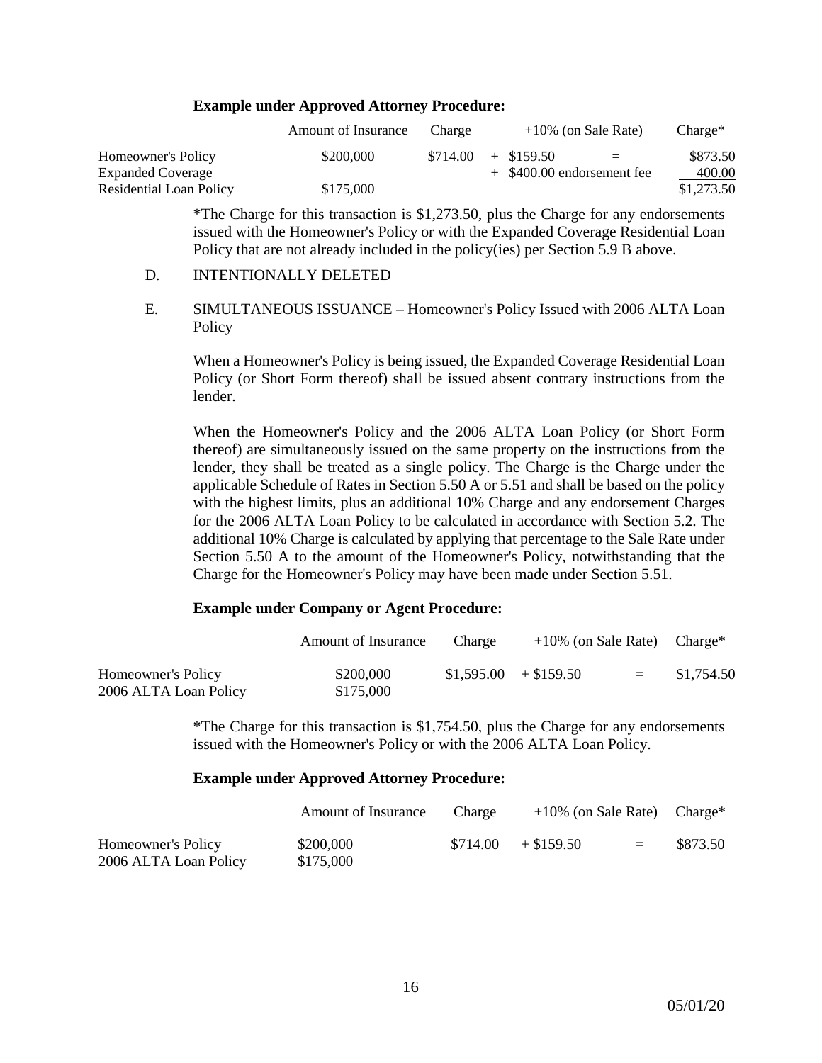**Example under Approved Attorney Procedure:**

| | Amount of Insurance | Charge | +10% (on Sale Rate) | | Charge* |
|---|---|---|---|---|---|
| Homeowner's Policy | $200,000 | $714.00 | + $159.50 | = | $873.50 |
| Expanded Coverage | | | + $400.00 endorsement fee | | 400.00 |
| Residential Loan Policy | $175,000 | | | | $1,273.50 |

*The Charge for this transaction is $1,273.50, plus the Charge for any endorsements issued with the Homeowner's Policy or with the Expanded Coverage Residential Loan Policy that are not already included in the policy(ies) per Section 5.9 B above.

D. INTENTIONALLY DELETED

E. SIMULTANEOUS ISSUANCE – Homeowner's Policy Issued with 2006 ALTA Loan Policy

When a Homeowner's Policy is being issued, the Expanded Coverage Residential Loan Policy (or Short Form thereof) shall be issued absent contrary instructions from the lender.

When the Homeowner's Policy and the 2006 ALTA Loan Policy (or Short Form thereof) are simultaneously issued on the same property on the instructions from the lender, they shall be treated as a single policy. The Charge is the Charge under the applicable Schedule of Rates in Section 5.50 A or 5.51 and shall be based on the policy with the highest limits, plus an additional 10% Charge and any endorsement Charges for the 2006 ALTA Loan Policy to be calculated in accordance with Section 5.2. The additional 10% Charge is calculated by applying that percentage to the Sale Rate under Section 5.50 A to the amount of the Homeowner's Policy, notwithstanding that the Charge for the Homeowner's Policy may have been made under Section 5.51.

**Example under Company or Agent Procedure:**

| | Amount of Insurance | Charge | +10% (on Sale Rate) | | Charge* |
|---|---|---|---|---|---|
| Homeowner's Policy | $200,000 | $1,595.00 | + $159.50 | = | $1,754.50 |
| 2006 ALTA Loan Policy | $175,000 | | | | |

*The Charge for this transaction is $1,754.50, plus the Charge for any endorsements issued with the Homeowner's Policy or with the 2006 ALTA Loan Policy.

**Example under Approved Attorney Procedure:**

| | Amount of Insurance | Charge | +10% (on Sale Rate) | | Charge* |
|---|---|---|---|---|---|
| Homeowner's Policy | $200,000 | $714.00 | + $159.50 | = | $873.50 |
| 2006 ALTA Loan Policy | $175,000 | | | | |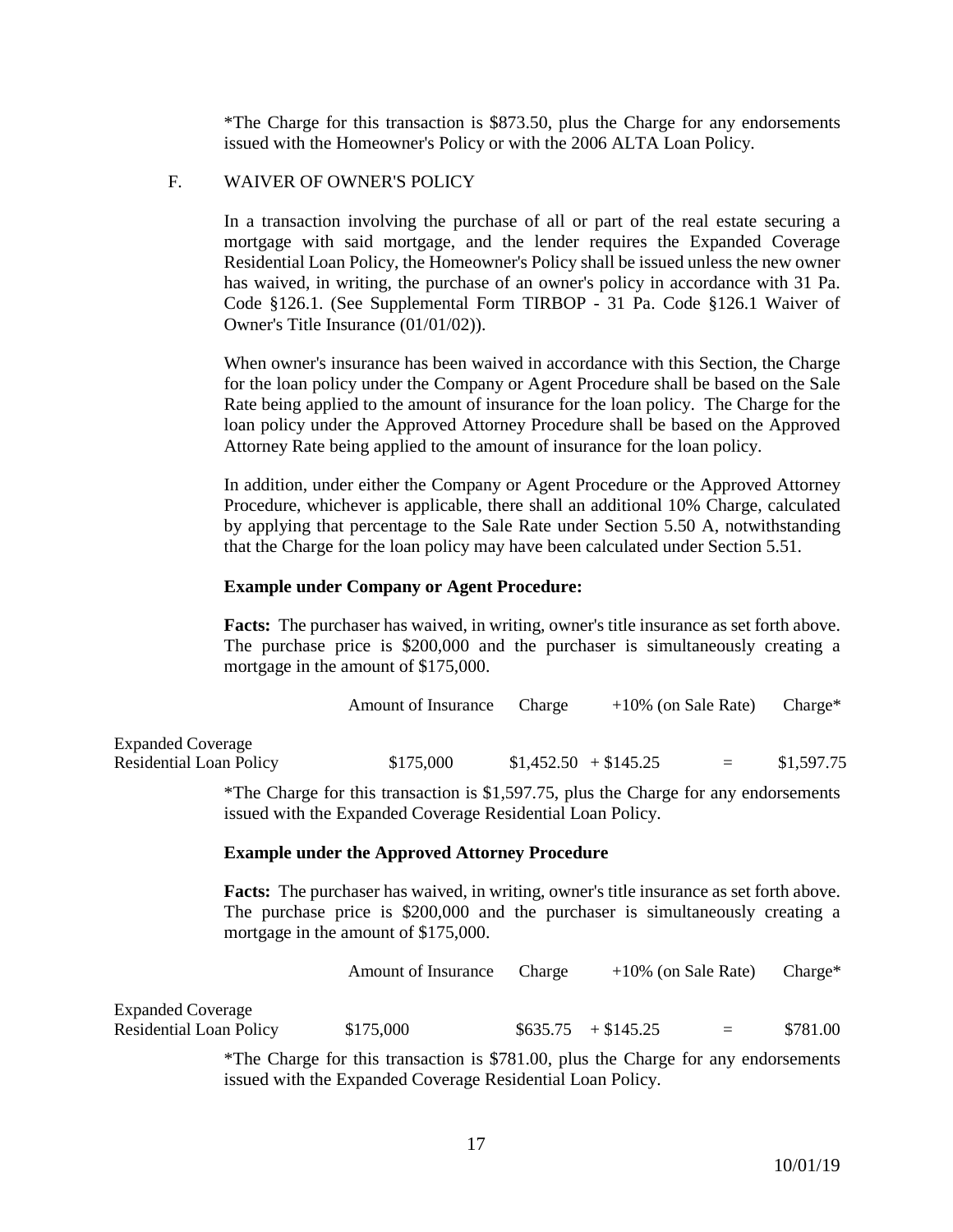*The Charge for this transaction is $873.50, plus the Charge for any endorsements issued with the Homeowner's Policy or with the 2006 ALTA Loan Policy.

F. WAIVER OF OWNER'S POLICY

In a transaction involving the purchase of all or part of the real estate securing a mortgage with said mortgage, and the lender requires the Expanded Coverage Residential Loan Policy, the Homeowner's Policy shall be issued unless the new owner has waived, in writing, the purchase of an owner's policy in accordance with 31 Pa. Code §126.1. (See Supplemental Form TIRBOP - 31 Pa. Code §126.1 Waiver of Owner's Title Insurance (01/01/02)).

When owner's insurance has been waived in accordance with this Section, the Charge for the loan policy under the Company or Agent Procedure shall be based on the Sale Rate being applied to the amount of insurance for the loan policy. The Charge for the loan policy under the Approved Attorney Procedure shall be based on the Approved Attorney Rate being applied to the amount of insurance for the loan policy.

In addition, under either the Company or Agent Procedure or the Approved Attorney Procedure, whichever is applicable, there shall an additional 10% Charge, calculated by applying that percentage to the Sale Rate under Section 5.50 A, notwithstanding that the Charge for the loan policy may have been calculated under Section 5.51.

**Example under Company or Agent Procedure:**

**Facts:** The purchaser has waived, in writing, owner's title insurance as set forth above. The purchase price is $200,000 and the purchaser is simultaneously creating a mortgage in the amount of $175,000.

| | Amount of Insurance | Charge | +10% (on Sale Rate) | | Charge* |
|---|---|---|---|---|---|
| Expanded Coverage Residential Loan Policy | $175,000 | $1,452.50 | + $145.25 | = | $1,597.75 |

*The Charge for this transaction is $1,597.75, plus the Charge for any endorsements issued with the Expanded Coverage Residential Loan Policy.

**Example under the Approved Attorney Procedure**

**Facts:** The purchaser has waived, in writing, owner's title insurance as set forth above. The purchase price is $200,000 and the purchaser is simultaneously creating a mortgage in the amount of $175,000.

| | Amount of Insurance | Charge | +10% (on Sale Rate) | | Charge* |
|---|---|---|---|---|---|
| Expanded Coverage Residential Loan Policy | $175,000 | $635.75 | + $145.25 | = | $781.00 |

*The Charge for this transaction is $781.00, plus the Charge for any endorsements issued with the Expanded Coverage Residential Loan Policy.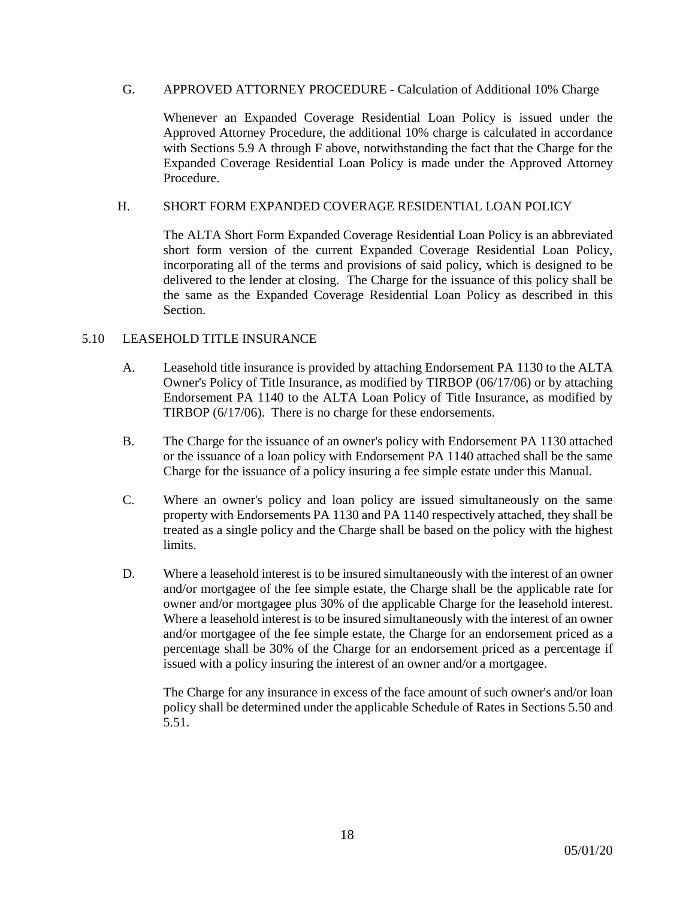G. APPROVED ATTORNEY PROCEDURE - Calculation of Additional 10% Charge

Whenever an Expanded Coverage Residential Loan Policy is issued under the Approved Attorney Procedure, the additional 10% charge is calculated in accordance with Sections 5.9 A through F above, notwithstanding the fact that the Charge for the Expanded Coverage Residential Loan Policy is made under the Approved Attorney Procedure.

H. SHORT FORM EXPANDED COVERAGE RESIDENTIAL LOAN POLICY

The ALTA Short Form Expanded Coverage Residential Loan Policy is an abbreviated short form version of the current Expanded Coverage Residential Loan Policy, incorporating all of the terms and provisions of said policy, which is designed to be delivered to the lender at closing. The Charge for the issuance of this policy shall be the same as the Expanded Coverage Residential Loan Policy as described in this Section.

## 5.10 LEASEHOLD TITLE INSURANCE

A. Leasehold title insurance is provided by attaching Endorsement PA 1130 to the ALTA Owner's Policy of Title Insurance, as modified by TIRBOP (06/17/06) or by attaching Endorsement PA 1140 to the ALTA Loan Policy of Title Insurance, as modified by TIRBOP (6/17/06). There is no charge for these endorsements.

B. The Charge for the issuance of an owner's policy with Endorsement PA 1130 attached or the issuance of a loan policy with Endorsement PA 1140 attached shall be the same Charge for the issuance of a policy insuring a fee simple estate under this Manual.

C. Where an owner's policy and loan policy are issued simultaneously on the same property with Endorsements PA 1130 and PA 1140 respectively attached, they shall be treated as a single policy and the Charge shall be based on the policy with the highest limits.

D. Where a leasehold interest is to be insured simultaneously with the interest of an owner and/or mortgagee of the fee simple estate, the Charge shall be the applicable rate for owner and/or mortgagee plus 30% of the applicable Charge for the leasehold interest. Where a leasehold interest is to be insured simultaneously with the interest of an owner and/or mortgagee of the fee simple estate, the Charge for an endorsement priced as a percentage shall be 30% of the Charge for an endorsement priced as a percentage if issued with a policy insuring the interest of an owner and/or a mortgagee.

The Charge for any insurance in excess of the face amount of such owner's and/or loan policy shall be determined under the applicable Schedule of Rates in Sections 5.50 and 5.51.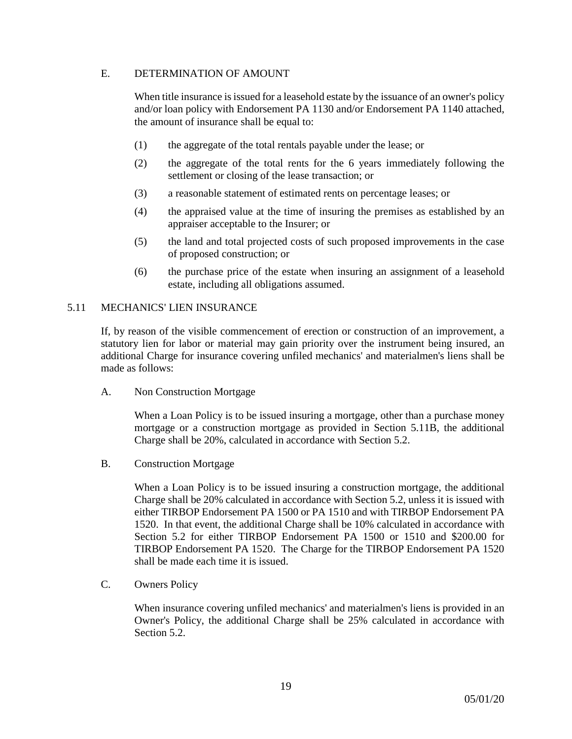### E. DETERMINATION OF AMOUNT

When title insurance is issued for a leasehold estate by the issuance of an owner's policy and/or loan policy with Endorsement PA 1130 and/or Endorsement PA 1140 attached, the amount of insurance shall be equal to:

(1) the aggregate of the total rentals payable under the lease; or

(2) the aggregate of the total rents for the 6 years immediately following the settlement or closing of the lease transaction; or

(3) a reasonable statement of estimated rents on percentage leases; or

(4) the appraised value at the time of insuring the premises as established by an appraiser acceptable to the Insurer; or

(5) the land and total projected costs of such proposed improvements in the case of proposed construction; or

(6) the purchase price of the estate when insuring an assignment of a leasehold estate, including all obligations assumed.

## 5.11 MECHANICS' LIEN INSURANCE

If, by reason of the visible commencement of erection or construction of an improvement, a statutory lien for labor or material may gain priority over the instrument being insured, an additional Charge for insurance covering unfiled mechanics' and materialmen's liens shall be made as follows:

### A. Non Construction Mortgage

When a Loan Policy is to be issued insuring a mortgage, other than a purchase money mortgage or a construction mortgage as provided in Section 5.11B, the additional Charge shall be 20%, calculated in accordance with Section 5.2.

### B. Construction Mortgage

When a Loan Policy is to be issued insuring a construction mortgage, the additional Charge shall be 20% calculated in accordance with Section 5.2, unless it is issued with either TIRBOP Endorsement PA 1500 or PA 1510 and with TIRBOP Endorsement PA 1520. In that event, the additional Charge shall be 10% calculated in accordance with Section 5.2 for either TIRBOP Endorsement PA 1500 or 1510 and $200.00 for TIRBOP Endorsement PA 1520. The Charge for the TIRBOP Endorsement PA 1520 shall be made each time it is issued.

### C. Owners Policy

When insurance covering unfiled mechanics' and materialmen's liens is provided in an Owner's Policy, the additional Charge shall be 25% calculated in accordance with Section 5.2.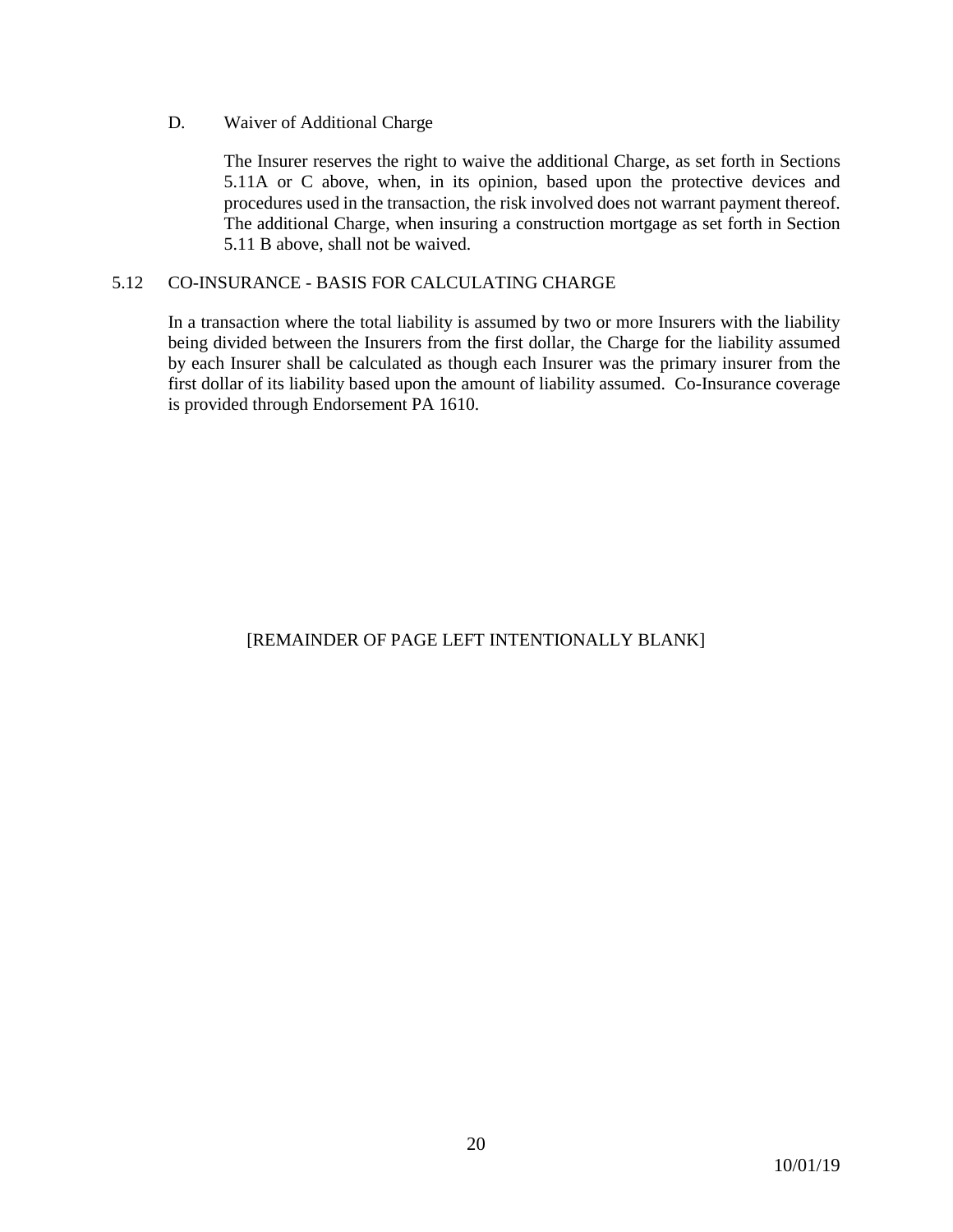D. Waiver of Additional Charge

The Insurer reserves the right to waive the additional Charge, as set forth in Sections 5.11A or C above, when, in its opinion, based upon the protective devices and procedures used in the transaction, the risk involved does not warrant payment thereof. The additional Charge, when insuring a construction mortgage as set forth in Section 5.11 B above, shall not be waived.

## 5.12 CO-INSURANCE - BASIS FOR CALCULATING CHARGE

In a transaction where the total liability is assumed by two or more Insurers with the liability being divided between the Insurers from the first dollar, the Charge for the liability assumed by each Insurer shall be calculated as though each Insurer was the primary insurer from the first dollar of its liability based upon the amount of liability assumed. Co-Insurance coverage is provided through Endorsement PA 1610.

[REMAINDER OF PAGE LEFT INTENTIONALLY BLANK]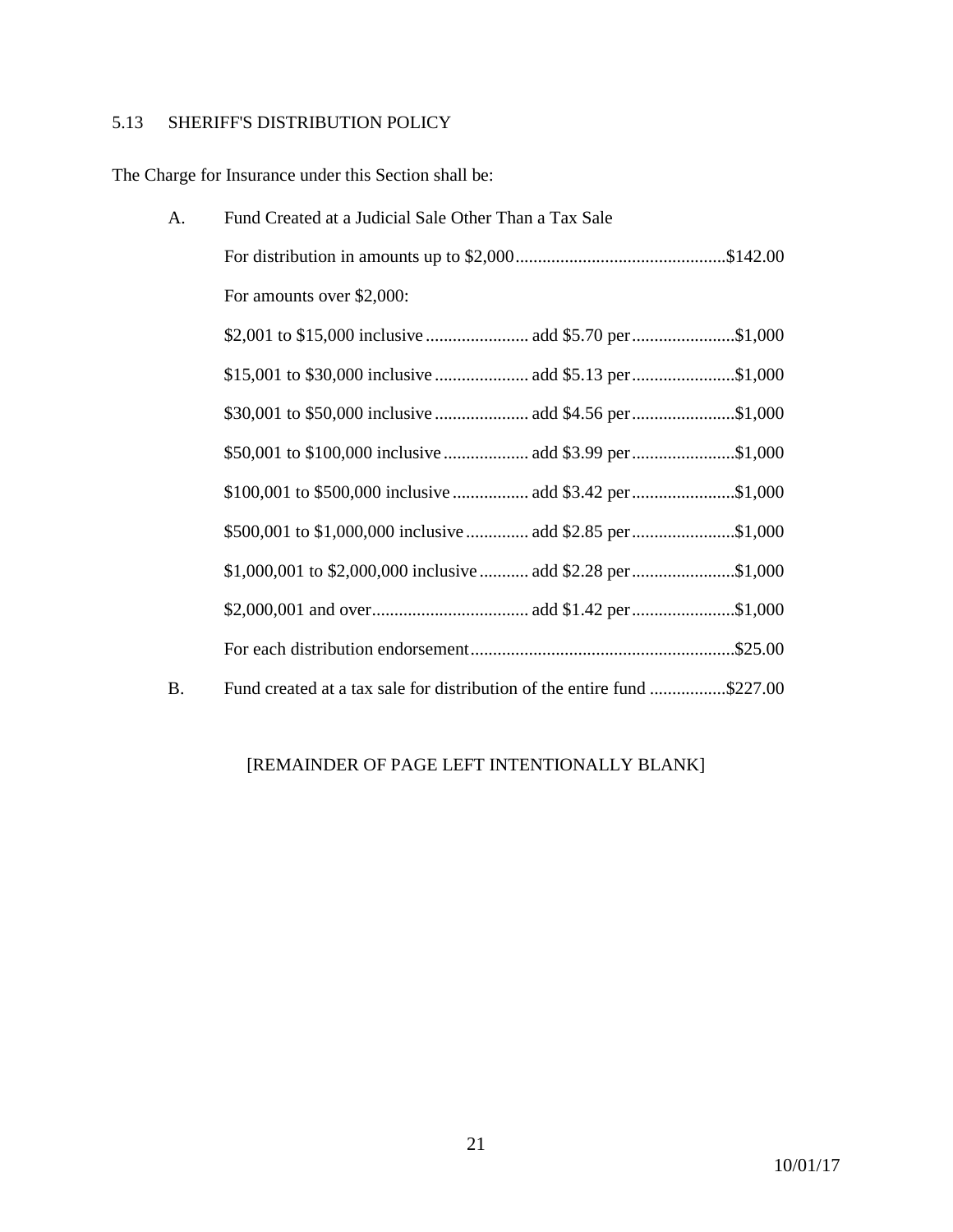## 5.13 SHERIFF'S DISTRIBUTION POLICY

The Charge for Insurance under this Section shall be:

A. Fund Created at a Judicial Sale Other Than a Tax Sale

For distribution in amounts up to $2,000 ............................................. $142.00

For amounts over $2,000:

| Range | Rate | Per |
|---|---|---|
| $2,001 to $15,000 inclusive | add $5.70 per | $1,000 |
| $15,001 to $30,000 inclusive | add $5.13 per | $1,000 |
| $30,001 to $50,000 inclusive | add $4.56 per | $1,000 |
| $50,001 to $100,000 inclusive | add $3.99 per | $1,000 |
| $100,001 to $500,000 inclusive | add $3.42 per | $1,000 |
| $500,001 to $1,000,000 inclusive | add $2.85 per | $1,000 |
| $1,000,001 to $2,000,000 inclusive | add $2.28 per | $1,000 |
| $2,000,001 and over | add $1.42 per | $1,000 |

For each distribution endorsement ......................................................... $25.00

B. Fund created at a tax sale for distribution of the entire fund ................. $227.00

[REMAINDER OF PAGE LEFT INTENTIONALLY BLANK]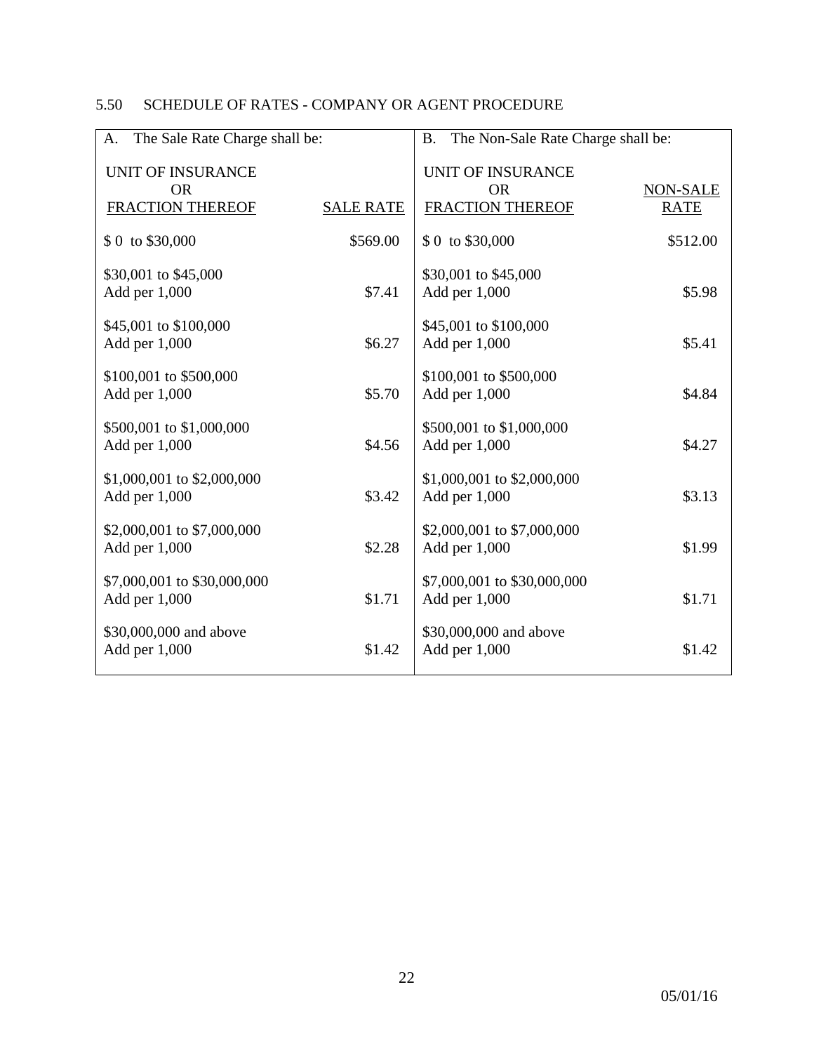## 5.50 SCHEDULE OF RATES - COMPANY OR AGENT PROCEDURE

| A. The Sale Rate Charge shall be: | | B. The Non-Sale Rate Charge shall be: | |
|---|---|---|---|
| UNIT OF INSURANCE OR FRACTION THEREOF | SALE RATE | UNIT OF INSURANCE OR FRACTION THEREOF | NON-SALE RATE |
| $ 0 to $30,000 | $569.00 | $ 0 to $30,000 | $512.00 |
| $30,001 to $45,000 Add per 1,000 | $7.41 | $30,001 to $45,000 Add per 1,000 | $5.98 |
| $45,001 to $100,000 Add per 1,000 | $6.27 | $45,001 to $100,000 Add per 1,000 | $5.41 |
| $100,001 to $500,000 Add per 1,000 | $5.70 | $100,001 to $500,000 Add per 1,000 | $4.84 |
| $500,001 to $1,000,000 Add per 1,000 | $4.56 | $500,001 to $1,000,000 Add per 1,000 | $4.27 |
| $1,000,001 to $2,000,000 Add per 1,000 | $3.42 | $1,000,001 to $2,000,000 Add per 1,000 | $3.13 |
| $2,000,001 to $7,000,000 Add per 1,000 | $2.28 | $2,000,001 to $7,000,000 Add per 1,000 | $1.99 |
| $7,000,001 to $30,000,000 Add per 1,000 | $1.71 | $7,000,001 to $30,000,000 Add per 1,000 | $1.71 |
| $30,000,000 and above Add per 1,000 | $1.42 | $30,000,000 and above Add per 1,000 | $1.42 |

05/01/16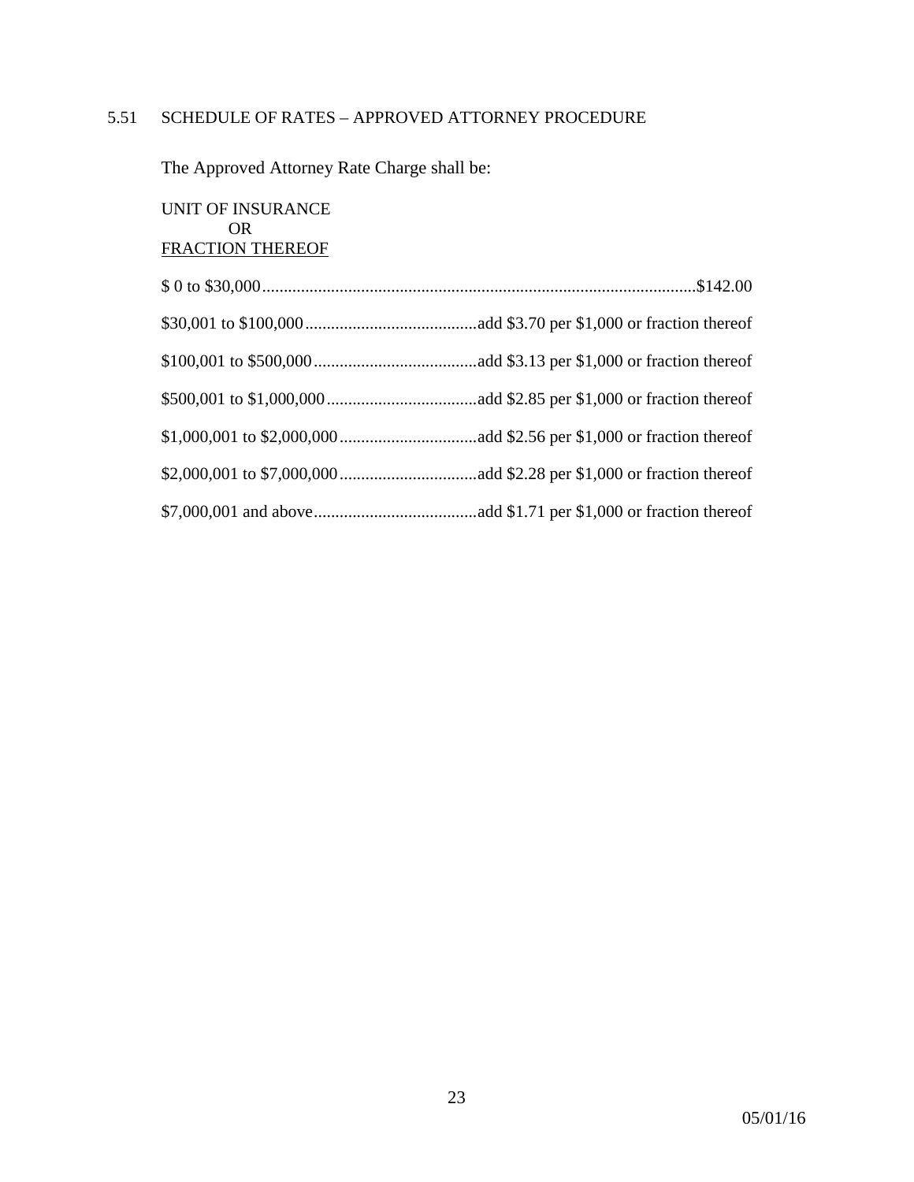## 5.51 SCHEDULE OF RATES – APPROVED ATTORNEY PROCEDURE

The Approved Attorney Rate Charge shall be:

| UNIT OF INSURANCE OR <u>FRACTION THEREOF</u> | |
|---|---|
| $ 0 to $30,000 | $142.00 |
| $30,001 to $100,000 | add $3.70 per $1,000 or fraction thereof |
| $100,001 to $500,000 | add $3.13 per $1,000 or fraction thereof |
| $500,001 to $1,000,000 | add $2.85 per $1,000 or fraction thereof |
| $1,000,001 to $2,000,000 | add $2.56 per $1,000 or fraction thereof |
| $2,000,001 to $7,000,000 | add $2.28 per $1,000 or fraction thereof |
| $7,000,001 and above | add $1.71 per $1,000 or fraction thereof |

05/01/16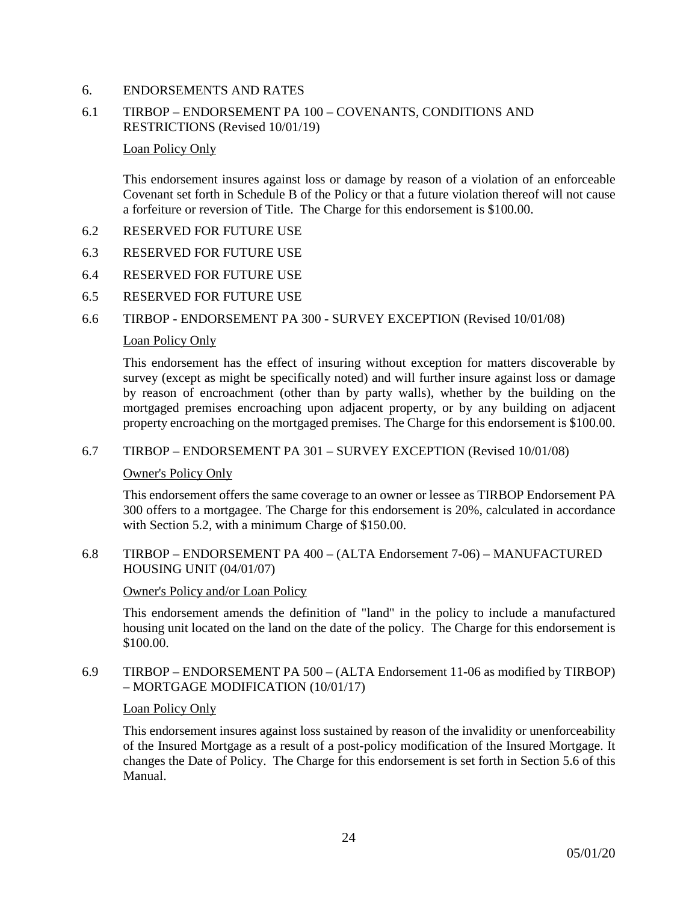# 6. ENDORSEMENTS AND RATES

## 6.1 TIRBOP – ENDORSEMENT PA 100 – COVENANTS, CONDITIONS AND RESTRICTIONS (Revised 10/01/19)

Loan Policy Only

This endorsement insures against loss or damage by reason of a violation of an enforceable Covenant set forth in Schedule B of the Policy or that a future violation thereof will not cause a forfeiture or reversion of Title. The Charge for this endorsement is $100.00.

## 6.2 RESERVED FOR FUTURE USE

## 6.3 RESERVED FOR FUTURE USE

## 6.4 RESERVED FOR FUTURE USE

## 6.5 RESERVED FOR FUTURE USE

## 6.6 TIRBOP - ENDORSEMENT PA 300 - SURVEY EXCEPTION (Revised 10/01/08)

Loan Policy Only

This endorsement has the effect of insuring without exception for matters discoverable by survey (except as might be specifically noted) and will further insure against loss or damage by reason of encroachment (other than by party walls), whether by the building on the mortgaged premises encroaching upon adjacent property, or by any building on adjacent property encroaching on the mortgaged premises. The Charge for this endorsement is $100.00.

## 6.7 TIRBOP – ENDORSEMENT PA 301 – SURVEY EXCEPTION (Revised 10/01/08)

Owner's Policy Only

This endorsement offers the same coverage to an owner or lessee as TIRBOP Endorsement PA 300 offers to a mortgagee. The Charge for this endorsement is 20%, calculated in accordance with Section 5.2, with a minimum Charge of $150.00.

## 6.8 TIRBOP – ENDORSEMENT PA 400 – (ALTA Endorsement 7-06) – MANUFACTURED HOUSING UNIT (04/01/07)

Owner's Policy and/or Loan Policy

This endorsement amends the definition of "land" in the policy to include a manufactured housing unit located on the land on the date of the policy. The Charge for this endorsement is $100.00.

## 6.9 TIRBOP – ENDORSEMENT PA 500 – (ALTA Endorsement 11-06 as modified by TIRBOP) – MORTGAGE MODIFICATION (10/01/17)

Loan Policy Only

This endorsement insures against loss sustained by reason of the invalidity or unenforceability of the Insured Mortgage as a result of a post-policy modification of the Insured Mortgage. It changes the Date of Policy. The Charge for this endorsement is set forth in Section 5.6 of this Manual.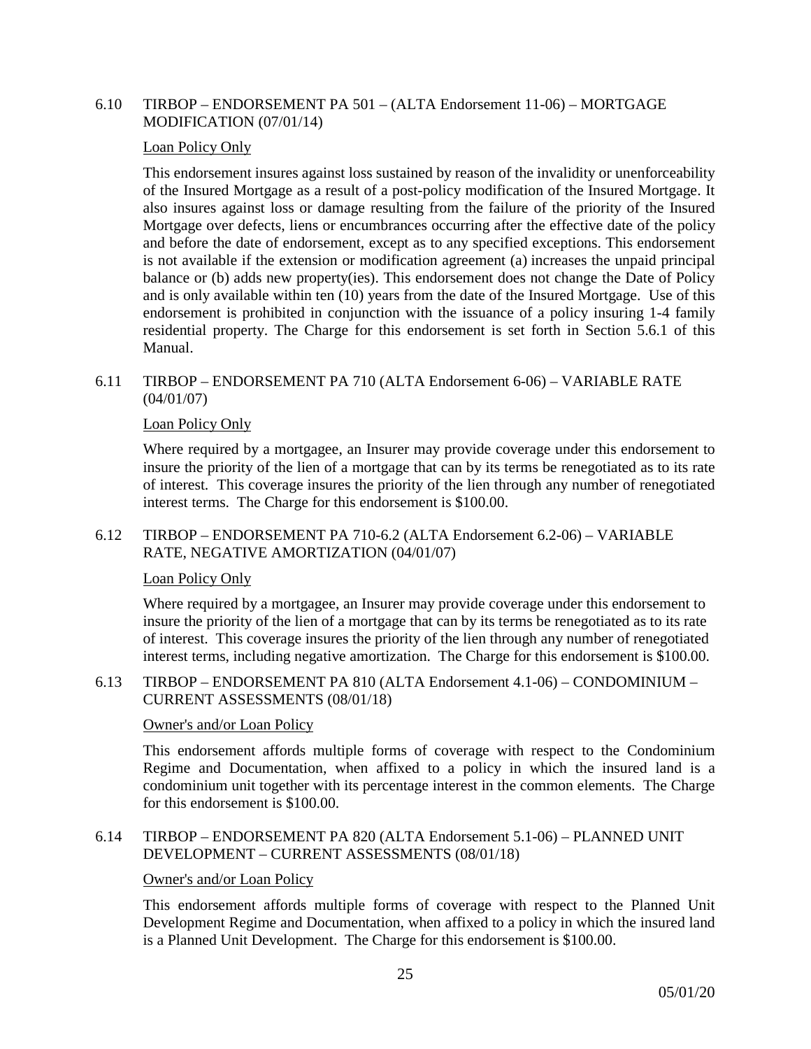### 6.10 TIRBOP – ENDORSEMENT PA 501 – (ALTA Endorsement 11-06) – MORTGAGE MODIFICATION (07/01/14)

<u>Loan Policy Only</u>

This endorsement insures against loss sustained by reason of the invalidity or unenforceability of the Insured Mortgage as a result of a post-policy modification of the Insured Mortgage. It also insures against loss or damage resulting from the failure of the priority of the Insured Mortgage over defects, liens or encumbrances occurring after the effective date of the policy and before the date of endorsement, except as to any specified exceptions. This endorsement is not available if the extension or modification agreement (a) increases the unpaid principal balance or (b) adds new property(ies). This endorsement does not change the Date of Policy and is only available within ten (10) years from the date of the Insured Mortgage. Use of this endorsement is prohibited in conjunction with the issuance of a policy insuring 1-4 family residential property. The Charge for this endorsement is set forth in Section 5.6.1 of this Manual.

### 6.11 TIRBOP – ENDORSEMENT PA 710 (ALTA Endorsement 6-06) – VARIABLE RATE (04/01/07)

<u>Loan Policy Only</u>

Where required by a mortgagee, an Insurer may provide coverage under this endorsement to insure the priority of the lien of a mortgage that can by its terms be renegotiated as to its rate of interest. This coverage insures the priority of the lien through any number of renegotiated interest terms. The Charge for this endorsement is $100.00.

### 6.12 TIRBOP – ENDORSEMENT PA 710-6.2 (ALTA Endorsement 6.2-06) – VARIABLE RATE, NEGATIVE AMORTIZATION (04/01/07)

<u>Loan Policy Only</u>

Where required by a mortgagee, an Insurer may provide coverage under this endorsement to insure the priority of the lien of a mortgage that can by its terms be renegotiated as to its rate of interest. This coverage insures the priority of the lien through any number of renegotiated interest terms, including negative amortization. The Charge for this endorsement is $100.00.

### 6.13 TIRBOP – ENDORSEMENT PA 810 (ALTA Endorsement 4.1-06) – CONDOMINIUM – CURRENT ASSESSMENTS (08/01/18)

<u>Owner's and/or Loan Policy</u>

This endorsement affords multiple forms of coverage with respect to the Condominium Regime and Documentation, when affixed to a policy in which the insured land is a condominium unit together with its percentage interest in the common elements. The Charge for this endorsement is $100.00.

### 6.14 TIRBOP – ENDORSEMENT PA 820 (ALTA Endorsement 5.1-06) – PLANNED UNIT DEVELOPMENT – CURRENT ASSESSMENTS (08/01/18)

<u>Owner's and/or Loan Policy</u>

This endorsement affords multiple forms of coverage with respect to the Planned Unit Development Regime and Documentation, when affixed to a policy in which the insured land is a Planned Unit Development. The Charge for this endorsement is $100.00.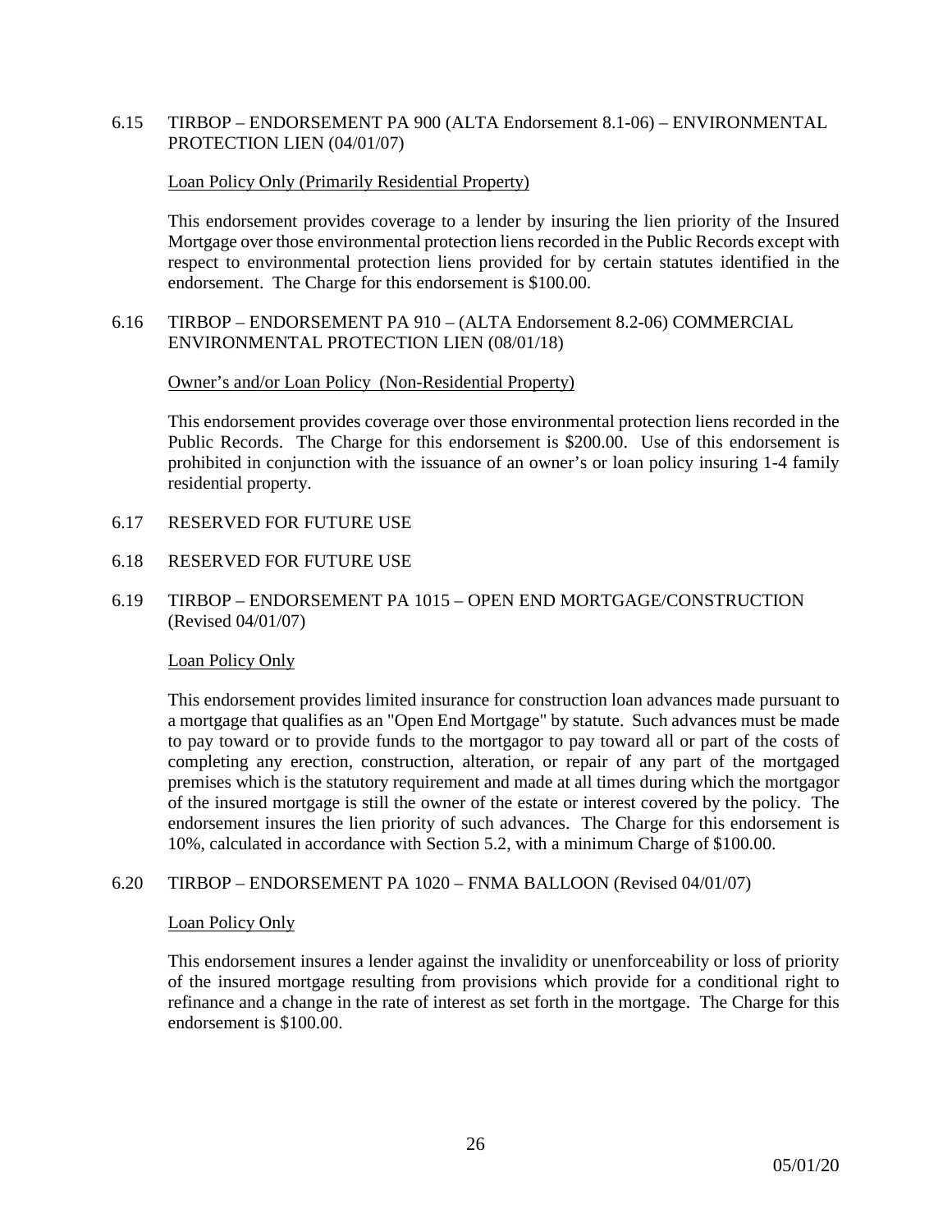## 6.15 TIRBOP – ENDORSEMENT PA 900 (ALTA Endorsement 8.1-06) – ENVIRONMENTAL PROTECTION LIEN (04/01/07)

Loan Policy Only (Primarily Residential Property)

This endorsement provides coverage to a lender by insuring the lien priority of the Insured Mortgage over those environmental protection liens recorded in the Public Records except with respect to environmental protection liens provided for by certain statutes identified in the endorsement. The Charge for this endorsement is $100.00.

## 6.16 TIRBOP – ENDORSEMENT PA 910 – (ALTA Endorsement 8.2-06) COMMERCIAL ENVIRONMENTAL PROTECTION LIEN (08/01/18)

Owner's and/or Loan Policy (Non-Residential Property)

This endorsement provides coverage over those environmental protection liens recorded in the Public Records. The Charge for this endorsement is $200.00. Use of this endorsement is prohibited in conjunction with the issuance of an owner's or loan policy insuring 1-4 family residential property.

## 6.17 RESERVED FOR FUTURE USE

## 6.18 RESERVED FOR FUTURE USE

## 6.19 TIRBOP – ENDORSEMENT PA 1015 – OPEN END MORTGAGE/CONSTRUCTION (Revised 04/01/07)

Loan Policy Only

This endorsement provides limited insurance for construction loan advances made pursuant to a mortgage that qualifies as an "Open End Mortgage" by statute. Such advances must be made to pay toward or to provide funds to the mortgagor to pay toward all or part of the costs of completing any erection, construction, alteration, or repair of any part of the mortgaged premises which is the statutory requirement and made at all times during which the mortgagor of the insured mortgage is still the owner of the estate or interest covered by the policy. The endorsement insures the lien priority of such advances. The Charge for this endorsement is 10%, calculated in accordance with Section 5.2, with a minimum Charge of $100.00.

## 6.20 TIRBOP – ENDORSEMENT PA 1020 – FNMA BALLOON (Revised 04/01/07)

Loan Policy Only

This endorsement insures a lender against the invalidity or unenforceability or loss of priority of the insured mortgage resulting from provisions which provide for a conditional right to refinance and a change in the rate of interest as set forth in the mortgage. The Charge for this endorsement is $100.00.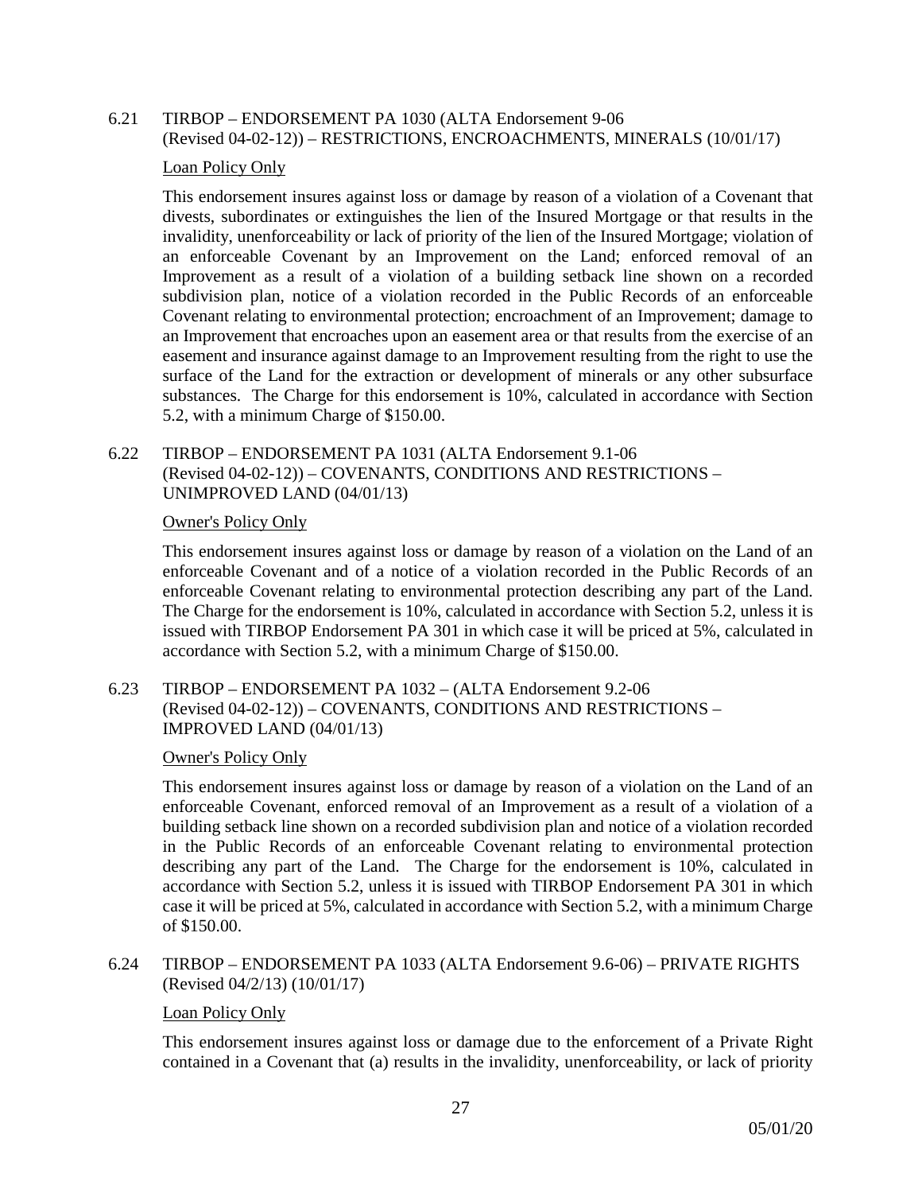### 6.21 TIRBOP – ENDORSEMENT PA 1030 (ALTA Endorsement 9-06 (Revised 04-02-12)) – RESTRICTIONS, ENCROACHMENTS, MINERALS (10/01/17)

Loan Policy Only

This endorsement insures against loss or damage by reason of a violation of a Covenant that divests, subordinates or extinguishes the lien of the Insured Mortgage or that results in the invalidity, unenforceability or lack of priority of the lien of the Insured Mortgage; violation of an enforceable Covenant by an Improvement on the Land; enforced removal of an Improvement as a result of a violation of a building setback line shown on a recorded subdivision plan, notice of a violation recorded in the Public Records of an enforceable Covenant relating to environmental protection; encroachment of an Improvement; damage to an Improvement that encroaches upon an easement area or that results from the exercise of an easement and insurance against damage to an Improvement resulting from the right to use the surface of the Land for the extraction or development of minerals or any other subsurface substances. The Charge for this endorsement is 10%, calculated in accordance with Section 5.2, with a minimum Charge of $150.00.

### 6.22 TIRBOP – ENDORSEMENT PA 1031 (ALTA Endorsement 9.1-06 (Revised 04-02-12)) – COVENANTS, CONDITIONS AND RESTRICTIONS – UNIMPROVED LAND (04/01/13)

Owner's Policy Only

This endorsement insures against loss or damage by reason of a violation on the Land of an enforceable Covenant and of a notice of a violation recorded in the Public Records of an enforceable Covenant relating to environmental protection describing any part of the Land. The Charge for the endorsement is 10%, calculated in accordance with Section 5.2, unless it is issued with TIRBOP Endorsement PA 301 in which case it will be priced at 5%, calculated in accordance with Section 5.2, with a minimum Charge of $150.00.

### 6.23 TIRBOP – ENDORSEMENT PA 1032 – (ALTA Endorsement 9.2-06 (Revised 04-02-12)) – COVENANTS, CONDITIONS AND RESTRICTIONS – IMPROVED LAND (04/01/13)

Owner's Policy Only

This endorsement insures against loss or damage by reason of a violation on the Land of an enforceable Covenant, enforced removal of an Improvement as a result of a violation of a building setback line shown on a recorded subdivision plan and notice of a violation recorded in the Public Records of an enforceable Covenant relating to environmental protection describing any part of the Land. The Charge for the endorsement is 10%, calculated in accordance with Section 5.2, unless it is issued with TIRBOP Endorsement PA 301 in which case it will be priced at 5%, calculated in accordance with Section 5.2, with a minimum Charge of $150.00.

### 6.24 TIRBOP – ENDORSEMENT PA 1033 (ALTA Endorsement 9.6-06) – PRIVATE RIGHTS (Revised 04/2/13) (10/01/17)

Loan Policy Only

This endorsement insures against loss or damage due to the enforcement of a Private Right contained in a Covenant that (a) results in the invalidity, unenforceability, or lack of priority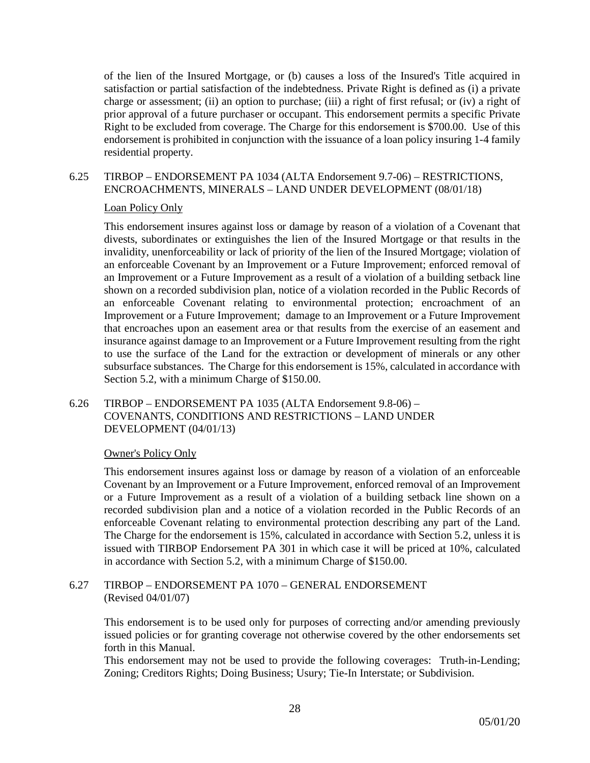of the lien of the Insured Mortgage, or (b) causes a loss of the Insured's Title acquired in satisfaction or partial satisfaction of the indebtedness. Private Right is defined as (i) a private charge or assessment; (ii) an option to purchase; (iii) a right of first refusal; or (iv) a right of prior approval of a future purchaser or occupant. This endorsement permits a specific Private Right to be excluded from coverage. The Charge for this endorsement is $700.00. Use of this endorsement is prohibited in conjunction with the issuance of a loan policy insuring 1-4 family residential property.

### 6.25 TIRBOP – ENDORSEMENT PA 1034 (ALTA Endorsement 9.7-06) – RESTRICTIONS, ENCROACHMENTS, MINERALS – LAND UNDER DEVELOPMENT (08/01/18)

Loan Policy Only

This endorsement insures against loss or damage by reason of a violation of a Covenant that divests, subordinates or extinguishes the lien of the Insured Mortgage or that results in the invalidity, unenforceability or lack of priority of the lien of the Insured Mortgage; violation of an enforceable Covenant by an Improvement or a Future Improvement; enforced removal of an Improvement or a Future Improvement as a result of a violation of a building setback line shown on a recorded subdivision plan, notice of a violation recorded in the Public Records of an enforceable Covenant relating to environmental protection; encroachment of an Improvement or a Future Improvement; damage to an Improvement or a Future Improvement that encroaches upon an easement area or that results from the exercise of an easement and insurance against damage to an Improvement or a Future Improvement resulting from the right to use the surface of the Land for the extraction or development of minerals or any other subsurface substances. The Charge for this endorsement is 15%, calculated in accordance with Section 5.2, with a minimum Charge of $150.00.

### 6.26 TIRBOP – ENDORSEMENT PA 1035 (ALTA Endorsement 9.8-06) – COVENANTS, CONDITIONS AND RESTRICTIONS – LAND UNDER DEVELOPMENT (04/01/13)

Owner's Policy Only

This endorsement insures against loss or damage by reason of a violation of an enforceable Covenant by an Improvement or a Future Improvement, enforced removal of an Improvement or a Future Improvement as a result of a violation of a building setback line shown on a recorded subdivision plan and a notice of a violation recorded in the Public Records of an enforceable Covenant relating to environmental protection describing any part of the Land. The Charge for the endorsement is 15%, calculated in accordance with Section 5.2, unless it is issued with TIRBOP Endorsement PA 301 in which case it will be priced at 10%, calculated in accordance with Section 5.2, with a minimum Charge of $150.00.

### 6.27 TIRBOP – ENDORSEMENT PA 1070 – GENERAL ENDORSEMENT (Revised 04/01/07)

This endorsement is to be used only for purposes of correcting and/or amending previously issued policies or for granting coverage not otherwise covered by the other endorsements set forth in this Manual.

This endorsement may not be used to provide the following coverages: Truth-in-Lending; Zoning; Creditors Rights; Doing Business; Usury; Tie-In Interstate; or Subdivision.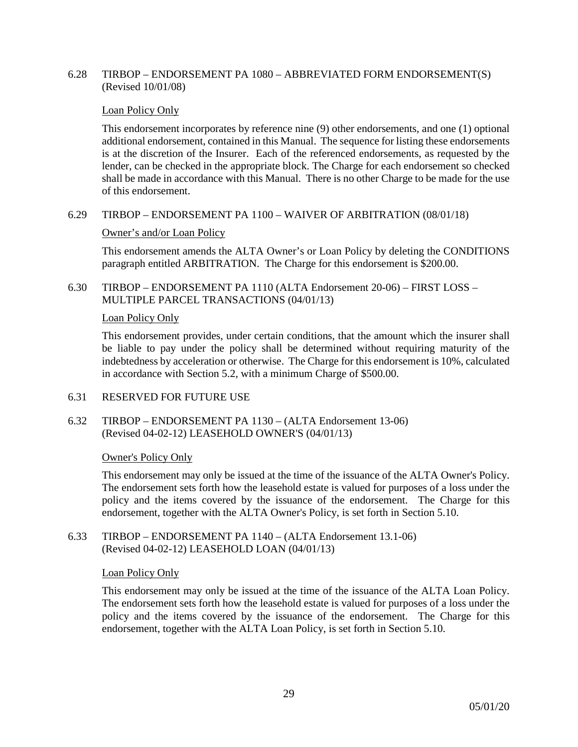### 6.28 TIRBOP – ENDORSEMENT PA 1080 – ABBREVIATED FORM ENDORSEMENT(S) (Revised 10/01/08)

Loan Policy Only

This endorsement incorporates by reference nine (9) other endorsements, and one (1) optional additional endorsement, contained in this Manual. The sequence for listing these endorsements is at the discretion of the Insurer. Each of the referenced endorsements, as requested by the lender, can be checked in the appropriate block. The Charge for each endorsement so checked shall be made in accordance with this Manual. There is no other Charge to be made for the use of this endorsement.

### 6.29 TIRBOP – ENDORSEMENT PA 1100 – WAIVER OF ARBITRATION (08/01/18)

Owner's and/or Loan Policy

This endorsement amends the ALTA Owner's or Loan Policy by deleting the CONDITIONS paragraph entitled ARBITRATION. The Charge for this endorsement is $200.00.

### 6.30 TIRBOP – ENDORSEMENT PA 1110 (ALTA Endorsement 20-06) – FIRST LOSS – MULTIPLE PARCEL TRANSACTIONS (04/01/13)

Loan Policy Only

This endorsement provides, under certain conditions, that the amount which the insurer shall be liable to pay under the policy shall be determined without requiring maturity of the indebtedness by acceleration or otherwise. The Charge for this endorsement is 10%, calculated in accordance with Section 5.2, with a minimum Charge of $500.00.

### 6.31 RESERVED FOR FUTURE USE

### 6.32 TIRBOP – ENDORSEMENT PA 1130 – (ALTA Endorsement 13-06) (Revised 04-02-12) LEASEHOLD OWNER'S (04/01/13)

Owner's Policy Only

This endorsement may only be issued at the time of the issuance of the ALTA Owner's Policy. The endorsement sets forth how the leasehold estate is valued for purposes of a loss under the policy and the items covered by the issuance of the endorsement. The Charge for this endorsement, together with the ALTA Owner's Policy, is set forth in Section 5.10.

### 6.33 TIRBOP – ENDORSEMENT PA 1140 – (ALTA Endorsement 13.1-06) (Revised 04-02-12) LEASEHOLD LOAN (04/01/13)

Loan Policy Only

This endorsement may only be issued at the time of the issuance of the ALTA Loan Policy. The endorsement sets forth how the leasehold estate is valued for purposes of a loss under the policy and the items covered by the issuance of the endorsement. The Charge for this endorsement, together with the ALTA Loan Policy, is set forth in Section 5.10.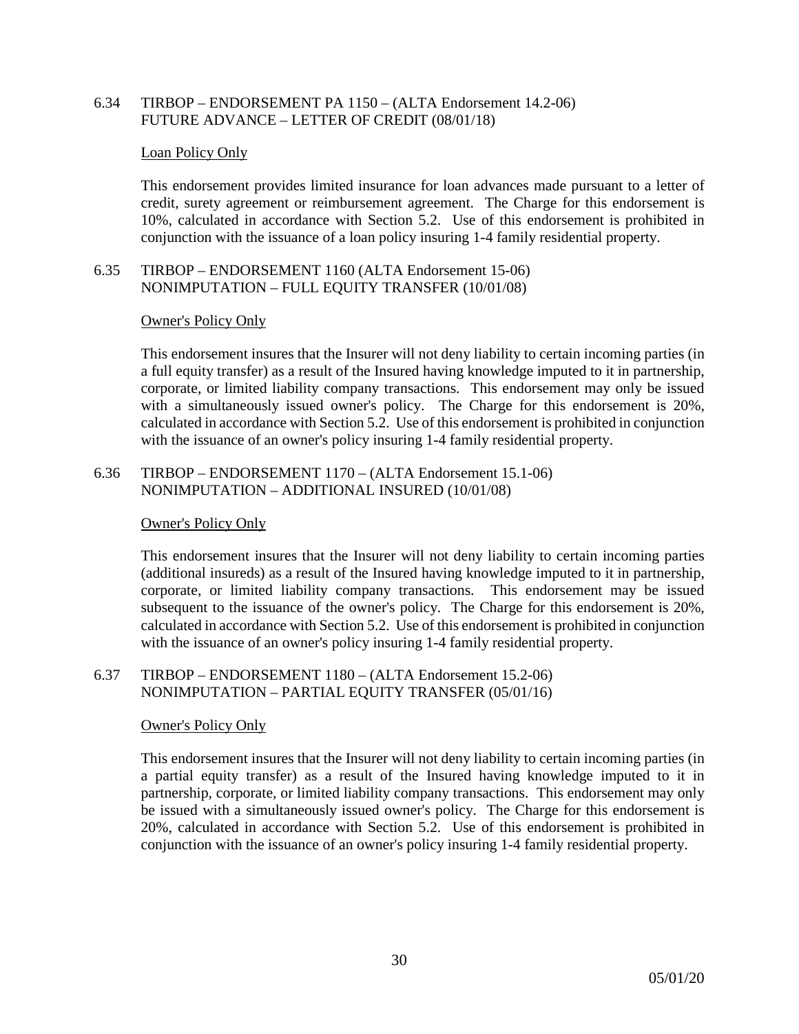### 6.34 TIRBOP – ENDORSEMENT PA 1150 – (ALTA Endorsement 14.2-06) FUTURE ADVANCE – LETTER OF CREDIT (08/01/18)

Loan Policy Only

This endorsement provides limited insurance for loan advances made pursuant to a letter of credit, surety agreement or reimbursement agreement. The Charge for this endorsement is 10%, calculated in accordance with Section 5.2. Use of this endorsement is prohibited in conjunction with the issuance of a loan policy insuring 1-4 family residential property.

### 6.35 TIRBOP – ENDORSEMENT 1160 (ALTA Endorsement 15-06) NONIMPUTATION – FULL EQUITY TRANSFER (10/01/08)

Owner's Policy Only

This endorsement insures that the Insurer will not deny liability to certain incoming parties (in a full equity transfer) as a result of the Insured having knowledge imputed to it in partnership, corporate, or limited liability company transactions. This endorsement may only be issued with a simultaneously issued owner's policy. The Charge for this endorsement is 20%, calculated in accordance with Section 5.2. Use of this endorsement is prohibited in conjunction with the issuance of an owner's policy insuring 1-4 family residential property.

### 6.36 TIRBOP – ENDORSEMENT 1170 – (ALTA Endorsement 15.1-06) NONIMPUTATION – ADDITIONAL INSURED (10/01/08)

Owner's Policy Only

This endorsement insures that the Insurer will not deny liability to certain incoming parties (additional insureds) as a result of the Insured having knowledge imputed to it in partnership, corporate, or limited liability company transactions. This endorsement may be issued subsequent to the issuance of the owner's policy. The Charge for this endorsement is 20%, calculated in accordance with Section 5.2. Use of this endorsement is prohibited in conjunction with the issuance of an owner's policy insuring 1-4 family residential property.

### 6.37 TIRBOP – ENDORSEMENT 1180 – (ALTA Endorsement 15.2-06) NONIMPUTATION – PARTIAL EQUITY TRANSFER (05/01/16)

Owner's Policy Only

This endorsement insures that the Insurer will not deny liability to certain incoming parties (in a partial equity transfer) as a result of the Insured having knowledge imputed to it in partnership, corporate, or limited liability company transactions. This endorsement may only be issued with a simultaneously issued owner's policy. The Charge for this endorsement is 20%, calculated in accordance with Section 5.2. Use of this endorsement is prohibited in conjunction with the issuance of an owner's policy insuring 1-4 family residential property.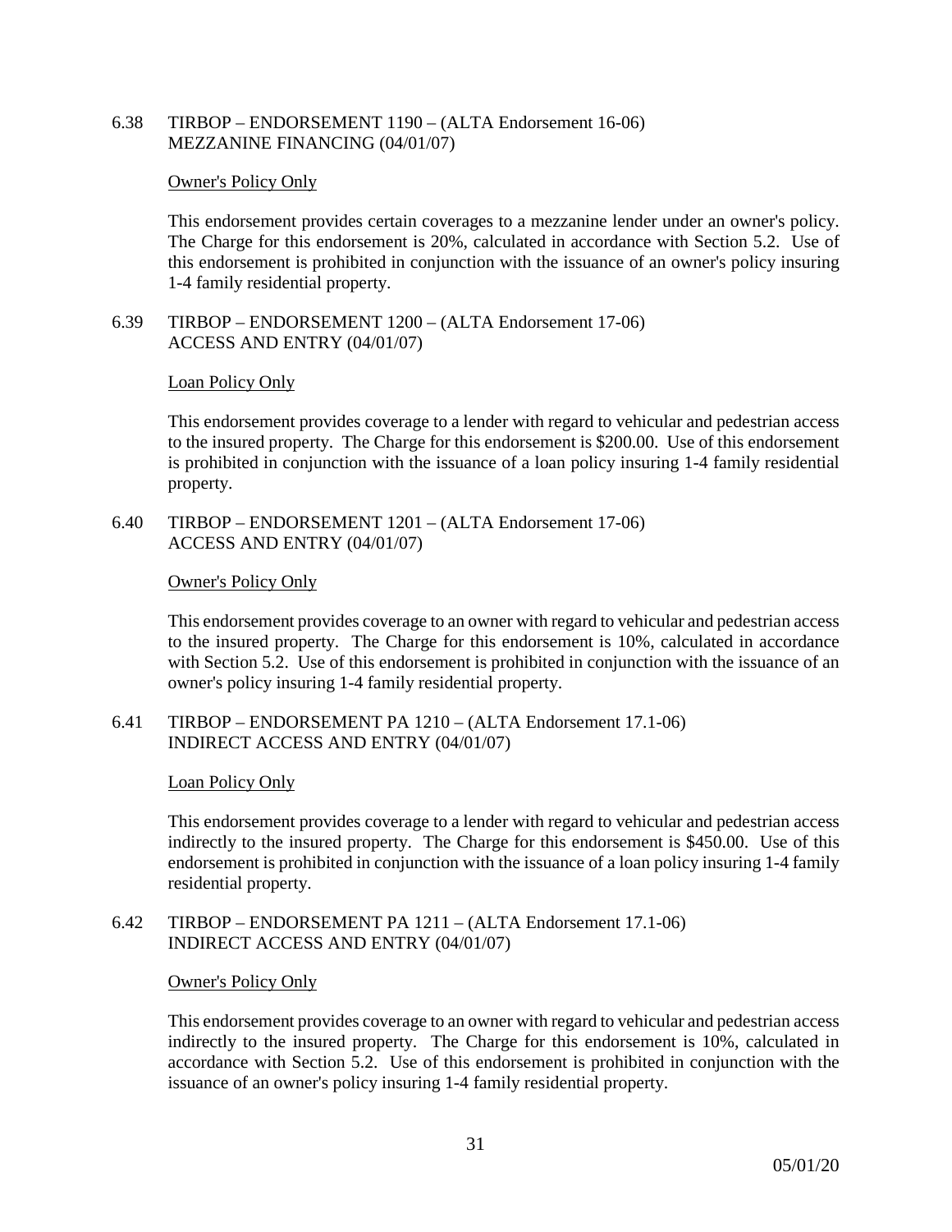## 6.38 TIRBOP – ENDORSEMENT 1190 – (ALTA Endorsement 16-06) MEZZANINE FINANCING (04/01/07)

Owner's Policy Only

This endorsement provides certain coverages to a mezzanine lender under an owner's policy. The Charge for this endorsement is 20%, calculated in accordance with Section 5.2. Use of this endorsement is prohibited in conjunction with the issuance of an owner's policy insuring 1-4 family residential property.

## 6.39 TIRBOP – ENDORSEMENT 1200 – (ALTA Endorsement 17-06) ACCESS AND ENTRY (04/01/07)

Loan Policy Only

This endorsement provides coverage to a lender with regard to vehicular and pedestrian access to the insured property. The Charge for this endorsement is $200.00. Use of this endorsement is prohibited in conjunction with the issuance of a loan policy insuring 1-4 family residential property.

## 6.40 TIRBOP – ENDORSEMENT 1201 – (ALTA Endorsement 17-06) ACCESS AND ENTRY (04/01/07)

Owner's Policy Only

This endorsement provides coverage to an owner with regard to vehicular and pedestrian access to the insured property. The Charge for this endorsement is 10%, calculated in accordance with Section 5.2. Use of this endorsement is prohibited in conjunction with the issuance of an owner's policy insuring 1-4 family residential property.

## 6.41 TIRBOP – ENDORSEMENT PA 1210 – (ALTA Endorsement 17.1-06) INDIRECT ACCESS AND ENTRY (04/01/07)

Loan Policy Only

This endorsement provides coverage to a lender with regard to vehicular and pedestrian access indirectly to the insured property. The Charge for this endorsement is $450.00. Use of this endorsement is prohibited in conjunction with the issuance of a loan policy insuring 1-4 family residential property.

## 6.42 TIRBOP – ENDORSEMENT PA 1211 – (ALTA Endorsement 17.1-06) INDIRECT ACCESS AND ENTRY (04/01/07)

Owner's Policy Only

This endorsement provides coverage to an owner with regard to vehicular and pedestrian access indirectly to the insured property. The Charge for this endorsement is 10%, calculated in accordance with Section 5.2. Use of this endorsement is prohibited in conjunction with the issuance of an owner's policy insuring 1-4 family residential property.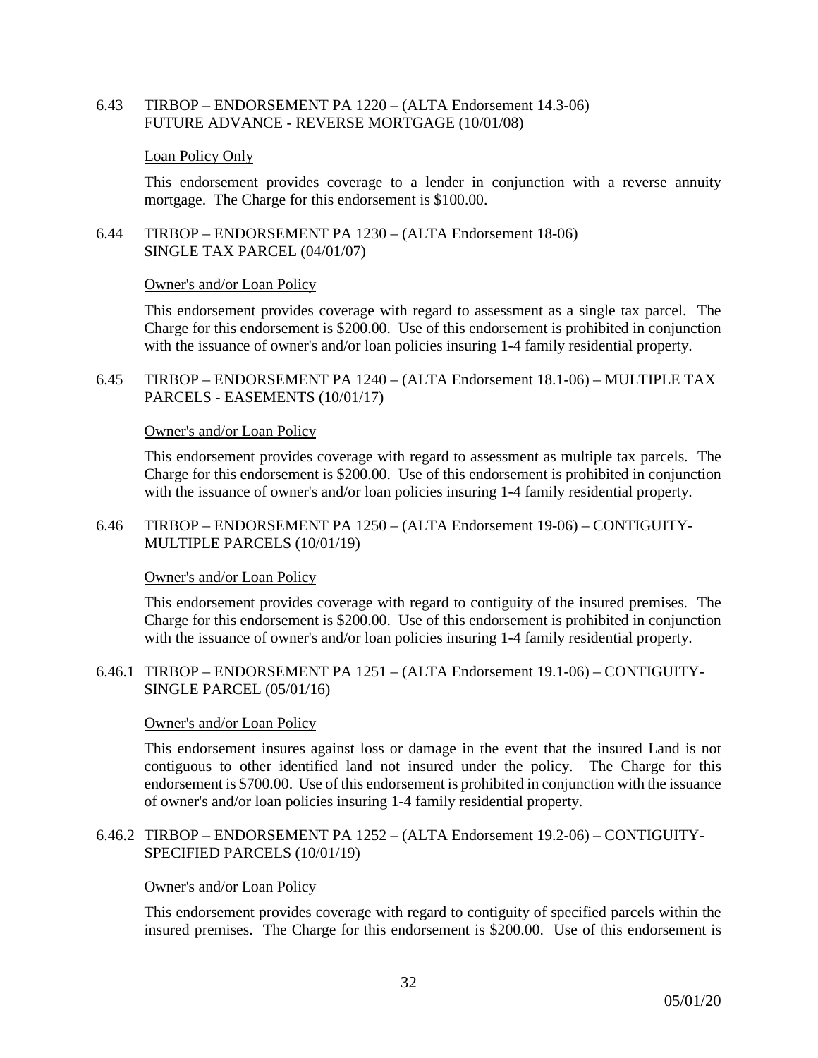### 6.43 TIRBOP – ENDORSEMENT PA 1220 – (ALTA Endorsement 14.3-06) FUTURE ADVANCE - REVERSE MORTGAGE (10/01/08)

Loan Policy Only

This endorsement provides coverage to a lender in conjunction with a reverse annuity mortgage. The Charge for this endorsement is $100.00.

### 6.44 TIRBOP – ENDORSEMENT PA 1230 – (ALTA Endorsement 18-06) SINGLE TAX PARCEL (04/01/07)

Owner's and/or Loan Policy

This endorsement provides coverage with regard to assessment as a single tax parcel. The Charge for this endorsement is $200.00. Use of this endorsement is prohibited in conjunction with the issuance of owner's and/or loan policies insuring 1-4 family residential property.

### 6.45 TIRBOP – ENDORSEMENT PA 1240 – (ALTA Endorsement 18.1-06) – MULTIPLE TAX PARCELS - EASEMENTS (10/01/17)

Owner's and/or Loan Policy

This endorsement provides coverage with regard to assessment as multiple tax parcels. The Charge for this endorsement is $200.00. Use of this endorsement is prohibited in conjunction with the issuance of owner's and/or loan policies insuring 1-4 family residential property.

### 6.46 TIRBOP – ENDORSEMENT PA 1250 – (ALTA Endorsement 19-06) – CONTIGUITY-MULTIPLE PARCELS (10/01/19)

Owner's and/or Loan Policy

This endorsement provides coverage with regard to contiguity of the insured premises. The Charge for this endorsement is $200.00. Use of this endorsement is prohibited in conjunction with the issuance of owner's and/or loan policies insuring 1-4 family residential property.

### 6.46.1 TIRBOP – ENDORSEMENT PA 1251 – (ALTA Endorsement 19.1-06) – CONTIGUITY-SINGLE PARCEL (05/01/16)

Owner's and/or Loan Policy

This endorsement insures against loss or damage in the event that the insured Land is not contiguous to other identified land not insured under the policy. The Charge for this endorsement is $700.00. Use of this endorsement is prohibited in conjunction with the issuance of owner's and/or loan policies insuring 1-4 family residential property.

### 6.46.2 TIRBOP – ENDORSEMENT PA 1252 – (ALTA Endorsement 19.2-06) – CONTIGUITY-SPECIFIED PARCELS (10/01/19)

Owner's and/or Loan Policy

This endorsement provides coverage with regard to contiguity of specified parcels within the insured premises. The Charge for this endorsement is $200.00. Use of this endorsement is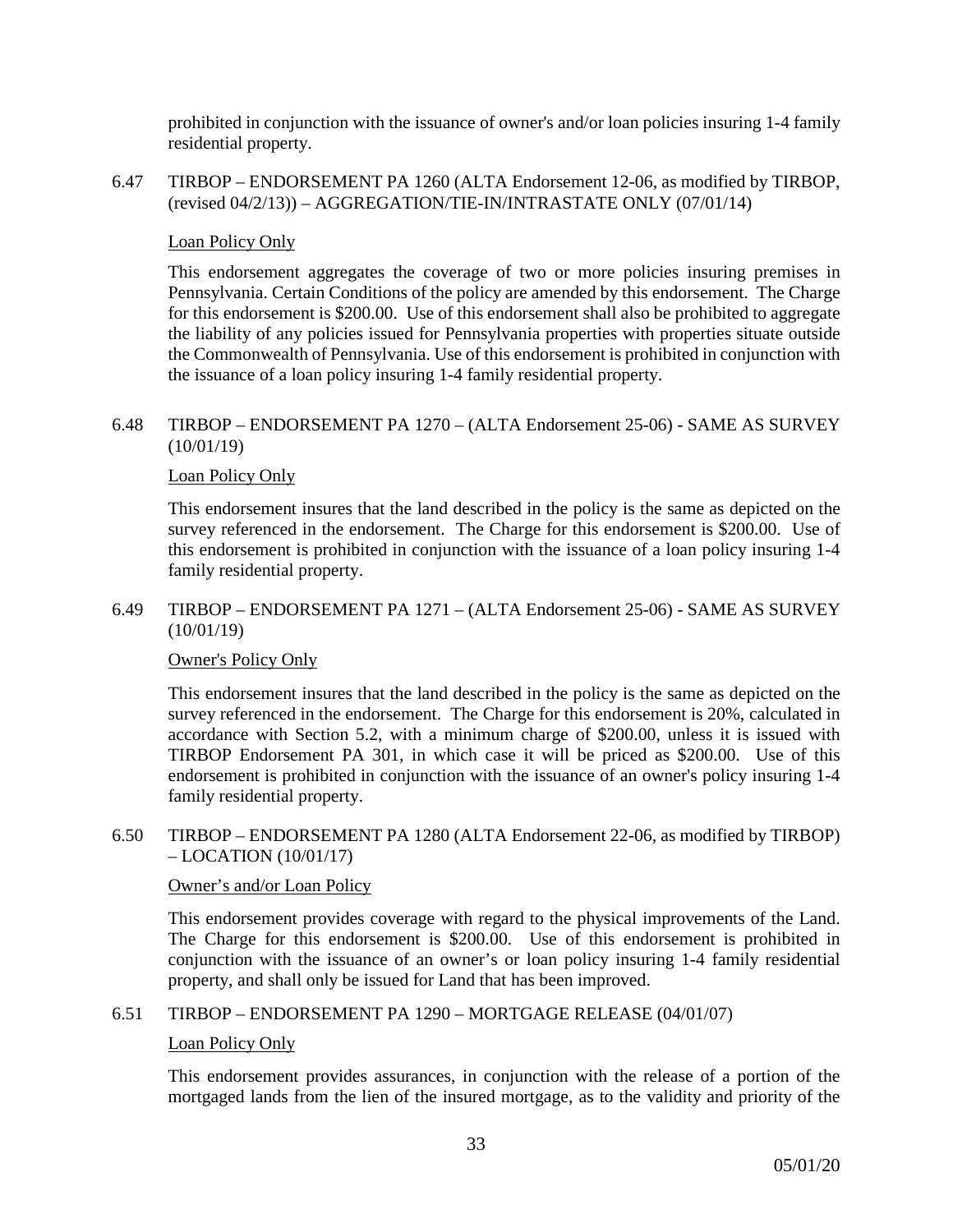prohibited in conjunction with the issuance of owner's and/or loan policies insuring 1-4 family residential property.

6.47 TIRBOP – ENDORSEMENT PA 1260 (ALTA Endorsement 12-06, as modified by TIRBOP, (revised 04/2/13)) – AGGREGATION/TIE-IN/INTRASTATE ONLY (07/01/14)

Loan Policy Only

This endorsement aggregates the coverage of two or more policies insuring premises in Pennsylvania. Certain Conditions of the policy are amended by this endorsement. The Charge for this endorsement is $200.00. Use of this endorsement shall also be prohibited to aggregate the liability of any policies issued for Pennsylvania properties with properties situate outside the Commonwealth of Pennsylvania. Use of this endorsement is prohibited in conjunction with the issuance of a loan policy insuring 1-4 family residential property.

6.48 TIRBOP – ENDORSEMENT PA 1270 – (ALTA Endorsement 25-06) - SAME AS SURVEY (10/01/19)

Loan Policy Only

This endorsement insures that the land described in the policy is the same as depicted on the survey referenced in the endorsement. The Charge for this endorsement is $200.00. Use of this endorsement is prohibited in conjunction with the issuance of a loan policy insuring 1-4 family residential property.

6.49 TIRBOP – ENDORSEMENT PA 1271 – (ALTA Endorsement 25-06) - SAME AS SURVEY (10/01/19)

Owner's Policy Only

This endorsement insures that the land described in the policy is the same as depicted on the survey referenced in the endorsement. The Charge for this endorsement is 20%, calculated in accordance with Section 5.2, with a minimum charge of $200.00, unless it is issued with TIRBOP Endorsement PA 301, in which case it will be priced as $200.00. Use of this endorsement is prohibited in conjunction with the issuance of an owner's policy insuring 1-4 family residential property.

6.50 TIRBOP – ENDORSEMENT PA 1280 (ALTA Endorsement 22-06, as modified by TIRBOP) – LOCATION (10/01/17)

Owner's and/or Loan Policy

This endorsement provides coverage with regard to the physical improvements of the Land. The Charge for this endorsement is $200.00. Use of this endorsement is prohibited in conjunction with the issuance of an owner's or loan policy insuring 1-4 family residential property, and shall only be issued for Land that has been improved.

6.51 TIRBOP – ENDORSEMENT PA 1290 – MORTGAGE RELEASE (04/01/07)

Loan Policy Only

This endorsement provides assurances, in conjunction with the release of a portion of the mortgaged lands from the lien of the insured mortgage, as to the validity and priority of the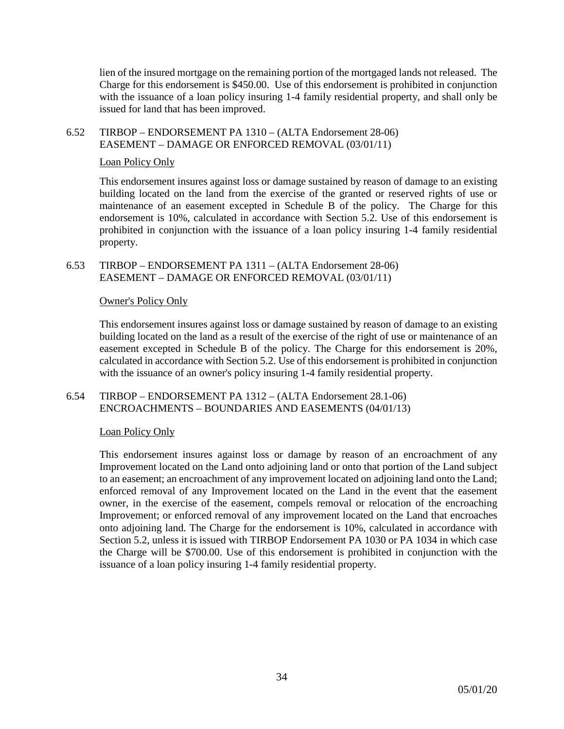lien of the insured mortgage on the remaining portion of the mortgaged lands not released. The Charge for this endorsement is $450.00. Use of this endorsement is prohibited in conjunction with the issuance of a loan policy insuring 1-4 family residential property, and shall only be issued for land that has been improved.

6.52 TIRBOP – ENDORSEMENT PA 1310 – (ALTA Endorsement 28-06) EASEMENT – DAMAGE OR ENFORCED REMOVAL (03/01/11)

Loan Policy Only

This endorsement insures against loss or damage sustained by reason of damage to an existing building located on the land from the exercise of the granted or reserved rights of use or maintenance of an easement excepted in Schedule B of the policy. The Charge for this endorsement is 10%, calculated in accordance with Section 5.2. Use of this endorsement is prohibited in conjunction with the issuance of a loan policy insuring 1-4 family residential property.

6.53 TIRBOP – ENDORSEMENT PA 1311 – (ALTA Endorsement 28-06) EASEMENT – DAMAGE OR ENFORCED REMOVAL (03/01/11)

Owner's Policy Only

This endorsement insures against loss or damage sustained by reason of damage to an existing building located on the land as a result of the exercise of the right of use or maintenance of an easement excepted in Schedule B of the policy. The Charge for this endorsement is 20%, calculated in accordance with Section 5.2. Use of this endorsement is prohibited in conjunction with the issuance of an owner's policy insuring 1-4 family residential property.

6.54 TIRBOP – ENDORSEMENT PA 1312 – (ALTA Endorsement 28.1-06) ENCROACHMENTS – BOUNDARIES AND EASEMENTS (04/01/13)

Loan Policy Only

This endorsement insures against loss or damage by reason of an encroachment of any Improvement located on the Land onto adjoining land or onto that portion of the Land subject to an easement; an encroachment of any improvement located on adjoining land onto the Land; enforced removal of any Improvement located on the Land in the event that the easement owner, in the exercise of the easement, compels removal or relocation of the encroaching Improvement; or enforced removal of any improvement located on the Land that encroaches onto adjoining land. The Charge for the endorsement is 10%, calculated in accordance with Section 5.2, unless it is issued with TIRBOP Endorsement PA 1030 or PA 1034 in which case the Charge will be $700.00. Use of this endorsement is prohibited in conjunction with the issuance of a loan policy insuring 1-4 family residential property.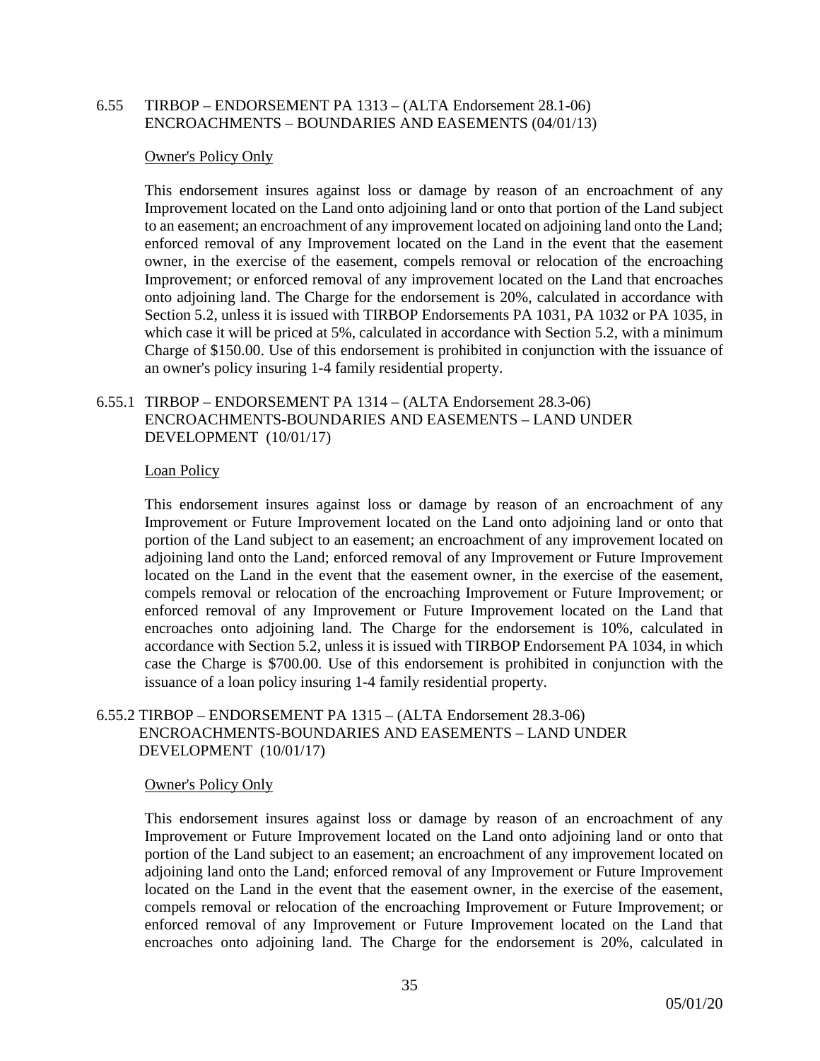### 6.55 TIRBOP – ENDORSEMENT PA 1313 – (ALTA Endorsement 28.1-06) ENCROACHMENTS – BOUNDARIES AND EASEMENTS (04/01/13)

Owner's Policy Only

This endorsement insures against loss or damage by reason of an encroachment of any Improvement located on the Land onto adjoining land or onto that portion of the Land subject to an easement; an encroachment of any improvement located on adjoining land onto the Land; enforced removal of any Improvement located on the Land in the event that the easement owner, in the exercise of the easement, compels removal or relocation of the encroaching Improvement; or enforced removal of any improvement located on the Land that encroaches onto adjoining land. The Charge for the endorsement is 20%, calculated in accordance with Section 5.2, unless it is issued with TIRBOP Endorsements PA 1031, PA 1032 or PA 1035, in which case it will be priced at 5%, calculated in accordance with Section 5.2, with a minimum Charge of $150.00. Use of this endorsement is prohibited in conjunction with the issuance of an owner's policy insuring 1-4 family residential property.

### 6.55.1 TIRBOP – ENDORSEMENT PA 1314 – (ALTA Endorsement 28.3-06) ENCROACHMENTS-BOUNDARIES AND EASEMENTS – LAND UNDER DEVELOPMENT (10/01/17)

Loan Policy

This endorsement insures against loss or damage by reason of an encroachment of any Improvement or Future Improvement located on the Land onto adjoining land or onto that portion of the Land subject to an easement; an encroachment of any improvement located on adjoining land onto the Land; enforced removal of any Improvement or Future Improvement located on the Land in the event that the easement owner, in the exercise of the easement, compels removal or relocation of the encroaching Improvement or Future Improvement; or enforced removal of any Improvement or Future Improvement located on the Land that encroaches onto adjoining land. The Charge for the endorsement is 10%, calculated in accordance with Section 5.2, unless it is issued with TIRBOP Endorsement PA 1034, in which case the Charge is $700.00. Use of this endorsement is prohibited in conjunction with the issuance of a loan policy insuring 1-4 family residential property.

### 6.55.2 TIRBOP – ENDORSEMENT PA 1315 – (ALTA Endorsement 28.3-06) ENCROACHMENTS-BOUNDARIES AND EASEMENTS – LAND UNDER DEVELOPMENT (10/01/17)

Owner's Policy Only

This endorsement insures against loss or damage by reason of an encroachment of any Improvement or Future Improvement located on the Land onto adjoining land or onto that portion of the Land subject to an easement; an encroachment of any improvement located on adjoining land onto the Land; enforced removal of any Improvement or Future Improvement located on the Land in the event that the easement owner, in the exercise of the easement, compels removal or relocation of the encroaching Improvement or Future Improvement; or enforced removal of any Improvement or Future Improvement located on the Land that encroaches onto adjoining land. The Charge for the endorsement is 20%, calculated in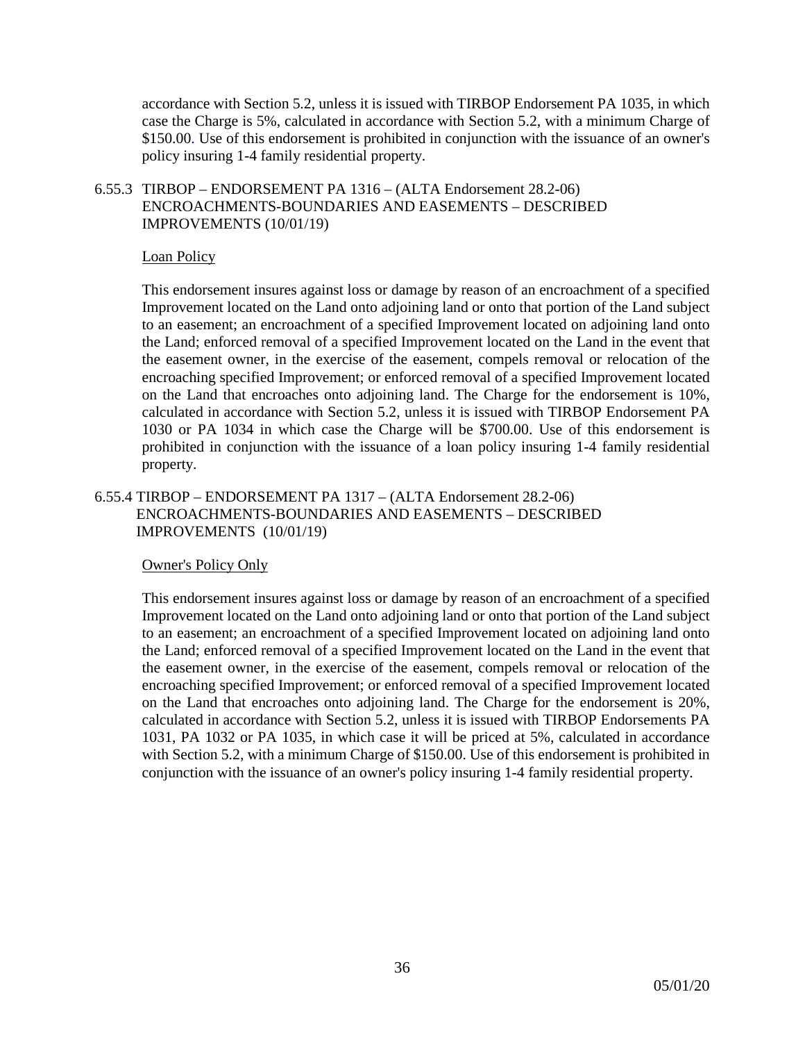accordance with Section 5.2, unless it is issued with TIRBOP Endorsement PA 1035, in which case the Charge is 5%, calculated in accordance with Section 5.2, with a minimum Charge of $150.00. Use of this endorsement is prohibited in conjunction with the issuance of an owner's policy insuring 1-4 family residential property.

### 6.55.3 TIRBOP – ENDORSEMENT PA 1316 – (ALTA Endorsement 28.2-06) ENCROACHMENTS-BOUNDARIES AND EASEMENTS – DESCRIBED IMPROVEMENTS (10/01/19)

<u>Loan Policy</u>

This endorsement insures against loss or damage by reason of an encroachment of a specified Improvement located on the Land onto adjoining land or onto that portion of the Land subject to an easement; an encroachment of a specified Improvement located on adjoining land onto the Land; enforced removal of a specified Improvement located on the Land in the event that the easement owner, in the exercise of the easement, compels removal or relocation of the encroaching specified Improvement; or enforced removal of a specified Improvement located on the Land that encroaches onto adjoining land. The Charge for the endorsement is 10%, calculated in accordance with Section 5.2, unless it is issued with TIRBOP Endorsement PA 1030 or PA 1034 in which case the Charge will be $700.00. Use of this endorsement is prohibited in conjunction with the issuance of a loan policy insuring 1-4 family residential property.

### 6.55.4 TIRBOP – ENDORSEMENT PA 1317 – (ALTA Endorsement 28.2-06) ENCROACHMENTS-BOUNDARIES AND EASEMENTS – DESCRIBED IMPROVEMENTS (10/01/19)

<u>Owner's Policy Only</u>

This endorsement insures against loss or damage by reason of an encroachment of a specified Improvement located on the Land onto adjoining land or onto that portion of the Land subject to an easement; an encroachment of a specified Improvement located on adjoining land onto the Land; enforced removal of a specified Improvement located on the Land in the event that the easement owner, in the exercise of the easement, compels removal or relocation of the encroaching specified Improvement; or enforced removal of a specified Improvement located on the Land that encroaches onto adjoining land. The Charge for the endorsement is 20%, calculated in accordance with Section 5.2, unless it is issued with TIRBOP Endorsements PA 1031, PA 1032 or PA 1035, in which case it will be priced at 5%, calculated in accordance with Section 5.2, with a minimum Charge of $150.00. Use of this endorsement is prohibited in conjunction with the issuance of an owner's policy insuring 1-4 family residential property.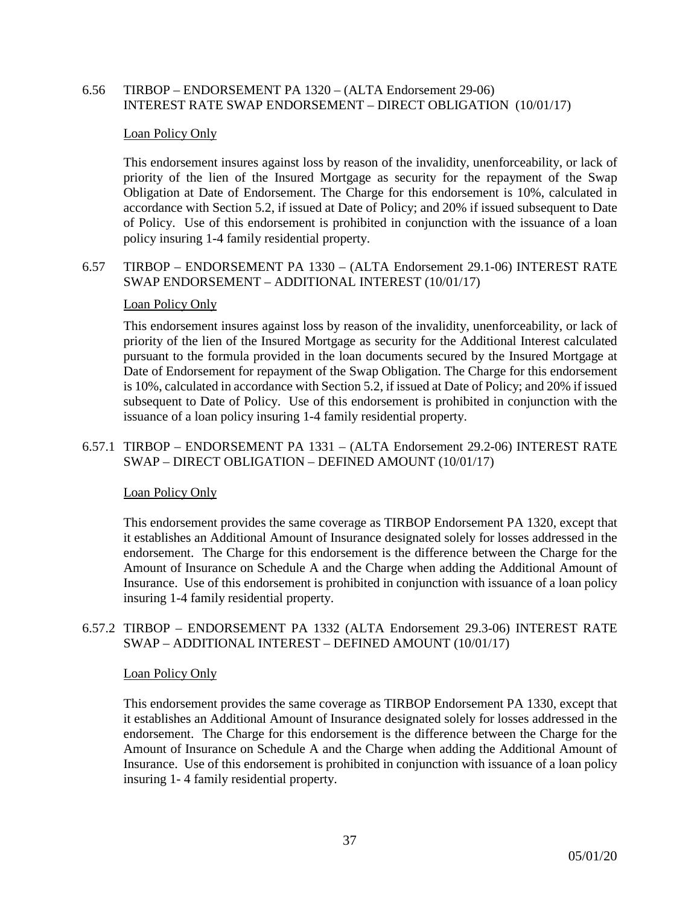### 6.56 TIRBOP – ENDORSEMENT PA 1320 – (ALTA Endorsement 29-06) INTEREST RATE SWAP ENDORSEMENT – DIRECT OBLIGATION (10/01/17)

Loan Policy Only

This endorsement insures against loss by reason of the invalidity, unenforceability, or lack of priority of the lien of the Insured Mortgage as security for the repayment of the Swap Obligation at Date of Endorsement. The Charge for this endorsement is 10%, calculated in accordance with Section 5.2, if issued at Date of Policy; and 20% if issued subsequent to Date of Policy. Use of this endorsement is prohibited in conjunction with the issuance of a loan policy insuring 1-4 family residential property.

### 6.57 TIRBOP – ENDORSEMENT PA 1330 – (ALTA Endorsement 29.1-06) INTEREST RATE SWAP ENDORSEMENT – ADDITIONAL INTEREST (10/01/17)

Loan Policy Only

This endorsement insures against loss by reason of the invalidity, unenforceability, or lack of priority of the lien of the Insured Mortgage as security for the Additional Interest calculated pursuant to the formula provided in the loan documents secured by the Insured Mortgage at Date of Endorsement for repayment of the Swap Obligation. The Charge for this endorsement is 10%, calculated in accordance with Section 5.2, if issued at Date of Policy; and 20% if issued subsequent to Date of Policy. Use of this endorsement is prohibited in conjunction with the issuance of a loan policy insuring 1-4 family residential property.

### 6.57.1 TIRBOP – ENDORSEMENT PA 1331 – (ALTA Endorsement 29.2-06) INTEREST RATE SWAP – DIRECT OBLIGATION – DEFINED AMOUNT (10/01/17)

Loan Policy Only

This endorsement provides the same coverage as TIRBOP Endorsement PA 1320, except that it establishes an Additional Amount of Insurance designated solely for losses addressed in the endorsement. The Charge for this endorsement is the difference between the Charge for the Amount of Insurance on Schedule A and the Charge when adding the Additional Amount of Insurance. Use of this endorsement is prohibited in conjunction with issuance of a loan policy insuring 1-4 family residential property.

### 6.57.2 TIRBOP – ENDORSEMENT PA 1332 (ALTA Endorsement 29.3-06) INTEREST RATE SWAP – ADDITIONAL INTEREST – DEFINED AMOUNT (10/01/17)

Loan Policy Only

This endorsement provides the same coverage as TIRBOP Endorsement PA 1330, except that it establishes an Additional Amount of Insurance designated solely for losses addressed in the endorsement. The Charge for this endorsement is the difference between the Charge for the Amount of Insurance on Schedule A and the Charge when adding the Additional Amount of Insurance. Use of this endorsement is prohibited in conjunction with issuance of a loan policy insuring 1- 4 family residential property.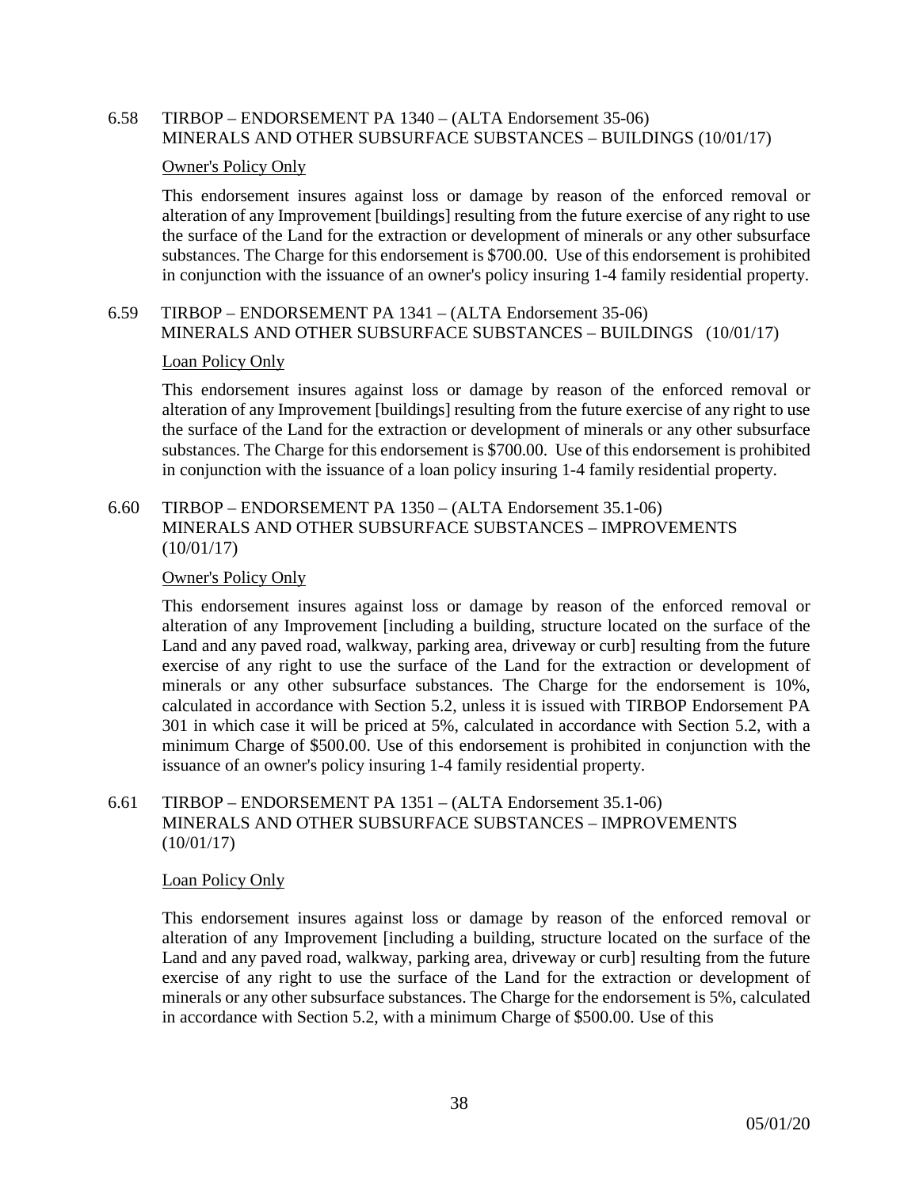## 6.58 TIRBOP – ENDORSEMENT PA 1340 – (ALTA Endorsement 35-06) MINERALS AND OTHER SUBSURFACE SUBSTANCES – BUILDINGS (10/01/17)

Owner's Policy Only

This endorsement insures against loss or damage by reason of the enforced removal or alteration of any Improvement [buildings] resulting from the future exercise of any right to use the surface of the Land for the extraction or development of minerals or any other subsurface substances. The Charge for this endorsement is $700.00. Use of this endorsement is prohibited in conjunction with the issuance of an owner's policy insuring 1-4 family residential property.

## 6.59 TIRBOP – ENDORSEMENT PA 1341 – (ALTA Endorsement 35-06) MINERALS AND OTHER SUBSURFACE SUBSTANCES – BUILDINGS (10/01/17)

Loan Policy Only

This endorsement insures against loss or damage by reason of the enforced removal or alteration of any Improvement [buildings] resulting from the future exercise of any right to use the surface of the Land for the extraction or development of minerals or any other subsurface substances. The Charge for this endorsement is $700.00. Use of this endorsement is prohibited in conjunction with the issuance of a loan policy insuring 1-4 family residential property.

## 6.60 TIRBOP – ENDORSEMENT PA 1350 – (ALTA Endorsement 35.1-06) MINERALS AND OTHER SUBSURFACE SUBSTANCES – IMPROVEMENTS (10/01/17)

Owner's Policy Only

This endorsement insures against loss or damage by reason of the enforced removal or alteration of any Improvement [including a building, structure located on the surface of the Land and any paved road, walkway, parking area, driveway or curb] resulting from the future exercise of any right to use the surface of the Land for the extraction or development of minerals or any other subsurface substances. The Charge for the endorsement is 10%, calculated in accordance with Section 5.2, unless it is issued with TIRBOP Endorsement PA 301 in which case it will be priced at 5%, calculated in accordance with Section 5.2, with a minimum Charge of $500.00. Use of this endorsement is prohibited in conjunction with the issuance of an owner's policy insuring 1-4 family residential property.

## 6.61 TIRBOP – ENDORSEMENT PA 1351 – (ALTA Endorsement 35.1-06) MINERALS AND OTHER SUBSURFACE SUBSTANCES – IMPROVEMENTS (10/01/17)

Loan Policy Only

This endorsement insures against loss or damage by reason of the enforced removal or alteration of any Improvement [including a building, structure located on the surface of the Land and any paved road, walkway, parking area, driveway or curb] resulting from the future exercise of any right to use the surface of the Land for the extraction or development of minerals or any other subsurface substances. The Charge for the endorsement is 5%, calculated in accordance with Section 5.2, with a minimum Charge of $500.00. Use of this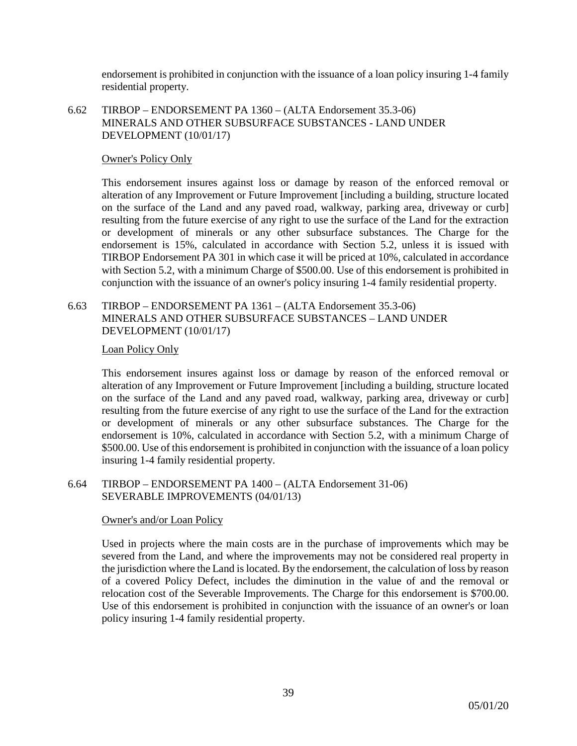endorsement is prohibited in conjunction with the issuance of a loan policy insuring 1-4 family residential property.

### 6.62 TIRBOP – ENDORSEMENT PA 1360 – (ALTA Endorsement 35.3-06) MINERALS AND OTHER SUBSURFACE SUBSTANCES - LAND UNDER DEVELOPMENT (10/01/17)

Owner's Policy Only

This endorsement insures against loss or damage by reason of the enforced removal or alteration of any Improvement or Future Improvement [including a building, structure located on the surface of the Land and any paved road, walkway, parking area, driveway or curb] resulting from the future exercise of any right to use the surface of the Land for the extraction or development of minerals or any other subsurface substances. The Charge for the endorsement is 15%, calculated in accordance with Section 5.2, unless it is issued with TIRBOP Endorsement PA 301 in which case it will be priced at 10%, calculated in accordance with Section 5.2, with a minimum Charge of $500.00. Use of this endorsement is prohibited in conjunction with the issuance of an owner's policy insuring 1-4 family residential property.

### 6.63 TIRBOP – ENDORSEMENT PA 1361 – (ALTA Endorsement 35.3-06) MINERALS AND OTHER SUBSURFACE SUBSTANCES – LAND UNDER DEVELOPMENT (10/01/17)

Loan Policy Only

This endorsement insures against loss or damage by reason of the enforced removal or alteration of any Improvement or Future Improvement [including a building, structure located on the surface of the Land and any paved road, walkway, parking area, driveway or curb] resulting from the future exercise of any right to use the surface of the Land for the extraction or development of minerals or any other subsurface substances. The Charge for the endorsement is 10%, calculated in accordance with Section 5.2, with a minimum Charge of $500.00. Use of this endorsement is prohibited in conjunction with the issuance of a loan policy insuring 1-4 family residential property.

### 6.64 TIRBOP – ENDORSEMENT PA 1400 – (ALTA Endorsement 31-06) SEVERABLE IMPROVEMENTS (04/01/13)

Owner's and/or Loan Policy

Used in projects where the main costs are in the purchase of improvements which may be severed from the Land, and where the improvements may not be considered real property in the jurisdiction where the Land is located. By the endorsement, the calculation of loss by reason of a covered Policy Defect, includes the diminution in the value of and the removal or relocation cost of the Severable Improvements. The Charge for this endorsement is $700.00. Use of this endorsement is prohibited in conjunction with the issuance of an owner's or loan policy insuring 1-4 family residential property.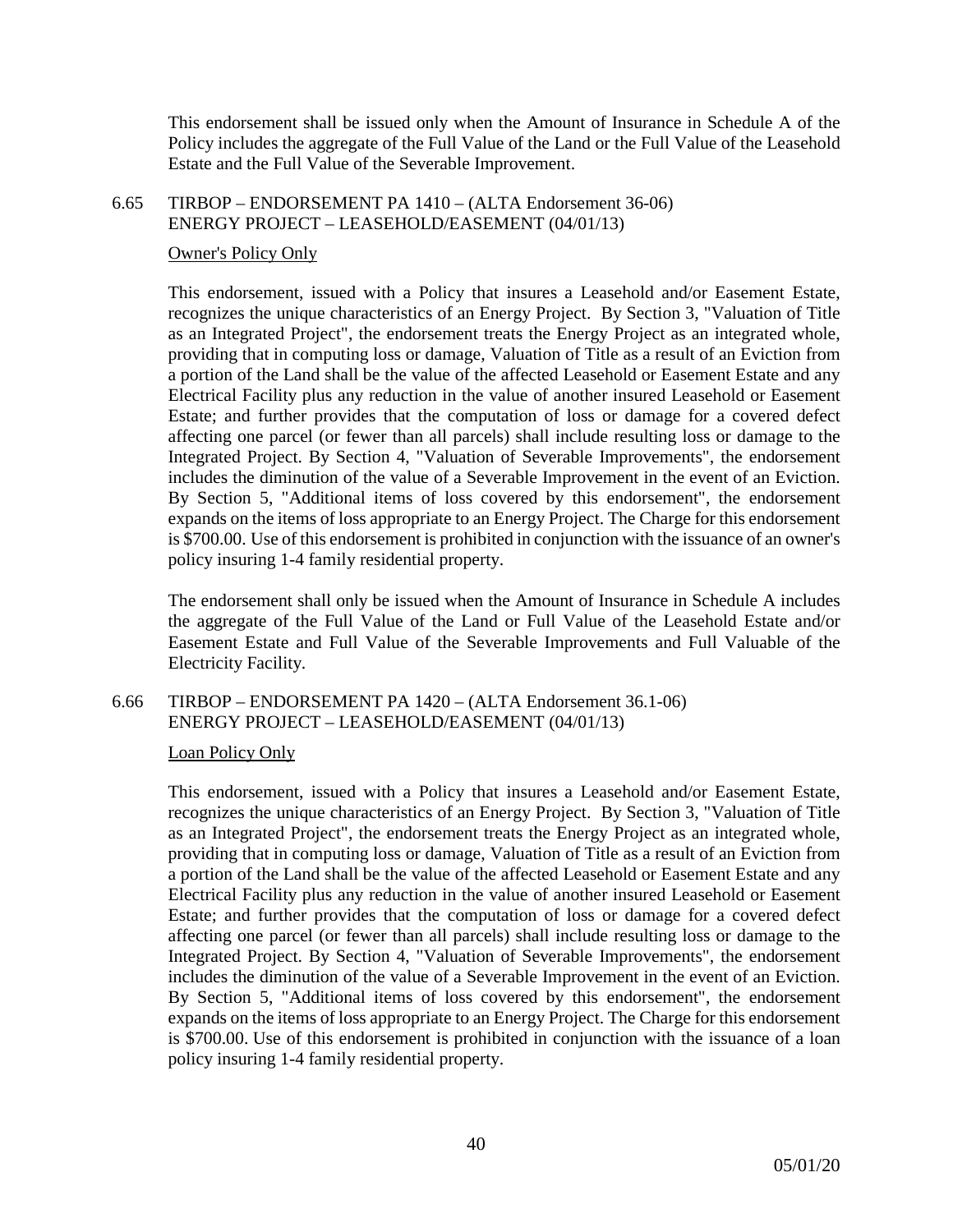This endorsement shall be issued only when the Amount of Insurance in Schedule A of the Policy includes the aggregate of the Full Value of the Land or the Full Value of the Leasehold Estate and the Full Value of the Severable Improvement.

## 6.65 TIRBOP – ENDORSEMENT PA 1410 – (ALTA Endorsement 36-06) ENERGY PROJECT – LEASEHOLD/EASEMENT (04/01/13)

<u>Owner's Policy Only</u>

This endorsement, issued with a Policy that insures a Leasehold and/or Easement Estate, recognizes the unique characteristics of an Energy Project. By Section 3, "Valuation of Title as an Integrated Project", the endorsement treats the Energy Project as an integrated whole, providing that in computing loss or damage, Valuation of Title as a result of an Eviction from a portion of the Land shall be the value of the affected Leasehold or Easement Estate and any Electrical Facility plus any reduction in the value of another insured Leasehold or Easement Estate; and further provides that the computation of loss or damage for a covered defect affecting one parcel (or fewer than all parcels) shall include resulting loss or damage to the Integrated Project. By Section 4, "Valuation of Severable Improvements", the endorsement includes the diminution of the value of a Severable Improvement in the event of an Eviction. By Section 5, "Additional items of loss covered by this endorsement", the endorsement expands on the items of loss appropriate to an Energy Project. The Charge for this endorsement is $700.00. Use of this endorsement is prohibited in conjunction with the issuance of an owner's policy insuring 1-4 family residential property.

The endorsement shall only be issued when the Amount of Insurance in Schedule A includes the aggregate of the Full Value of the Land or Full Value of the Leasehold Estate and/or Easement Estate and Full Value of the Severable Improvements and Full Valuable of the Electricity Facility.

## 6.66 TIRBOP – ENDORSEMENT PA 1420 – (ALTA Endorsement 36.1-06) ENERGY PROJECT – LEASEHOLD/EASEMENT (04/01/13)

<u>Loan Policy Only</u>

This endorsement, issued with a Policy that insures a Leasehold and/or Easement Estate, recognizes the unique characteristics of an Energy Project. By Section 3, "Valuation of Title as an Integrated Project", the endorsement treats the Energy Project as an integrated whole, providing that in computing loss or damage, Valuation of Title as a result of an Eviction from a portion of the Land shall be the value of the affected Leasehold or Easement Estate and any Electrical Facility plus any reduction in the value of another insured Leasehold or Easement Estate; and further provides that the computation of loss or damage for a covered defect affecting one parcel (or fewer than all parcels) shall include resulting loss or damage to the Integrated Project. By Section 4, "Valuation of Severable Improvements", the endorsement includes the diminution of the value of a Severable Improvement in the event of an Eviction. By Section 5, "Additional items of loss covered by this endorsement", the endorsement expands on the items of loss appropriate to an Energy Project. The Charge for this endorsement is $700.00. Use of this endorsement is prohibited in conjunction with the issuance of a loan policy insuring 1-4 family residential property.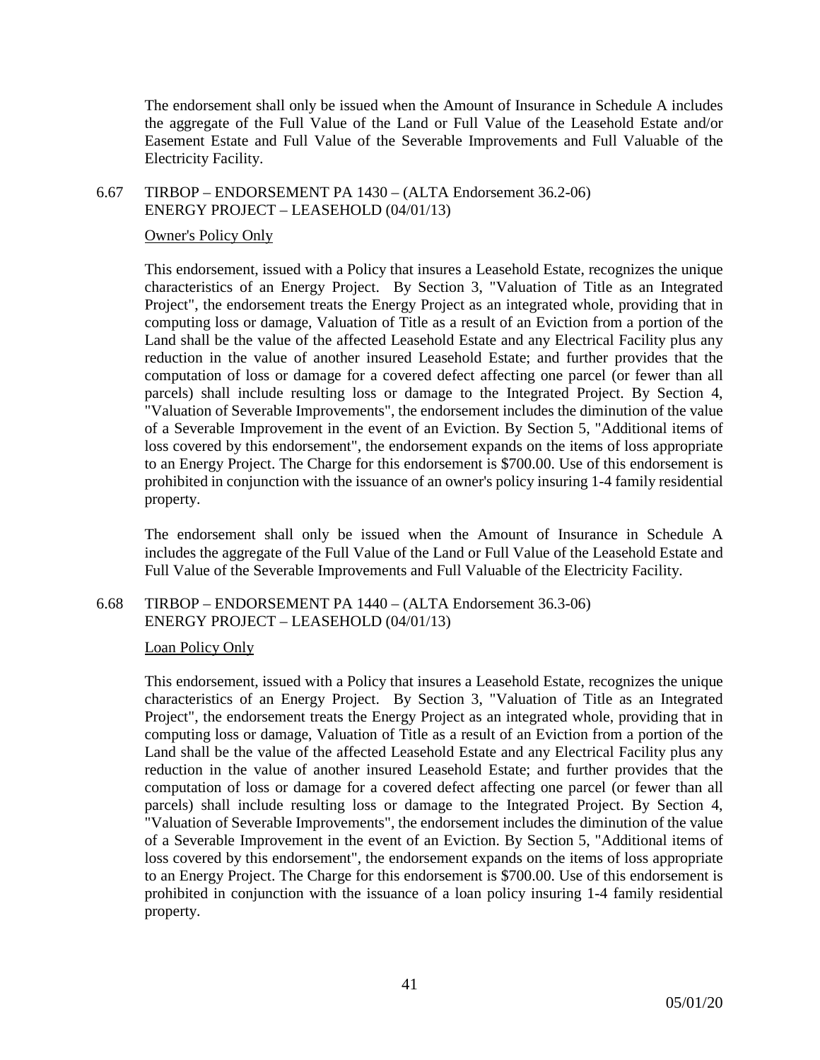The endorsement shall only be issued when the Amount of Insurance in Schedule A includes the aggregate of the Full Value of the Land or Full Value of the Leasehold Estate and/or Easement Estate and Full Value of the Severable Improvements and Full Valuable of the Electricity Facility.

### 6.67 TIRBOP – ENDORSEMENT PA 1430 – (ALTA Endorsement 36.2-06) ENERGY PROJECT – LEASEHOLD (04/01/13)

Owner's Policy Only

This endorsement, issued with a Policy that insures a Leasehold Estate, recognizes the unique characteristics of an Energy Project. By Section 3, "Valuation of Title as an Integrated Project", the endorsement treats the Energy Project as an integrated whole, providing that in computing loss or damage, Valuation of Title as a result of an Eviction from a portion of the Land shall be the value of the affected Leasehold Estate and any Electrical Facility plus any reduction in the value of another insured Leasehold Estate; and further provides that the computation of loss or damage for a covered defect affecting one parcel (or fewer than all parcels) shall include resulting loss or damage to the Integrated Project. By Section 4, "Valuation of Severable Improvements", the endorsement includes the diminution of the value of a Severable Improvement in the event of an Eviction. By Section 5, "Additional items of loss covered by this endorsement", the endorsement expands on the items of loss appropriate to an Energy Project. The Charge for this endorsement is $700.00. Use of this endorsement is prohibited in conjunction with the issuance of an owner's policy insuring 1-4 family residential property.

The endorsement shall only be issued when the Amount of Insurance in Schedule A includes the aggregate of the Full Value of the Land or Full Value of the Leasehold Estate and Full Value of the Severable Improvements and Full Valuable of the Electricity Facility.

### 6.68 TIRBOP – ENDORSEMENT PA 1440 – (ALTA Endorsement 36.3-06) ENERGY PROJECT – LEASEHOLD (04/01/13)

Loan Policy Only

This endorsement, issued with a Policy that insures a Leasehold Estate, recognizes the unique characteristics of an Energy Project. By Section 3, "Valuation of Title as an Integrated Project", the endorsement treats the Energy Project as an integrated whole, providing that in computing loss or damage, Valuation of Title as a result of an Eviction from a portion of the Land shall be the value of the affected Leasehold Estate and any Electrical Facility plus any reduction in the value of another insured Leasehold Estate; and further provides that the computation of loss or damage for a covered defect affecting one parcel (or fewer than all parcels) shall include resulting loss or damage to the Integrated Project. By Section 4, "Valuation of Severable Improvements", the endorsement includes the diminution of the value of a Severable Improvement in the event of an Eviction. By Section 5, "Additional items of loss covered by this endorsement", the endorsement expands on the items of loss appropriate to an Energy Project. The Charge for this endorsement is $700.00. Use of this endorsement is prohibited in conjunction with the issuance of a loan policy insuring 1-4 family residential property.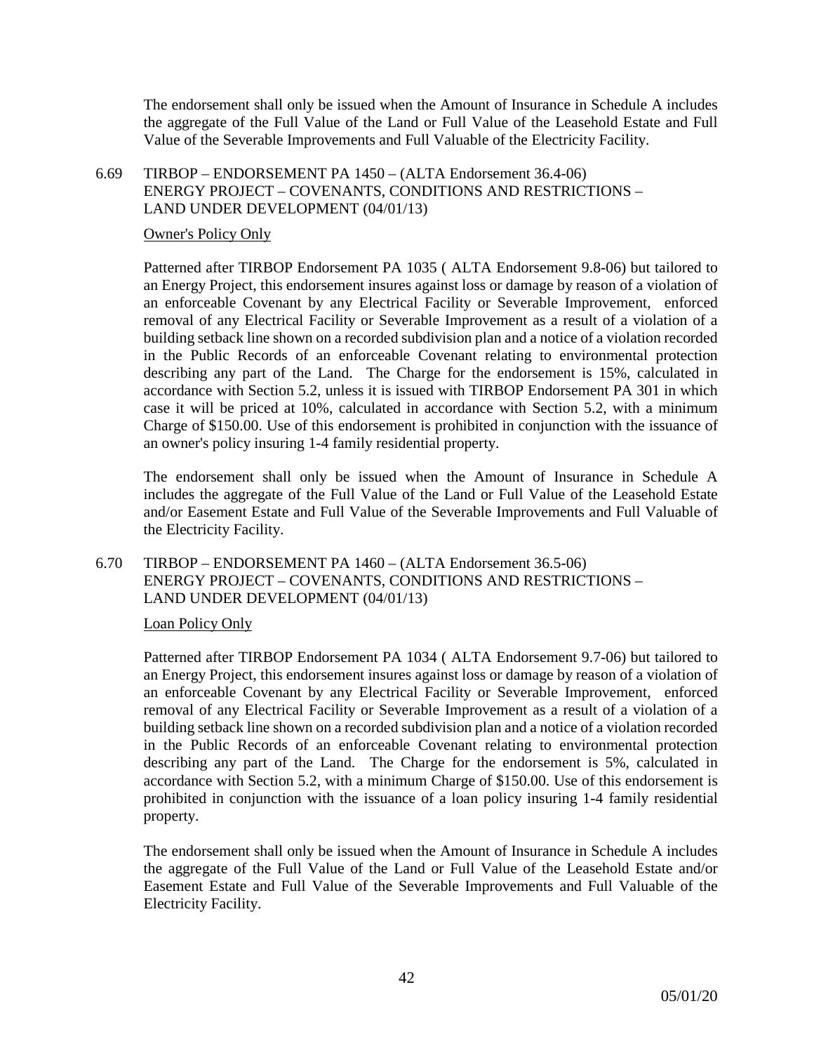The endorsement shall only be issued when the Amount of Insurance in Schedule A includes the aggregate of the Full Value of the Land or Full Value of the Leasehold Estate and Full Value of the Severable Improvements and Full Valuable of the Electricity Facility.

6.69 TIRBOP – ENDORSEMENT PA 1450 – (ALTA Endorsement 36.4-06) ENERGY PROJECT – COVENANTS, CONDITIONS AND RESTRICTIONS – LAND UNDER DEVELOPMENT (04/01/13)

Owner's Policy Only

Patterned after TIRBOP Endorsement PA 1035 ( ALTA Endorsement 9.8-06) but tailored to an Energy Project, this endorsement insures against loss or damage by reason of a violation of an enforceable Covenant by any Electrical Facility or Severable Improvement, enforced removal of any Electrical Facility or Severable Improvement as a result of a violation of a building setback line shown on a recorded subdivision plan and a notice of a violation recorded in the Public Records of an enforceable Covenant relating to environmental protection describing any part of the Land. The Charge for the endorsement is 15%, calculated in accordance with Section 5.2, unless it is issued with TIRBOP Endorsement PA 301 in which case it will be priced at 10%, calculated in accordance with Section 5.2, with a minimum Charge of $150.00. Use of this endorsement is prohibited in conjunction with the issuance of an owner's policy insuring 1-4 family residential property.

The endorsement shall only be issued when the Amount of Insurance in Schedule A includes the aggregate of the Full Value of the Land or Full Value of the Leasehold Estate and/or Easement Estate and Full Value of the Severable Improvements and Full Valuable of the Electricity Facility.

6.70 TIRBOP – ENDORSEMENT PA 1460 – (ALTA Endorsement 36.5-06) ENERGY PROJECT – COVENANTS, CONDITIONS AND RESTRICTIONS – LAND UNDER DEVELOPMENT (04/01/13)

Loan Policy Only

Patterned after TIRBOP Endorsement PA 1034 ( ALTA Endorsement 9.7-06) but tailored to an Energy Project, this endorsement insures against loss or damage by reason of a violation of an enforceable Covenant by any Electrical Facility or Severable Improvement, enforced removal of any Electrical Facility or Severable Improvement as a result of a violation of a building setback line shown on a recorded subdivision plan and a notice of a violation recorded in the Public Records of an enforceable Covenant relating to environmental protection describing any part of the Land. The Charge for the endorsement is 5%, calculated in accordance with Section 5.2, with a minimum Charge of $150.00. Use of this endorsement is prohibited in conjunction with the issuance of a loan policy insuring 1-4 family residential property.

The endorsement shall only be issued when the Amount of Insurance in Schedule A includes the aggregate of the Full Value of the Land or Full Value of the Leasehold Estate and/or Easement Estate and Full Value of the Severable Improvements and Full Valuable of the Electricity Facility.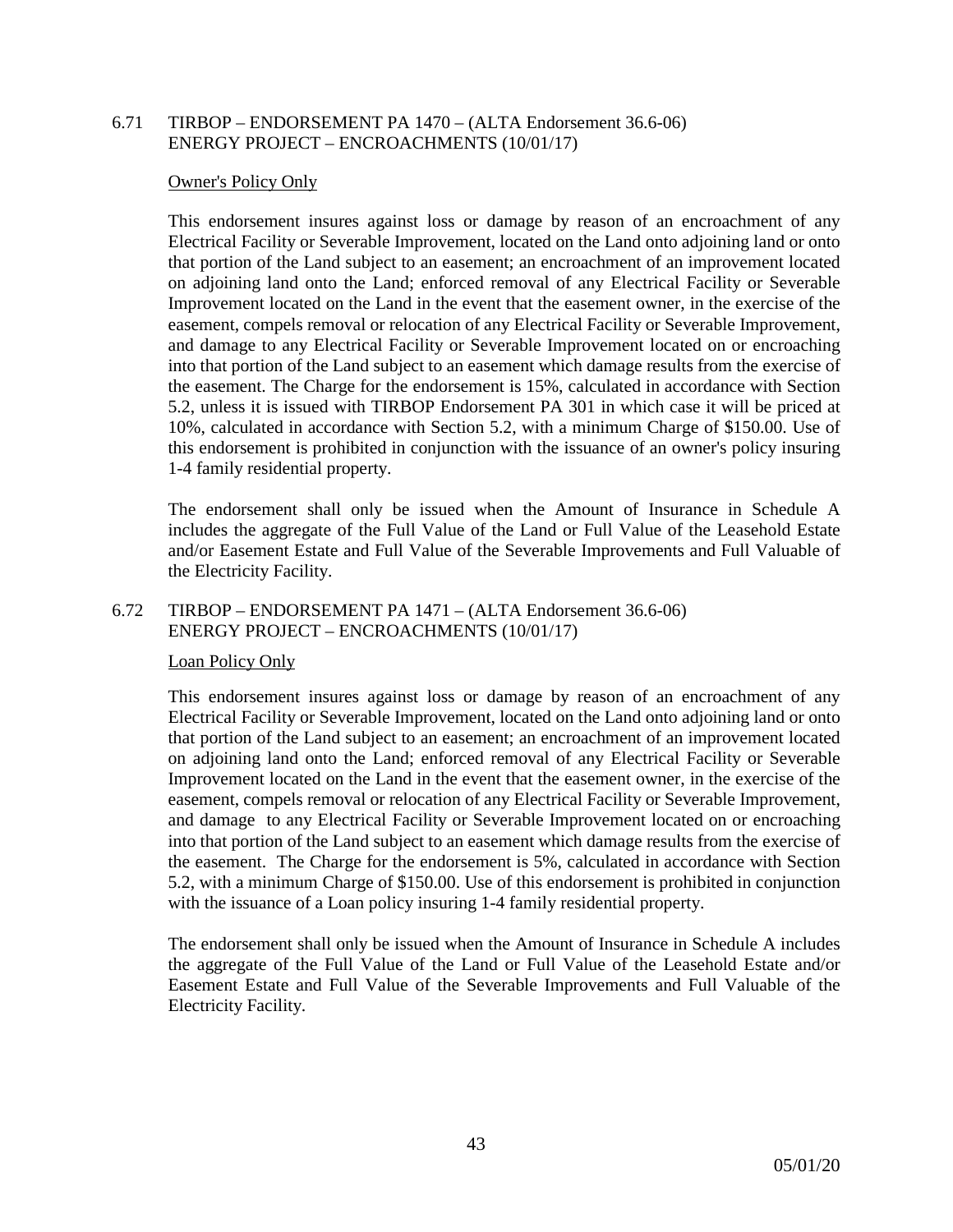## 6.71 TIRBOP – ENDORSEMENT PA 1470 – (ALTA Endorsement 36.6-06) ENERGY PROJECT – ENCROACHMENTS (10/01/17)

Owner's Policy Only

This endorsement insures against loss or damage by reason of an encroachment of any Electrical Facility or Severable Improvement, located on the Land onto adjoining land or onto that portion of the Land subject to an easement; an encroachment of an improvement located on adjoining land onto the Land; enforced removal of any Electrical Facility or Severable Improvement located on the Land in the event that the easement owner, in the exercise of the easement, compels removal or relocation of any Electrical Facility or Severable Improvement, and damage to any Electrical Facility or Severable Improvement located on or encroaching into that portion of the Land subject to an easement which damage results from the exercise of the easement. The Charge for the endorsement is 15%, calculated in accordance with Section 5.2, unless it is issued with TIRBOP Endorsement PA 301 in which case it will be priced at 10%, calculated in accordance with Section 5.2, with a minimum Charge of $150.00. Use of this endorsement is prohibited in conjunction with the issuance of an owner's policy insuring 1-4 family residential property.

The endorsement shall only be issued when the Amount of Insurance in Schedule A includes the aggregate of the Full Value of the Land or Full Value of the Leasehold Estate and/or Easement Estate and Full Value of the Severable Improvements and Full Valuable of the Electricity Facility.

## 6.72 TIRBOP – ENDORSEMENT PA 1471 – (ALTA Endorsement 36.6-06) ENERGY PROJECT – ENCROACHMENTS (10/01/17)

Loan Policy Only

This endorsement insures against loss or damage by reason of an encroachment of any Electrical Facility or Severable Improvement, located on the Land onto adjoining land or onto that portion of the Land subject to an easement; an encroachment of an improvement located on adjoining land onto the Land; enforced removal of any Electrical Facility or Severable Improvement located on the Land in the event that the easement owner, in the exercise of the easement, compels removal or relocation of any Electrical Facility or Severable Improvement, and damage to any Electrical Facility or Severable Improvement located on or encroaching into that portion of the Land subject to an easement which damage results from the exercise of the easement. The Charge for the endorsement is 5%, calculated in accordance with Section 5.2, with a minimum Charge of $150.00. Use of this endorsement is prohibited in conjunction with the issuance of a Loan policy insuring 1-4 family residential property.

The endorsement shall only be issued when the Amount of Insurance in Schedule A includes the aggregate of the Full Value of the Land or Full Value of the Leasehold Estate and/or Easement Estate and Full Value of the Severable Improvements and Full Valuable of the Electricity Facility.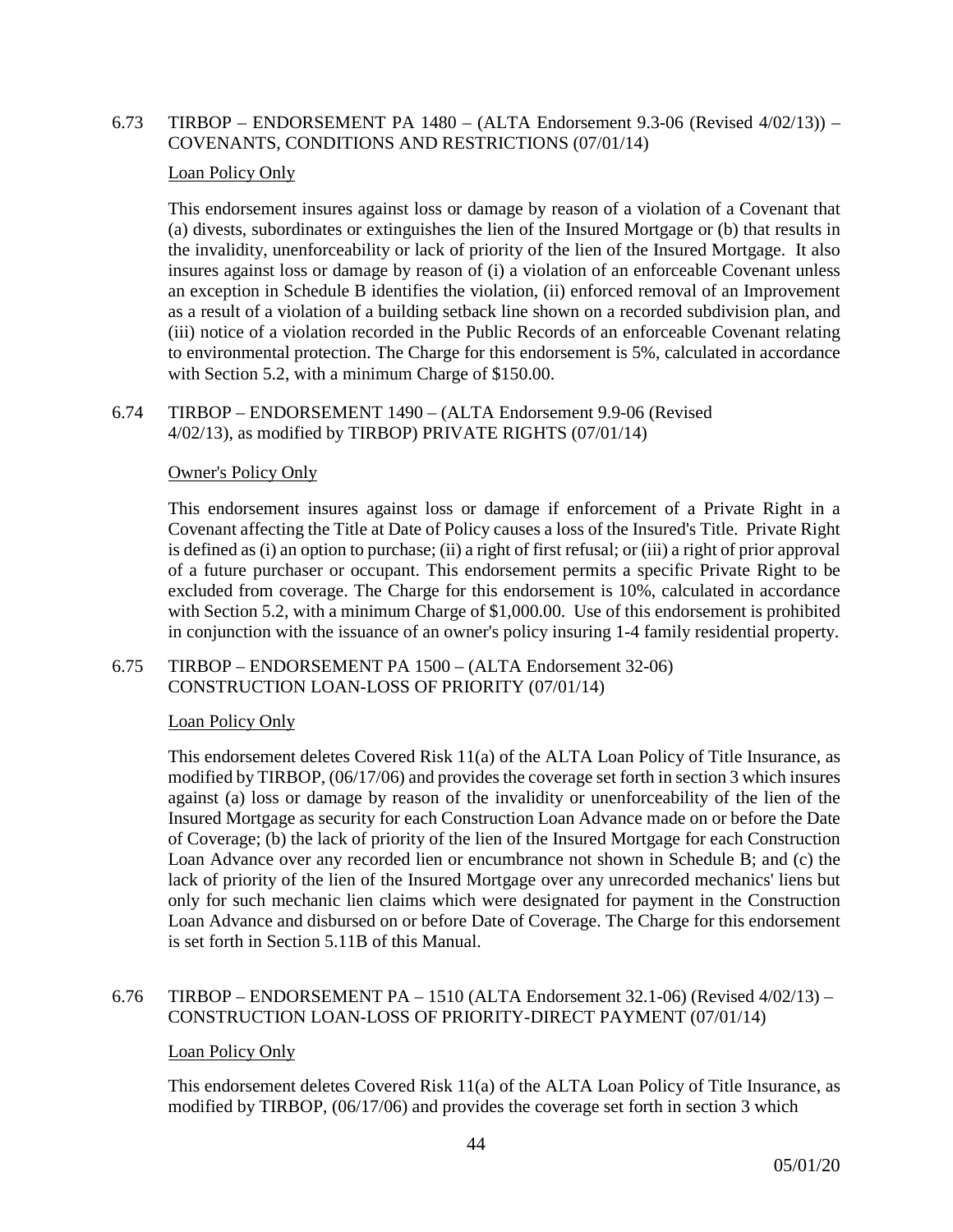## 6.73 TIRBOP – ENDORSEMENT PA 1480 – (ALTA Endorsement 9.3-06 (Revised 4/02/13)) – COVENANTS, CONDITIONS AND RESTRICTIONS (07/01/14)

Loan Policy Only

This endorsement insures against loss or damage by reason of a violation of a Covenant that (a) divests, subordinates or extinguishes the lien of the Insured Mortgage or (b) that results in the invalidity, unenforceability or lack of priority of the lien of the Insured Mortgage. It also insures against loss or damage by reason of (i) a violation of an enforceable Covenant unless an exception in Schedule B identifies the violation, (ii) enforced removal of an Improvement as a result of a violation of a building setback line shown on a recorded subdivision plan, and (iii) notice of a violation recorded in the Public Records of an enforceable Covenant relating to environmental protection. The Charge for this endorsement is 5%, calculated in accordance with Section 5.2, with a minimum Charge of $150.00.

## 6.74 TIRBOP – ENDORSEMENT 1490 – (ALTA Endorsement 9.9-06 (Revised 4/02/13), as modified by TIRBOP) PRIVATE RIGHTS (07/01/14)

Owner's Policy Only

This endorsement insures against loss or damage if enforcement of a Private Right in a Covenant affecting the Title at Date of Policy causes a loss of the Insured's Title. Private Right is defined as (i) an option to purchase; (ii) a right of first refusal; or (iii) a right of prior approval of a future purchaser or occupant. This endorsement permits a specific Private Right to be excluded from coverage. The Charge for this endorsement is 10%, calculated in accordance with Section 5.2, with a minimum Charge of $1,000.00. Use of this endorsement is prohibited in conjunction with the issuance of an owner's policy insuring 1-4 family residential property.

## 6.75 TIRBOP – ENDORSEMENT PA 1500 – (ALTA Endorsement 32-06) CONSTRUCTION LOAN-LOSS OF PRIORITY (07/01/14)

Loan Policy Only

This endorsement deletes Covered Risk 11(a) of the ALTA Loan Policy of Title Insurance, as modified by TIRBOP, (06/17/06) and provides the coverage set forth in section 3 which insures against (a) loss or damage by reason of the invalidity or unenforceability of the lien of the Insured Mortgage as security for each Construction Loan Advance made on or before the Date of Coverage; (b) the lack of priority of the lien of the Insured Mortgage for each Construction Loan Advance over any recorded lien or encumbrance not shown in Schedule B; and (c) the lack of priority of the lien of the Insured Mortgage over any unrecorded mechanics' liens but only for such mechanic lien claims which were designated for payment in the Construction Loan Advance and disbursed on or before Date of Coverage. The Charge for this endorsement is set forth in Section 5.11B of this Manual.

## 6.76 TIRBOP – ENDORSEMENT PA – 1510 (ALTA Endorsement 32.1-06) (Revised 4/02/13) – CONSTRUCTION LOAN-LOSS OF PRIORITY-DIRECT PAYMENT (07/01/14)

Loan Policy Only

This endorsement deletes Covered Risk 11(a) of the ALTA Loan Policy of Title Insurance, as modified by TIRBOP, (06/17/06) and provides the coverage set forth in section 3 which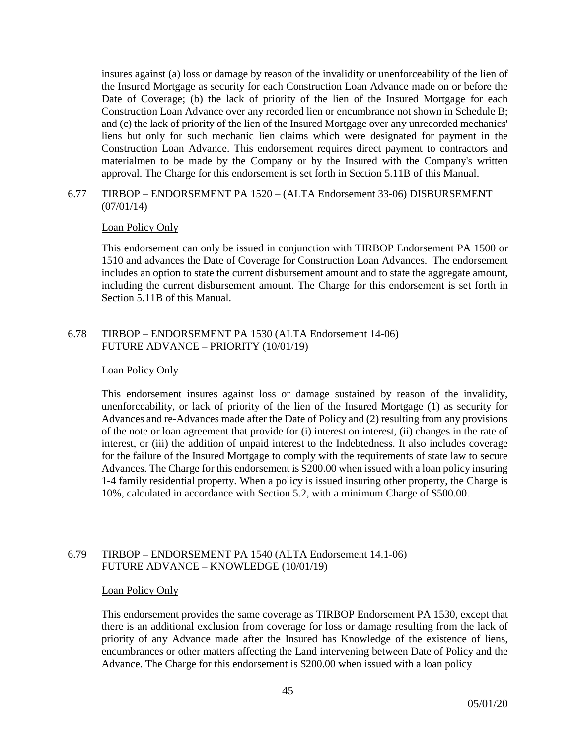insures against (a) loss or damage by reason of the invalidity or unenforceability of the lien of the Insured Mortgage as security for each Construction Loan Advance made on or before the Date of Coverage; (b) the lack of priority of the lien of the Insured Mortgage for each Construction Loan Advance over any recorded lien or encumbrance not shown in Schedule B; and (c) the lack of priority of the lien of the Insured Mortgage over any unrecorded mechanics' liens but only for such mechanic lien claims which were designated for payment in the Construction Loan Advance. This endorsement requires direct payment to contractors and materialmen to be made by the Company or by the Insured with the Company's written approval. The Charge for this endorsement is set forth in Section 5.11B of this Manual.

### 6.77 TIRBOP – ENDORSEMENT PA 1520 – (ALTA Endorsement 33-06) DISBURSEMENT (07/01/14)

Loan Policy Only

This endorsement can only be issued in conjunction with TIRBOP Endorsement PA 1500 or 1510 and advances the Date of Coverage for Construction Loan Advances. The endorsement includes an option to state the current disbursement amount and to state the aggregate amount, including the current disbursement amount. The Charge for this endorsement is set forth in Section 5.11B of this Manual.

### 6.78 TIRBOP – ENDORSEMENT PA 1530 (ALTA Endorsement 14-06) FUTURE ADVANCE – PRIORITY (10/01/19)

Loan Policy Only

This endorsement insures against loss or damage sustained by reason of the invalidity, unenforceability, or lack of priority of the lien of the Insured Mortgage (1) as security for Advances and re-Advances made after the Date of Policy and (2) resulting from any provisions of the note or loan agreement that provide for (i) interest on interest, (ii) changes in the rate of interest, or (iii) the addition of unpaid interest to the Indebtedness. It also includes coverage for the failure of the Insured Mortgage to comply with the requirements of state law to secure Advances. The Charge for this endorsement is $200.00 when issued with a loan policy insuring 1-4 family residential property. When a policy is issued insuring other property, the Charge is 10%, calculated in accordance with Section 5.2, with a minimum Charge of $500.00.

### 6.79 TIRBOP – ENDORSEMENT PA 1540 (ALTA Endorsement 14.1-06) FUTURE ADVANCE – KNOWLEDGE (10/01/19)

Loan Policy Only

This endorsement provides the same coverage as TIRBOP Endorsement PA 1530, except that there is an additional exclusion from coverage for loss or damage resulting from the lack of priority of any Advance made after the Insured has Knowledge of the existence of liens, encumbrances or other matters affecting the Land intervening between Date of Policy and the Advance. The Charge for this endorsement is $200.00 when issued with a loan policy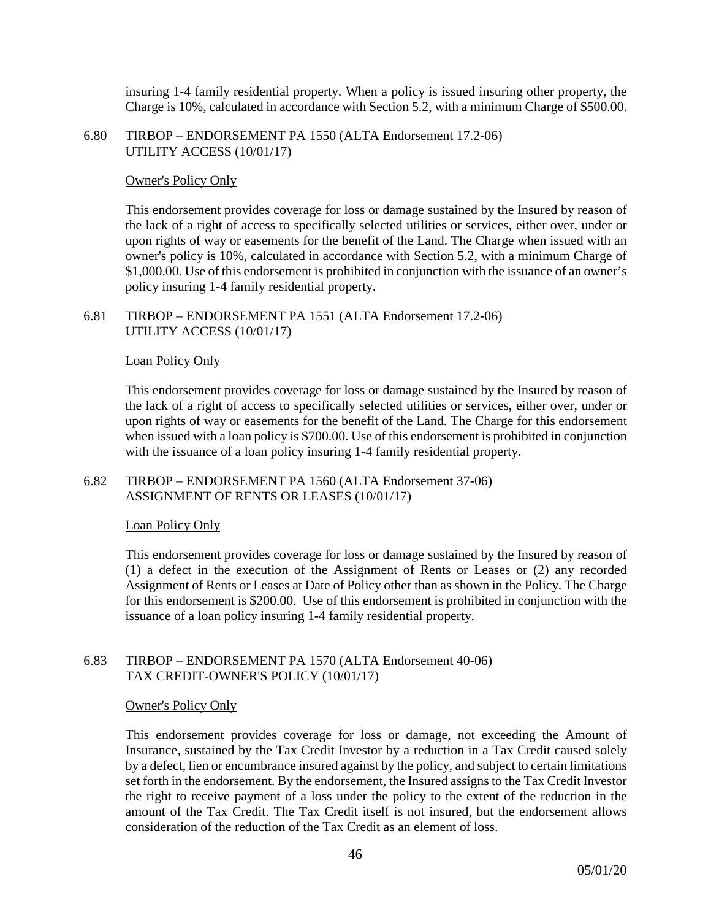insuring 1-4 family residential property. When a policy is issued insuring other property, the Charge is 10%, calculated in accordance with Section 5.2, with a minimum Charge of $500.00.

### 6.80 TIRBOP – ENDORSEMENT PA 1550 (ALTA Endorsement 17.2-06) UTILITY ACCESS (10/01/17)

Owner's Policy Only

This endorsement provides coverage for loss or damage sustained by the Insured by reason of the lack of a right of access to specifically selected utilities or services, either over, under or upon rights of way or easements for the benefit of the Land. The Charge when issued with an owner's policy is 10%, calculated in accordance with Section 5.2, with a minimum Charge of $1,000.00. Use of this endorsement is prohibited in conjunction with the issuance of an owner's policy insuring 1-4 family residential property.

### 6.81 TIRBOP – ENDORSEMENT PA 1551 (ALTA Endorsement 17.2-06) UTILITY ACCESS (10/01/17)

Loan Policy Only

This endorsement provides coverage for loss or damage sustained by the Insured by reason of the lack of a right of access to specifically selected utilities or services, either over, under or upon rights of way or easements for the benefit of the Land. The Charge for this endorsement when issued with a loan policy is $700.00. Use of this endorsement is prohibited in conjunction with the issuance of a loan policy insuring 1-4 family residential property.

### 6.82 TIRBOP – ENDORSEMENT PA 1560 (ALTA Endorsement 37-06) ASSIGNMENT OF RENTS OR LEASES (10/01/17)

Loan Policy Only

This endorsement provides coverage for loss or damage sustained by the Insured by reason of (1) a defect in the execution of the Assignment of Rents or Leases or (2) any recorded Assignment of Rents or Leases at Date of Policy other than as shown in the Policy. The Charge for this endorsement is $200.00. Use of this endorsement is prohibited in conjunction with the issuance of a loan policy insuring 1-4 family residential property.

### 6.83 TIRBOP – ENDORSEMENT PA 1570 (ALTA Endorsement 40-06) TAX CREDIT-OWNER'S POLICY (10/01/17)

Owner's Policy Only

This endorsement provides coverage for loss or damage, not exceeding the Amount of Insurance, sustained by the Tax Credit Investor by a reduction in a Tax Credit caused solely by a defect, lien or encumbrance insured against by the policy, and subject to certain limitations set forth in the endorsement. By the endorsement, the Insured assigns to the Tax Credit Investor the right to receive payment of a loss under the policy to the extent of the reduction in the amount of the Tax Credit. The Tax Credit itself is not insured, but the endorsement allows consideration of the reduction of the Tax Credit as an element of loss.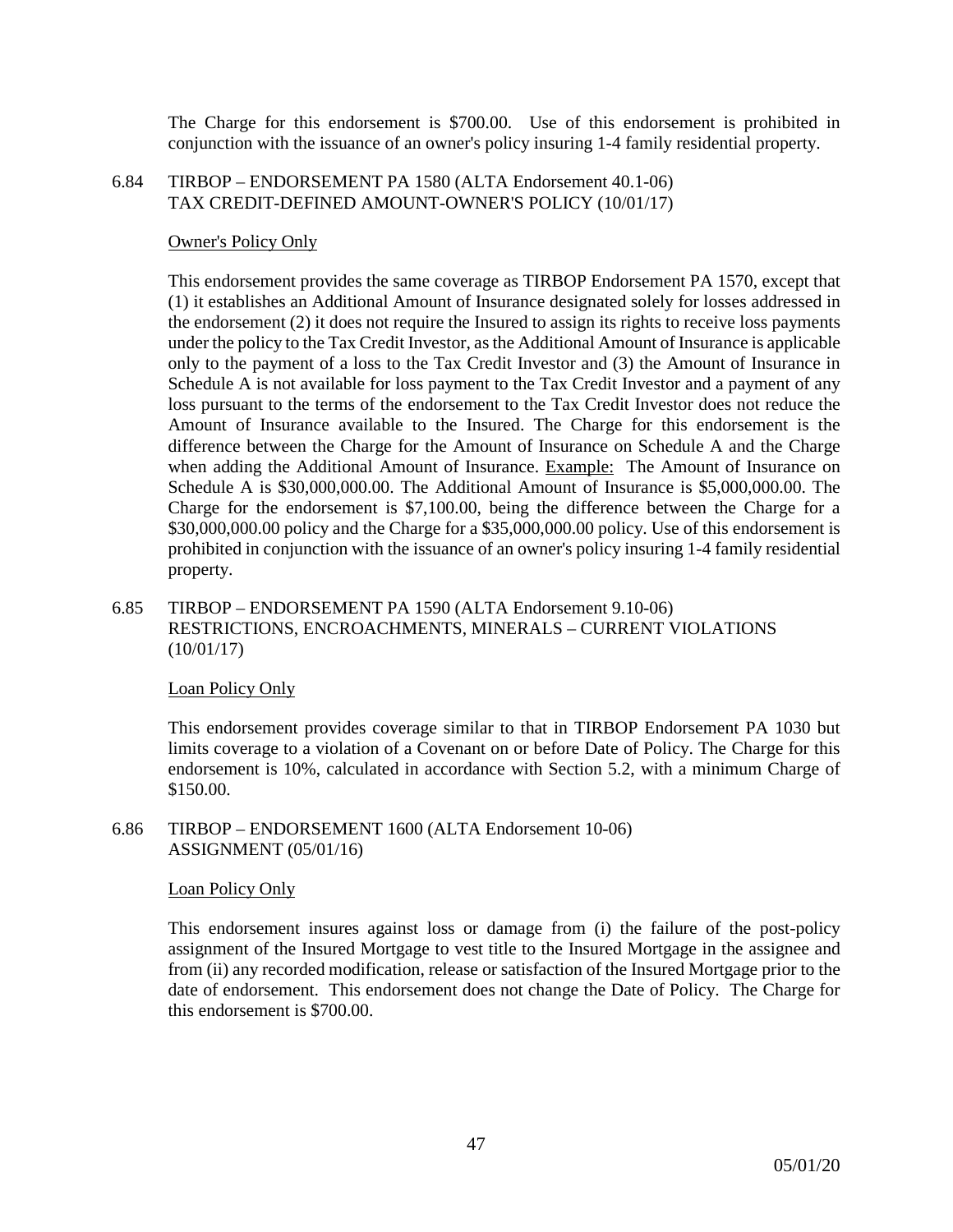The Charge for this endorsement is $700.00. Use of this endorsement is prohibited in conjunction with the issuance of an owner's policy insuring 1-4 family residential property.

### 6.84 TIRBOP – ENDORSEMENT PA 1580 (ALTA Endorsement 40.1-06) TAX CREDIT-DEFINED AMOUNT-OWNER'S POLICY (10/01/17)

<u>Owner's Policy Only</u>

This endorsement provides the same coverage as TIRBOP Endorsement PA 1570, except that (1) it establishes an Additional Amount of Insurance designated solely for losses addressed in the endorsement (2) it does not require the Insured to assign its rights to receive loss payments under the policy to the Tax Credit Investor, as the Additional Amount of Insurance is applicable only to the payment of a loss to the Tax Credit Investor and (3) the Amount of Insurance in Schedule A is not available for loss payment to the Tax Credit Investor and a payment of any loss pursuant to the terms of the endorsement to the Tax Credit Investor does not reduce the Amount of Insurance available to the Insured. The Charge for this endorsement is the difference between the Charge for the Amount of Insurance on Schedule A and the Charge when adding the Additional Amount of Insurance. <u>Example:</u> The Amount of Insurance on Schedule A is $30,000,000.00. The Additional Amount of Insurance is $5,000,000.00. The Charge for the endorsement is $7,100.00, being the difference between the Charge for a $30,000,000.00 policy and the Charge for a $35,000,000.00 policy. Use of this endorsement is prohibited in conjunction with the issuance of an owner's policy insuring 1-4 family residential property.

### 6.85 TIRBOP – ENDORSEMENT PA 1590 (ALTA Endorsement 9.10-06) RESTRICTIONS, ENCROACHMENTS, MINERALS – CURRENT VIOLATIONS (10/01/17)

<u>Loan Policy Only</u>

This endorsement provides coverage similar to that in TIRBOP Endorsement PA 1030 but limits coverage to a violation of a Covenant on or before Date of Policy. The Charge for this endorsement is 10%, calculated in accordance with Section 5.2, with a minimum Charge of $150.00.

### 6.86 TIRBOP – ENDORSEMENT 1600 (ALTA Endorsement 10-06) ASSIGNMENT (05/01/16)

<u>Loan Policy Only</u>

This endorsement insures against loss or damage from (i) the failure of the post-policy assignment of the Insured Mortgage to vest title to the Insured Mortgage in the assignee and from (ii) any recorded modification, release or satisfaction of the Insured Mortgage prior to the date of endorsement. This endorsement does not change the Date of Policy. The Charge for this endorsement is $700.00.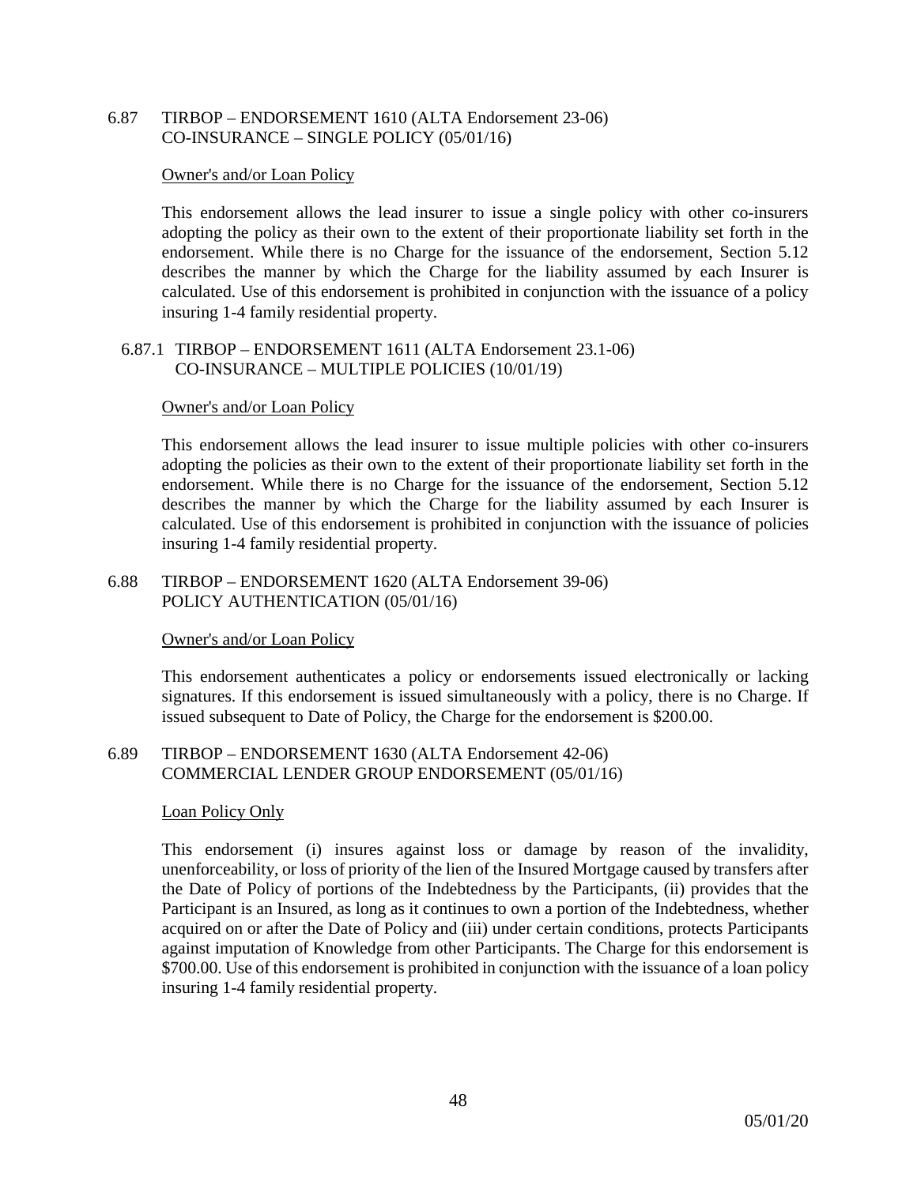### 6.87 TIRBOP – ENDORSEMENT 1610 (ALTA Endorsement 23-06) CO-INSURANCE – SINGLE POLICY (05/01/16)

Owner's and/or Loan Policy

This endorsement allows the lead insurer to issue a single policy with other co-insurers adopting the policy as their own to the extent of their proportionate liability set forth in the endorsement. While there is no Charge for the issuance of the endorsement, Section 5.12 describes the manner by which the Charge for the liability assumed by each Insurer is calculated. Use of this endorsement is prohibited in conjunction with the issuance of a policy insuring 1-4 family residential property.

#### 6.87.1 TIRBOP – ENDORSEMENT 1611 (ALTA Endorsement 23.1-06) CO-INSURANCE – MULTIPLE POLICIES (10/01/19)

Owner's and/or Loan Policy

This endorsement allows the lead insurer to issue multiple policies with other co-insurers adopting the policies as their own to the extent of their proportionate liability set forth in the endorsement. While there is no Charge for the issuance of the endorsement, Section 5.12 describes the manner by which the Charge for the liability assumed by each Insurer is calculated. Use of this endorsement is prohibited in conjunction with the issuance of policies insuring 1-4 family residential property.

### 6.88 TIRBOP – ENDORSEMENT 1620 (ALTA Endorsement 39-06) POLICY AUTHENTICATION (05/01/16)

Owner's and/or Loan Policy

This endorsement authenticates a policy or endorsements issued electronically or lacking signatures. If this endorsement is issued simultaneously with a policy, there is no Charge. If issued subsequent to Date of Policy, the Charge for the endorsement is $200.00.

### 6.89 TIRBOP – ENDORSEMENT 1630 (ALTA Endorsement 42-06) COMMERCIAL LENDER GROUP ENDORSEMENT (05/01/16)

Loan Policy Only

This endorsement (i) insures against loss or damage by reason of the invalidity, unenforceability, or loss of priority of the lien of the Insured Mortgage caused by transfers after the Date of Policy of portions of the Indebtedness by the Participants, (ii) provides that the Participant is an Insured, as long as it continues to own a portion of the Indebtedness, whether acquired on or after the Date of Policy and (iii) under certain conditions, protects Participants against imputation of Knowledge from other Participants. The Charge for this endorsement is $700.00. Use of this endorsement is prohibited in conjunction with the issuance of a loan policy insuring 1-4 family residential property.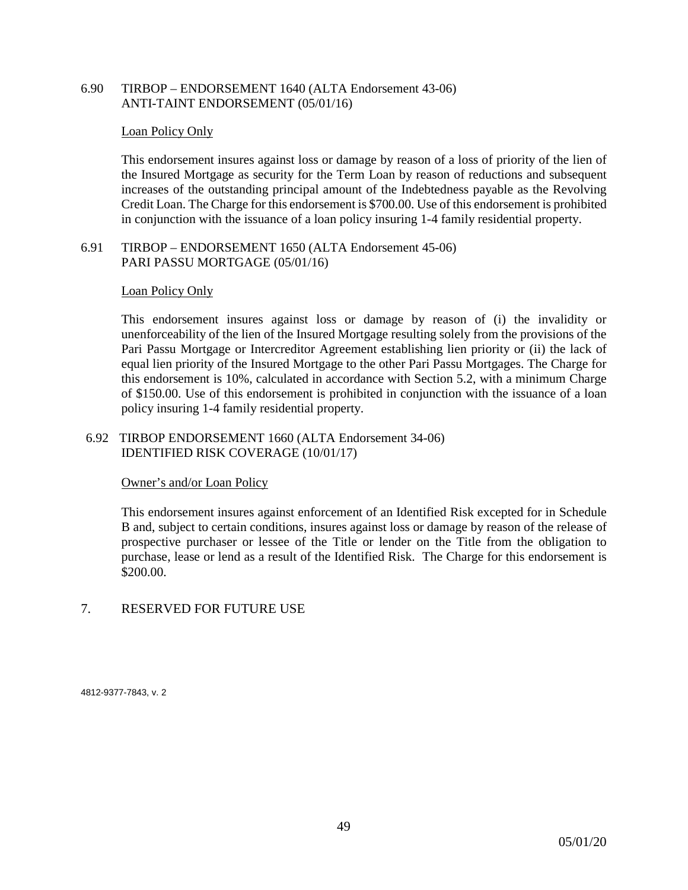## 6.90 TIRBOP – ENDORSEMENT 1640 (ALTA Endorsement 43-06) ANTI-TAINT ENDORSEMENT (05/01/16)

Loan Policy Only

This endorsement insures against loss or damage by reason of a loss of priority of the lien of the Insured Mortgage as security for the Term Loan by reason of reductions and subsequent increases of the outstanding principal amount of the Indebtedness payable as the Revolving Credit Loan. The Charge for this endorsement is $700.00. Use of this endorsement is prohibited in conjunction with the issuance of a loan policy insuring 1-4 family residential property.

## 6.91 TIRBOP – ENDORSEMENT 1650 (ALTA Endorsement 45-06) PARI PASSU MORTGAGE (05/01/16)

Loan Policy Only

This endorsement insures against loss or damage by reason of (i) the invalidity or unenforceability of the lien of the Insured Mortgage resulting solely from the provisions of the Pari Passu Mortgage or Intercreditor Agreement establishing lien priority or (ii) the lack of equal lien priority of the Insured Mortgage to the other Pari Passu Mortgages. The Charge for this endorsement is 10%, calculated in accordance with Section 5.2, with a minimum Charge of $150.00. Use of this endorsement is prohibited in conjunction with the issuance of a loan policy insuring 1-4 family residential property.

## 6.92 TIRBOP ENDORSEMENT 1660 (ALTA Endorsement 34-06) IDENTIFIED RISK COVERAGE (10/01/17)

Owner's and/or Loan Policy

This endorsement insures against enforcement of an Identified Risk excepted for in Schedule B and, subject to certain conditions, insures against loss or damage by reason of the release of prospective purchaser or lessee of the Title or lender on the Title from the obligation to purchase, lease or lend as a result of the Identified Risk. The Charge for this endorsement is $200.00.

# 7. RESERVED FOR FUTURE USE

4812-9377-7843, v. 2

05/01/20